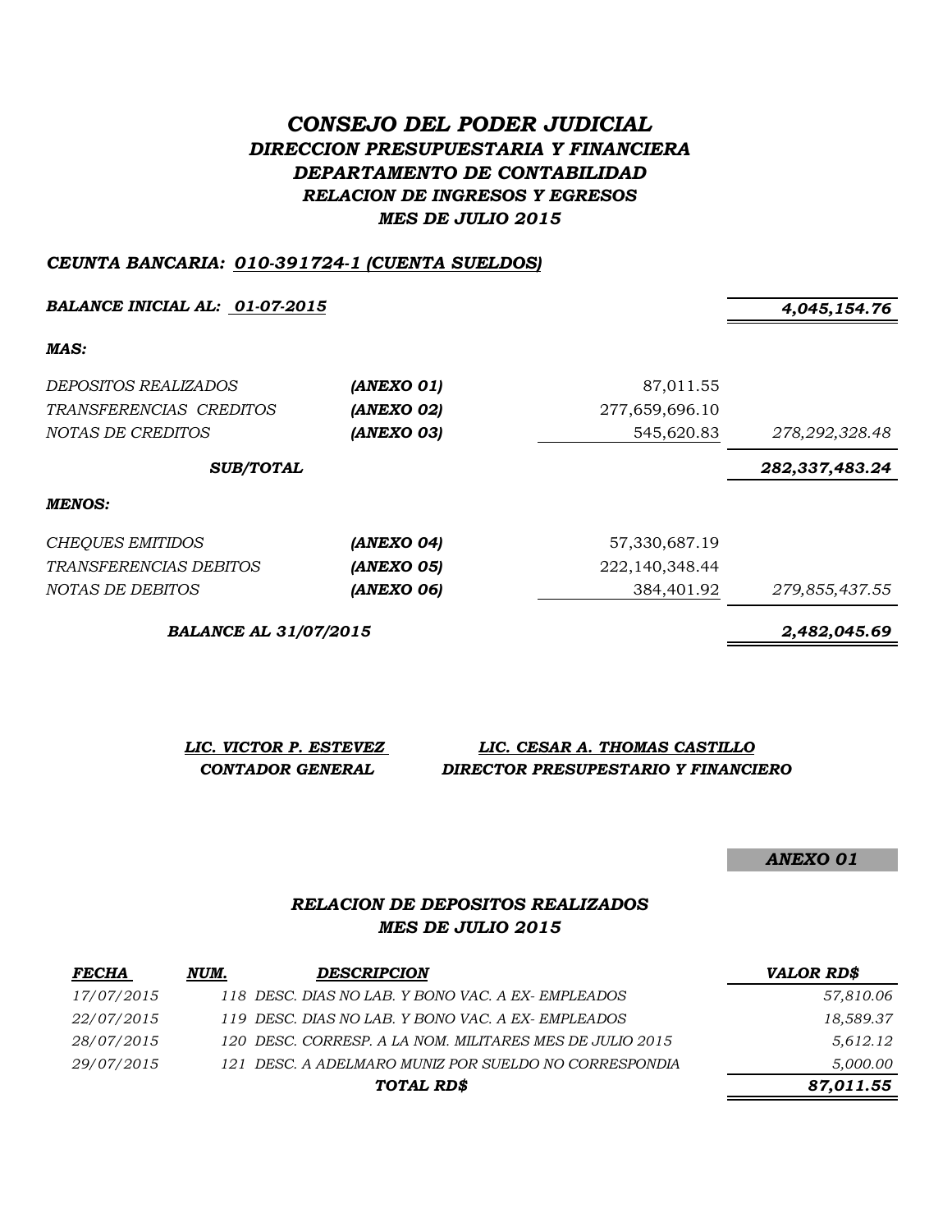# *CONSEJO DEL PODER JUDICIAL*
## *DIRECCION PRESUPUESTARIA Y FINANCIERA*
## *DEPARTAMENTO DE CONTABILIDAD*
### *RELACION DE INGRESOS Y EGRESOS*
### *MES DE JULIO 2015*

***CEUNTA BANCARIA: 010-391724-1 (CUENTA SUELDOS)***

| | | | |
|---|---|---|---|
| ***BALANCE INICIAL AL: 01-07-2015*** | | | ***4,045,154.76*** |
| ***MAS:*** | | | |
| *DEPOSITOS REALIZADOS* | ***(ANEXO 01)*** | 87,011.55 | |
| *TRANSFERENCIAS CREDITOS* | ***(ANEXO 02)*** | 277,659,696.10 | |
| *NOTAS DE CREDITOS* | ***(ANEXO 03)*** | 545,620.83 | *278,292,328.48* |
| ***SUB/TOTAL*** | | | ***282,337,483.24*** |
| ***MENOS:*** | | | |
| *CHEQUES EMITIDOS* | ***(ANEXO 04)*** | 57,330,687.19 | |
| *TRANSFERENCIAS DEBITOS* | ***(ANEXO 05)*** | 222,140,348.44 | |
| *NOTAS DE DEBITOS* | ***(ANEXO 06)*** | 384,401.92 | *279,855,437.55* |
| ***BALANCE AL 31/07/2015*** | | | ***2,482,045.69*** |

***LIC. VICTOR P. ESTEVEZ***
***CONTADOR GENERAL***

***LIC. CESAR A. THOMAS CASTILLO***
***DIRECTOR PRESUPESTARIO Y FINANCIERO***

***ANEXO 01***

### *RELACION DE DEPOSITOS REALIZADOS*
### *MES DE JULIO 2015*

| *FECHA* | *NUM.* | *DESCRIPCION* | *VALOR RD$* |
|---|---|---|---|
| *17/07/2015* | *118* | *DESC. DIAS NO LAB. Y BONO VAC. A EX- EMPLEADOS* | *57,810.06* |
| *22/07/2015* | *119* | *DESC. DIAS NO LAB. Y BONO VAC. A EX- EMPLEADOS* | *18,589.37* |
| *28/07/2015* | *120* | *DESC. CORRESP. A LA NOM. MILITARES MES DE JULIO 2015* | *5,612.12* |
| *29/07/2015* | *121* | *DESC. A ADELMARO MUNIZ POR SUELDO NO CORRESPONDIA* | *5,000.00* |
| | | ***TOTAL RD$*** | ***87,011.55*** |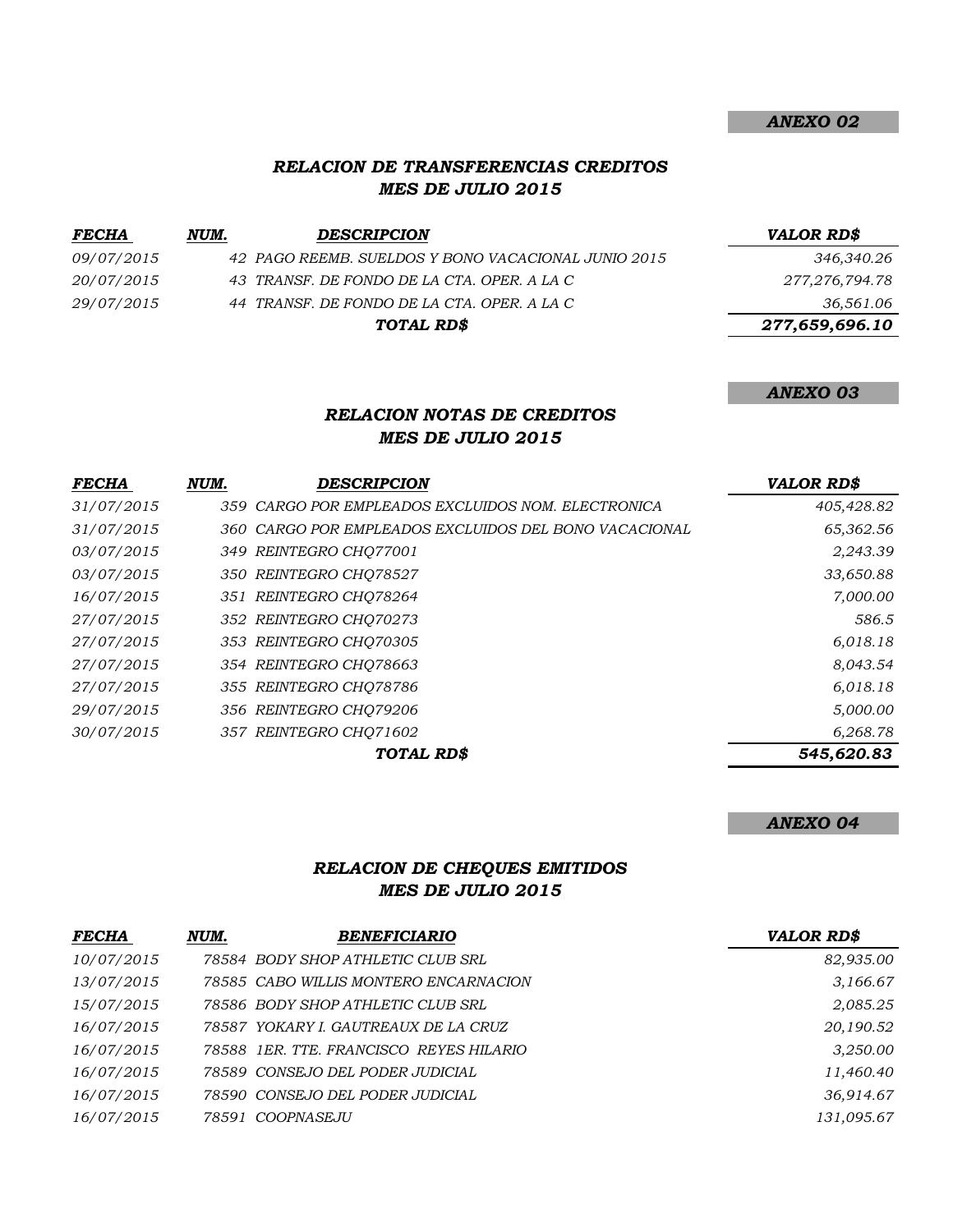***ANEXO 02***

## *RELACION DE TRANSFERENCIAS CREDITOS*
## *MES DE JULIO 2015*

| *FECHA* | *NUM.* | *DESCRIPCION* | *VALOR RD$* |
|---|---|---|---|
| *09/07/2015* | *42* | *PAGO REEMB. SUELDOS Y BONO VACACIONAL JUNIO 2015* | *346,340.26* |
| *20/07/2015* | *43* | *TRANSF. DE FONDO DE LA CTA. OPER. A LA C* | *277,276,794.78* |
| *29/07/2015* | *44* | *TRANSF. DE FONDO DE LA CTA. OPER. A LA C* | *36,561.06* |
| | | ***TOTAL RD$*** | ***277,659,696.10*** |

***ANEXO 03***

## *RELACION NOTAS DE CREDITOS*
## *MES DE JULIO 2015*

| *FECHA* | *NUM.* | *DESCRIPCION* | *VALOR RD$* |
|---|---|---|---|
| *31/07/2015* | *359* | *CARGO POR EMPLEADOS EXCLUIDOS NOM. ELECTRONICA* | *405,428.82* |
| *31/07/2015* | *360* | *CARGO POR EMPLEADOS EXCLUIDOS DEL BONO VACACIONAL* | *65,362.56* |
| *03/07/2015* | *349* | *REINTEGRO CHQ77001* | *2,243.39* |
| *03/07/2015* | *350* | *REINTEGRO CHQ78527* | *33,650.88* |
| *16/07/2015* | *351* | *REINTEGRO CHQ78264* | *7,000.00* |
| *27/07/2015* | *352* | *REINTEGRO CHQ70273* | *586.5* |
| *27/07/2015* | *353* | *REINTEGRO CHQ70305* | *6,018.18* |
| *27/07/2015* | *354* | *REINTEGRO CHQ78663* | *8,043.54* |
| *27/07/2015* | *355* | *REINTEGRO CHQ78786* | *6,018.18* |
| *29/07/2015* | *356* | *REINTEGRO CHQ79206* | *5,000.00* |
| *30/07/2015* | *357* | *REINTEGRO CHQ71602* | *6,268.78* |
| | | ***TOTAL RD$*** | ***545,620.83*** |

***ANEXO 04***

## *RELACION DE CHEQUES EMITIDOS*
## *MES DE JULIO 2015*

| *FECHA* | *NUM.* | *BENEFICIARIO* | *VALOR RD$* |
|---|---|---|---|
| *10/07/2015* | *78584* | *BODY SHOP ATHLETIC CLUB SRL* | *82,935.00* |
| *13/07/2015* | *78585* | *CABO WILLIS MONTERO ENCARNACION* | *3,166.67* |
| *15/07/2015* | *78586* | *BODY SHOP ATHLETIC CLUB SRL* | *2,085.25* |
| *16/07/2015* | *78587* | *YOKARY I. GAUTREAUX DE LA CRUZ* | *20,190.52* |
| *16/07/2015* | *78588* | *1ER. TTE. FRANCISCO REYES HILARIO* | *3,250.00* |
| *16/07/2015* | *78589* | *CONSEJO DEL PODER JUDICIAL* | *11,460.40* |
| *16/07/2015* | *78590* | *CONSEJO DEL PODER JUDICIAL* | *36,914.67* |
| *16/07/2015* | *78591* | *COOPNASEJU* | *131,095.67* |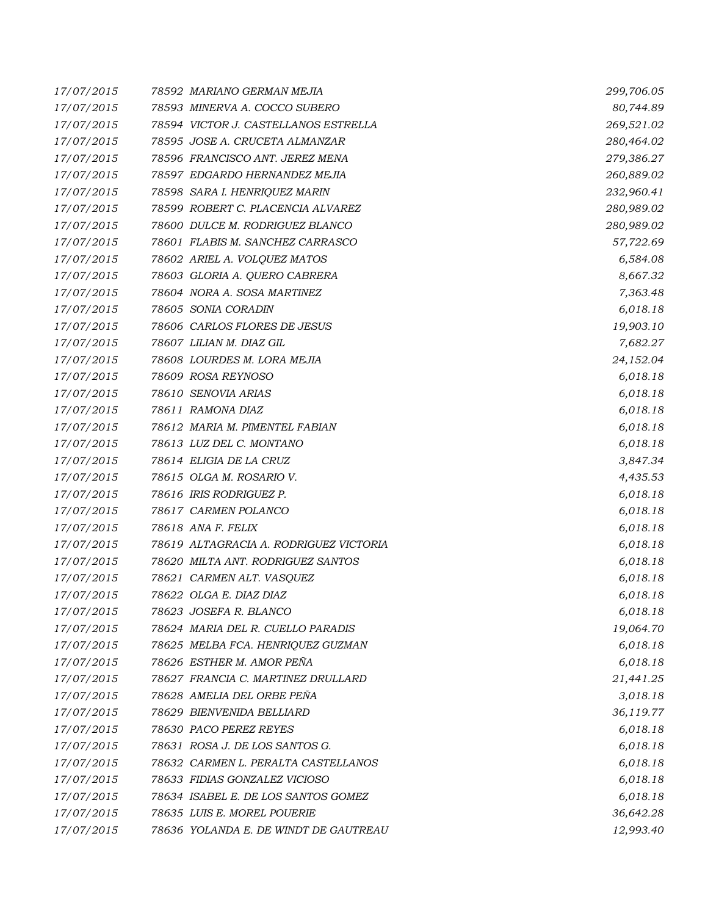| | | |
|---|---|---|
| 17/07/2015 | 78592 MARIANO GERMAN MEJIA | 299,706.05 |
| 17/07/2015 | 78593 MINERVA A. COCCO SUBERO | 80,744.89 |
| 17/07/2015 | 78594 VICTOR J. CASTELLANOS ESTRELLA | 269,521.02 |
| 17/07/2015 | 78595 JOSE A. CRUCETA ALMANZAR | 280,464.02 |
| 17/07/2015 | 78596 FRANCISCO ANT. JEREZ MENA | 279,386.27 |
| 17/07/2015 | 78597 EDGARDO HERNANDEZ MEJIA | 260,889.02 |
| 17/07/2015 | 78598 SARA I. HENRIQUEZ MARIN | 232,960.41 |
| 17/07/2015 | 78599 ROBERT C. PLACENCIA ALVAREZ | 280,989.02 |
| 17/07/2015 | 78600 DULCE M. RODRIGUEZ BLANCO | 280,989.02 |
| 17/07/2015 | 78601 FLABIS M. SANCHEZ CARRASCO | 57,722.69 |
| 17/07/2015 | 78602 ARIEL A. VOLQUEZ MATOS | 6,584.08 |
| 17/07/2015 | 78603 GLORIA A. QUERO CABRERA | 8,667.32 |
| 17/07/2015 | 78604 NORA A. SOSA MARTINEZ | 7,363.48 |
| 17/07/2015 | 78605 SONIA CORADIN | 6,018.18 |
| 17/07/2015 | 78606 CARLOS FLORES DE JESUS | 19,903.10 |
| 17/07/2015 | 78607 LILIAN M. DIAZ GIL | 7,682.27 |
| 17/07/2015 | 78608 LOURDES M. LORA MEJIA | 24,152.04 |
| 17/07/2015 | 78609 ROSA REYNOSO | 6,018.18 |
| 17/07/2015 | 78610 SENOVIA ARIAS | 6,018.18 |
| 17/07/2015 | 78611 RAMONA DIAZ | 6,018.18 |
| 17/07/2015 | 78612 MARIA M. PIMENTEL FABIAN | 6,018.18 |
| 17/07/2015 | 78613 LUZ DEL C. MONTANO | 6,018.18 |
| 17/07/2015 | 78614 ELIGIA DE LA CRUZ | 3,847.34 |
| 17/07/2015 | 78615 OLGA M. ROSARIO V. | 4,435.53 |
| 17/07/2015 | 78616 IRIS RODRIGUEZ P. | 6,018.18 |
| 17/07/2015 | 78617 CARMEN POLANCO | 6,018.18 |
| 17/07/2015 | 78618 ANA F. FELIX | 6,018.18 |
| 17/07/2015 | 78619 ALTAGRACIA A. RODRIGUEZ VICTORIA | 6,018.18 |
| 17/07/2015 | 78620 MILTA ANT. RODRIGUEZ SANTOS | 6,018.18 |
| 17/07/2015 | 78621 CARMEN ALT. VASQUEZ | 6,018.18 |
| 17/07/2015 | 78622 OLGA E. DIAZ DIAZ | 6,018.18 |
| 17/07/2015 | 78623 JOSEFA R. BLANCO | 6,018.18 |
| 17/07/2015 | 78624 MARIA DEL R. CUELLO PARADIS | 19,064.70 |
| 17/07/2015 | 78625 MELBA FCA. HENRIQUEZ GUZMAN | 6,018.18 |
| 17/07/2015 | 78626 ESTHER M. AMOR PEÑA | 6,018.18 |
| 17/07/2015 | 78627 FRANCIA C. MARTINEZ DRULLARD | 21,441.25 |
| 17/07/2015 | 78628 AMELIA DEL ORBE PEÑA | 3,018.18 |
| 17/07/2015 | 78629 BIENVENIDA BELLIARD | 36,119.77 |
| 17/07/2015 | 78630 PACO PEREZ REYES | 6,018.18 |
| 17/07/2015 | 78631 ROSA J. DE LOS SANTOS G. | 6,018.18 |
| 17/07/2015 | 78632 CARMEN L. PERALTA CASTELLANOS | 6,018.18 |
| 17/07/2015 | 78633 FIDIAS GONZALEZ VICIOSO | 6,018.18 |
| 17/07/2015 | 78634 ISABEL E. DE LOS SANTOS GOMEZ | 6,018.18 |
| 17/07/2015 | 78635 LUIS E. MOREL POUERIE | 36,642.28 |
| 17/07/2015 | 78636 YOLANDA E. DE WINDT DE GAUTREAU | 12,993.40 |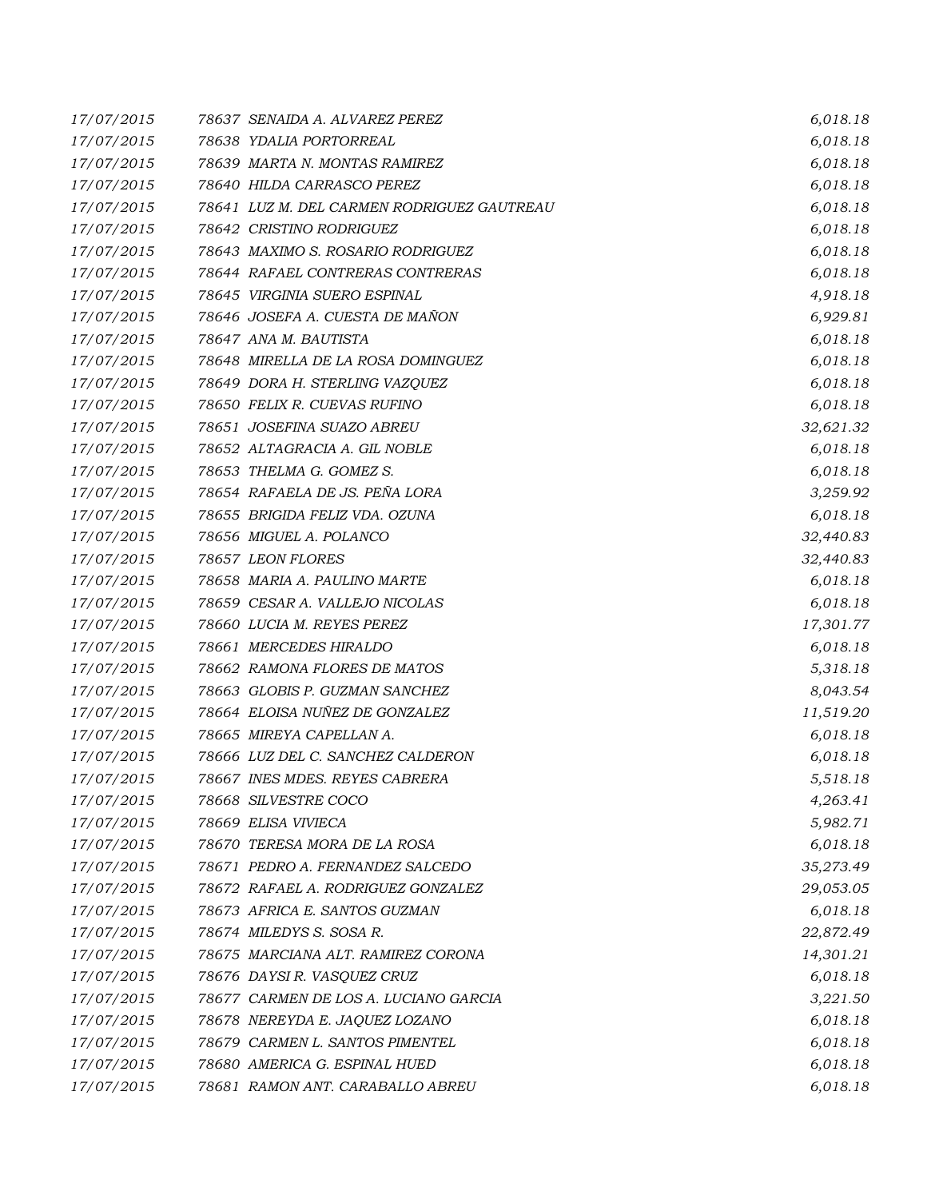| | | |
|---|---|---|
| 17/07/2015 | 78637 SENAIDA A. ALVAREZ PEREZ | 6,018.18 |
| 17/07/2015 | 78638 YDALIA PORTORREAL | 6,018.18 |
| 17/07/2015 | 78639 MARTA N. MONTAS RAMIREZ | 6,018.18 |
| 17/07/2015 | 78640 HILDA CARRASCO PEREZ | 6,018.18 |
| 17/07/2015 | 78641 LUZ M. DEL CARMEN RODRIGUEZ GAUTREAU | 6,018.18 |
| 17/07/2015 | 78642 CRISTINO RODRIGUEZ | 6,018.18 |
| 17/07/2015 | 78643 MAXIMO S. ROSARIO RODRIGUEZ | 6,018.18 |
| 17/07/2015 | 78644 RAFAEL CONTRERAS CONTRERAS | 6,018.18 |
| 17/07/2015 | 78645 VIRGINIA SUERO ESPINAL | 4,918.18 |
| 17/07/2015 | 78646 JOSEFA A. CUESTA DE MAÑON | 6,929.81 |
| 17/07/2015 | 78647 ANA M. BAUTISTA | 6,018.18 |
| 17/07/2015 | 78648 MIRELLA DE LA ROSA DOMINGUEZ | 6,018.18 |
| 17/07/2015 | 78649 DORA H. STERLING VAZQUEZ | 6,018.18 |
| 17/07/2015 | 78650 FELIX R. CUEVAS RUFINO | 6,018.18 |
| 17/07/2015 | 78651 JOSEFINA SUAZO ABREU | 32,621.32 |
| 17/07/2015 | 78652 ALTAGRACIA A. GIL NOBLE | 6,018.18 |
| 17/07/2015 | 78653 THELMA G. GOMEZ S. | 6,018.18 |
| 17/07/2015 | 78654 RAFAELA DE JS. PEÑA LORA | 3,259.92 |
| 17/07/2015 | 78655 BRIGIDA FELIZ VDA. OZUNA | 6,018.18 |
| 17/07/2015 | 78656 MIGUEL A. POLANCO | 32,440.83 |
| 17/07/2015 | 78657 LEON FLORES | 32,440.83 |
| 17/07/2015 | 78658 MARIA A. PAULINO MARTE | 6,018.18 |
| 17/07/2015 | 78659 CESAR A. VALLEJO NICOLAS | 6,018.18 |
| 17/07/2015 | 78660 LUCIA M. REYES PEREZ | 17,301.77 |
| 17/07/2015 | 78661 MERCEDES HIRALDO | 6,018.18 |
| 17/07/2015 | 78662 RAMONA FLORES DE MATOS | 5,318.18 |
| 17/07/2015 | 78663 GLOBIS P. GUZMAN SANCHEZ | 8,043.54 |
| 17/07/2015 | 78664 ELOISA NUÑEZ DE GONZALEZ | 11,519.20 |
| 17/07/2015 | 78665 MIREYA CAPELLAN A. | 6,018.18 |
| 17/07/2015 | 78666 LUZ DEL C. SANCHEZ CALDERON | 6,018.18 |
| 17/07/2015 | 78667 INES MDES. REYES CABRERA | 5,518.18 |
| 17/07/2015 | 78668 SILVESTRE COCO | 4,263.41 |
| 17/07/2015 | 78669 ELISA VIVIECA | 5,982.71 |
| 17/07/2015 | 78670 TERESA MORA DE LA ROSA | 6,018.18 |
| 17/07/2015 | 78671 PEDRO A. FERNANDEZ SALCEDO | 35,273.49 |
| 17/07/2015 | 78672 RAFAEL A. RODRIGUEZ GONZALEZ | 29,053.05 |
| 17/07/2015 | 78673 AFRICA E. SANTOS GUZMAN | 6,018.18 |
| 17/07/2015 | 78674 MILEDYS S. SOSA R. | 22,872.49 |
| 17/07/2015 | 78675 MARCIANA ALT. RAMIREZ CORONA | 14,301.21 |
| 17/07/2015 | 78676 DAYSI R. VASQUEZ CRUZ | 6,018.18 |
| 17/07/2015 | 78677 CARMEN DE LOS A. LUCIANO GARCIA | 3,221.50 |
| 17/07/2015 | 78678 NEREYDA E. JAQUEZ LOZANO | 6,018.18 |
| 17/07/2015 | 78679 CARMEN L. SANTOS PIMENTEL | 6,018.18 |
| 17/07/2015 | 78680 AMERICA G. ESPINAL HUED | 6,018.18 |
| 17/07/2015 | 78681 RAMON ANT. CARABALLO ABREU | 6,018.18 |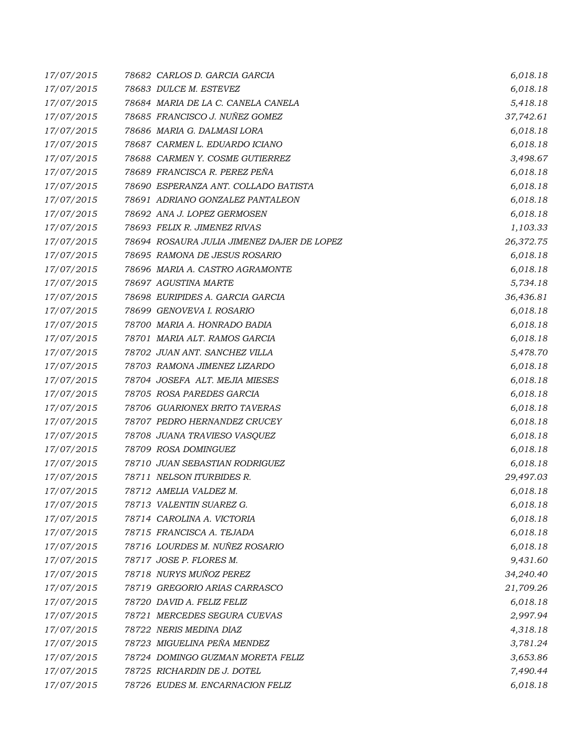| | | |
|---|---|---|
| *17/07/2015* | *78682 CARLOS D. GARCIA GARCIA* | *6,018.18* |
| *17/07/2015* | *78683 DULCE M. ESTEVEZ* | *6,018.18* |
| *17/07/2015* | *78684 MARIA DE LA C. CANELA CANELA* | *5,418.18* |
| *17/07/2015* | *78685 FRANCISCO J. NUÑEZ GOMEZ* | *37,742.61* |
| *17/07/2015* | *78686 MARIA G. DALMASI LORA* | *6,018.18* |
| *17/07/2015* | *78687 CARMEN L. EDUARDO ICIANO* | *6,018.18* |
| *17/07/2015* | *78688 CARMEN Y. COSME GUTIERREZ* | *3,498.67* |
| *17/07/2015* | *78689 FRANCISCA R. PEREZ PEÑA* | *6,018.18* |
| *17/07/2015* | *78690 ESPERANZA ANT. COLLADO BATISTA* | *6,018.18* |
| *17/07/2015* | *78691 ADRIANO GONZALEZ PANTALEON* | *6,018.18* |
| *17/07/2015* | *78692 ANA J. LOPEZ GERMOSEN* | *6,018.18* |
| *17/07/2015* | *78693 FELIX R. JIMENEZ RIVAS* | *1,103.33* |
| *17/07/2015* | *78694 ROSAURA JULIA JIMENEZ DAJER DE LOPEZ* | *26,372.75* |
| *17/07/2015* | *78695 RAMONA DE JESUS ROSARIO* | *6,018.18* |
| *17/07/2015* | *78696 MARIA A. CASTRO AGRAMONTE* | *6,018.18* |
| *17/07/2015* | *78697 AGUSTINA MARTE* | *5,734.18* |
| *17/07/2015* | *78698 EURIPIDES A. GARCIA GARCIA* | *36,436.81* |
| *17/07/2015* | *78699 GENOVEVA I. ROSARIO* | *6,018.18* |
| *17/07/2015* | *78700 MARIA A. HONRADO BADIA* | *6,018.18* |
| *17/07/2015* | *78701 MARIA ALT. RAMOS GARCIA* | *6,018.18* |
| *17/07/2015* | *78702 JUAN ANT. SANCHEZ VILLA* | *5,478.70* |
| *17/07/2015* | *78703 RAMONA JIMENEZ LIZARDO* | *6,018.18* |
| *17/07/2015* | *78704 JOSEFA ALT. MEJIA MIESES* | *6,018.18* |
| *17/07/2015* | *78705 ROSA PAREDES GARCIA* | *6,018.18* |
| *17/07/2015* | *78706 GUARIONEX BRITO TAVERAS* | *6,018.18* |
| *17/07/2015* | *78707 PEDRO HERNANDEZ CRUCEY* | *6,018.18* |
| *17/07/2015* | *78708 JUANA TRAVIESO VASQUEZ* | *6,018.18* |
| *17/07/2015* | *78709 ROSA DOMINGUEZ* | *6,018.18* |
| *17/07/2015* | *78710 JUAN SEBASTIAN RODRIGUEZ* | *6,018.18* |
| *17/07/2015* | *78711 NELSON ITURBIDES R.* | *29,497.03* |
| *17/07/2015* | *78712 AMELIA VALDEZ M.* | *6,018.18* |
| *17/07/2015* | *78713 VALENTIN SUAREZ G.* | *6,018.18* |
| *17/07/2015* | *78714 CAROLINA A. VICTORIA* | *6,018.18* |
| *17/07/2015* | *78715 FRANCISCA A. TEJADA* | *6,018.18* |
| *17/07/2015* | *78716 LOURDES M. NUÑEZ ROSARIO* | *6,018.18* |
| *17/07/2015* | *78717 JOSE P. FLORES M.* | *9,431.60* |
| *17/07/2015* | *78718 NURYS MUÑOZ PEREZ* | *34,240.40* |
| *17/07/2015* | *78719 GREGORIO ARIAS CARRASCO* | *21,709.26* |
| *17/07/2015* | *78720 DAVID A. FELIZ FELIZ* | *6,018.18* |
| *17/07/2015* | *78721 MERCEDES SEGURA CUEVAS* | *2,997.94* |
| *17/07/2015* | *78722 NERIS MEDINA DIAZ* | *4,318.18* |
| *17/07/2015* | *78723 MIGUELINA PEÑA MENDEZ* | *3,781.24* |
| *17/07/2015* | *78724 DOMINGO GUZMAN MORETA FELIZ* | *3,653.86* |
| *17/07/2015* | *78725 RICHARDIN DE J. DOTEL* | *7,490.44* |
| *17/07/2015* | *78726 EUDES M. ENCARNACION FELIZ* | *6,018.18* |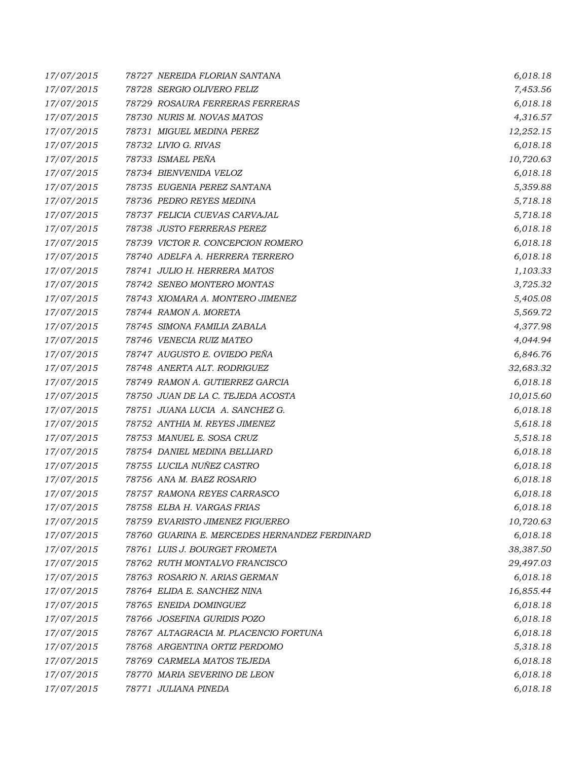| | | |
|---|---|---|
| 17/07/2015 | 78727 NEREIDA FLORIAN SANTANA | 6,018.18 |
| 17/07/2015 | 78728 SERGIO OLIVERO FELIZ | 7,453.56 |
| 17/07/2015 | 78729 ROSAURA FERRERAS FERRERAS | 6,018.18 |
| 17/07/2015 | 78730 NURIS M. NOVAS MATOS | 4,316.57 |
| 17/07/2015 | 78731 MIGUEL MEDINA PEREZ | 12,252.15 |
| 17/07/2015 | 78732 LIVIO G. RIVAS | 6,018.18 |
| 17/07/2015 | 78733 ISMAEL PEÑA | 10,720.63 |
| 17/07/2015 | 78734 BIENVENIDA VELOZ | 6,018.18 |
| 17/07/2015 | 78735 EUGENIA PEREZ SANTANA | 5,359.88 |
| 17/07/2015 | 78736 PEDRO REYES MEDINA | 5,718.18 |
| 17/07/2015 | 78737 FELICIA CUEVAS CARVAJAL | 5,718.18 |
| 17/07/2015 | 78738 JUSTO FERRERAS PEREZ | 6,018.18 |
| 17/07/2015 | 78739 VICTOR R. CONCEPCION ROMERO | 6,018.18 |
| 17/07/2015 | 78740 ADELFA A. HERRERA TERRERO | 6,018.18 |
| 17/07/2015 | 78741 JULIO H. HERRERA MATOS | 1,103.33 |
| 17/07/2015 | 78742 SENEO MONTERO MONTAS | 3,725.32 |
| 17/07/2015 | 78743 XIOMARA A. MONTERO JIMENEZ | 5,405.08 |
| 17/07/2015 | 78744 RAMON A. MORETA | 5,569.72 |
| 17/07/2015 | 78745 SIMONA FAMILIA ZABALA | 4,377.98 |
| 17/07/2015 | 78746 VENECIA RUIZ MATEO | 4,044.94 |
| 17/07/2015 | 78747 AUGUSTO E. OVIEDO PEÑA | 6,846.76 |
| 17/07/2015 | 78748 ANERTA ALT. RODRIGUEZ | 32,683.32 |
| 17/07/2015 | 78749 RAMON A. GUTIERREZ GARCIA | 6,018.18 |
| 17/07/2015 | 78750 JUAN DE LA C. TEJEDA ACOSTA | 10,015.60 |
| 17/07/2015 | 78751 JUANA LUCIA A. SANCHEZ G. | 6,018.18 |
| 17/07/2015 | 78752 ANTHIA M. REYES JIMENEZ | 5,618.18 |
| 17/07/2015 | 78753 MANUEL E. SOSA CRUZ | 5,518.18 |
| 17/07/2015 | 78754 DANIEL MEDINA BELLIARD | 6,018.18 |
| 17/07/2015 | 78755 LUCILA NUÑEZ CASTRO | 6,018.18 |
| 17/07/2015 | 78756 ANA M. BAEZ ROSARIO | 6,018.18 |
| 17/07/2015 | 78757 RAMONA REYES CARRASCO | 6,018.18 |
| 17/07/2015 | 78758 ELBA H. VARGAS FRIAS | 6,018.18 |
| 17/07/2015 | 78759 EVARISTO JIMENEZ FIGUEREO | 10,720.63 |
| 17/07/2015 | 78760 GUARINA E. MERCEDES HERNANDEZ FERDINARD | 6,018.18 |
| 17/07/2015 | 78761 LUIS J. BOURGET FROMETA | 38,387.50 |
| 17/07/2015 | 78762 RUTH MONTALVO FRANCISCO | 29,497.03 |
| 17/07/2015 | 78763 ROSARIO N. ARIAS GERMAN | 6,018.18 |
| 17/07/2015 | 78764 ELIDA E. SANCHEZ NINA | 16,855.44 |
| 17/07/2015 | 78765 ENEIDA DOMINGUEZ | 6,018.18 |
| 17/07/2015 | 78766 JOSEFINA GURIDIS POZO | 6,018.18 |
| 17/07/2015 | 78767 ALTAGRACIA M. PLACENCIO FORTUNA | 6,018.18 |
| 17/07/2015 | 78768 ARGENTINA ORTIZ PERDOMO | 5,318.18 |
| 17/07/2015 | 78769 CARMELA MATOS TEJEDA | 6,018.18 |
| 17/07/2015 | 78770 MARIA SEVERINO DE LEON | 6,018.18 |
| 17/07/2015 | 78771 JULIANA PINEDA | 6,018.18 |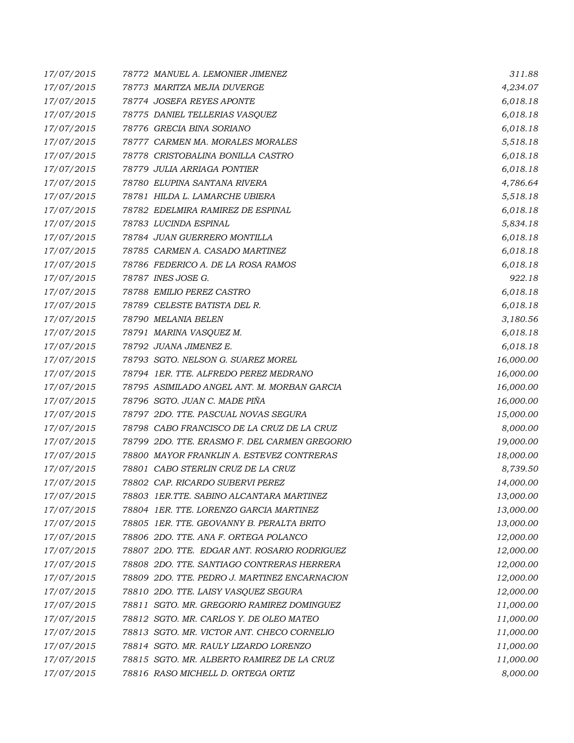| | | |
|---|---|---|
| 17/07/2015 | 78772 MANUEL A. LEMONIER JIMENEZ | 311.88 |
| 17/07/2015 | 78773 MARITZA MEJIA DUVERGE | 4,234.07 |
| 17/07/2015 | 78774 JOSEFA REYES APONTE | 6,018.18 |
| 17/07/2015 | 78775 DANIEL TELLERIAS VASQUEZ | 6,018.18 |
| 17/07/2015 | 78776 GRECIA BINA SORIANO | 6,018.18 |
| 17/07/2015 | 78777 CARMEN MA. MORALES MORALES | 5,518.18 |
| 17/07/2015 | 78778 CRISTOBALINA BONILLA CASTRO | 6,018.18 |
| 17/07/2015 | 78779 JULIA ARRIAGA PONTIER | 6,018.18 |
| 17/07/2015 | 78780 ELUPINA SANTANA RIVERA | 4,786.64 |
| 17/07/2015 | 78781 HILDA L. LAMARCHE UBIERA | 5,518.18 |
| 17/07/2015 | 78782 EDELMIRA RAMIREZ DE ESPINAL | 6,018.18 |
| 17/07/2015 | 78783 LUCINDA ESPINAL | 5,834.18 |
| 17/07/2015 | 78784 JUAN GUERRERO MONTILLA | 6,018.18 |
| 17/07/2015 | 78785 CARMEN A. CASADO MARTINEZ | 6,018.18 |
| 17/07/2015 | 78786 FEDERICO A. DE LA ROSA RAMOS | 6,018.18 |
| 17/07/2015 | 78787 INES JOSE G. | 922.18 |
| 17/07/2015 | 78788 EMILIO PEREZ CASTRO | 6,018.18 |
| 17/07/2015 | 78789 CELESTE BATISTA DEL R. | 6,018.18 |
| 17/07/2015 | 78790 MELANIA BELEN | 3,180.56 |
| 17/07/2015 | 78791 MARINA VASQUEZ M. | 6,018.18 |
| 17/07/2015 | 78792 JUANA JIMENEZ E. | 6,018.18 |
| 17/07/2015 | 78793 SGTO. NELSON G. SUAREZ MOREL | 16,000.00 |
| 17/07/2015 | 78794 1ER. TTE. ALFREDO PEREZ MEDRANO | 16,000.00 |
| 17/07/2015 | 78795 ASIMILADO ANGEL ANT. M. MORBAN GARCIA | 16,000.00 |
| 17/07/2015 | 78796 SGTO. JUAN C. MADE PIÑA | 16,000.00 |
| 17/07/2015 | 78797 2DO. TTE. PASCUAL NOVAS SEGURA | 15,000.00 |
| 17/07/2015 | 78798 CABO FRANCISCO DE LA CRUZ DE LA CRUZ | 8,000.00 |
| 17/07/2015 | 78799 2DO. TTE. ERASMO F. DEL CARMEN GREGORIO | 19,000.00 |
| 17/07/2015 | 78800 MAYOR FRANKLIN A. ESTEVEZ CONTRERAS | 18,000.00 |
| 17/07/2015 | 78801 CABO STERLIN CRUZ DE LA CRUZ | 8,739.50 |
| 17/07/2015 | 78802 CAP. RICARDO SUBERVI PEREZ | 14,000.00 |
| 17/07/2015 | 78803 1ER.TTE. SABINO ALCANTARA MARTINEZ | 13,000.00 |
| 17/07/2015 | 78804 1ER. TTE. LORENZO GARCIA MARTINEZ | 13,000.00 |
| 17/07/2015 | 78805 1ER. TTE. GEOVANNY B. PERALTA BRITO | 13,000.00 |
| 17/07/2015 | 78806 2DO. TTE. ANA F. ORTEGA POLANCO | 12,000.00 |
| 17/07/2015 | 78807 2DO. TTE. EDGAR ANT. ROSARIO RODRIGUEZ | 12,000.00 |
| 17/07/2015 | 78808 2DO. TTE. SANTIAGO CONTRERAS HERRERA | 12,000.00 |
| 17/07/2015 | 78809 2DO. TTE. PEDRO J. MARTINEZ ENCARNACION | 12,000.00 |
| 17/07/2015 | 78810 2DO. TTE. LAISY VASQUEZ SEGURA | 12,000.00 |
| 17/07/2015 | 78811 SGTO. MR. GREGORIO RAMIREZ DOMINGUEZ | 11,000.00 |
| 17/07/2015 | 78812 SGTO. MR. CARLOS Y. DE OLEO MATEO | 11,000.00 |
| 17/07/2015 | 78813 SGTO. MR. VICTOR ANT. CHECO CORNELIO | 11,000.00 |
| 17/07/2015 | 78814 SGTO. MR. RAULY LIZARDO LORENZO | 11,000.00 |
| 17/07/2015 | 78815 SGTO. MR. ALBERTO RAMIREZ DE LA CRUZ | 11,000.00 |
| 17/07/2015 | 78816 RASO MICHELL D. ORTEGA ORTIZ | 8,000.00 |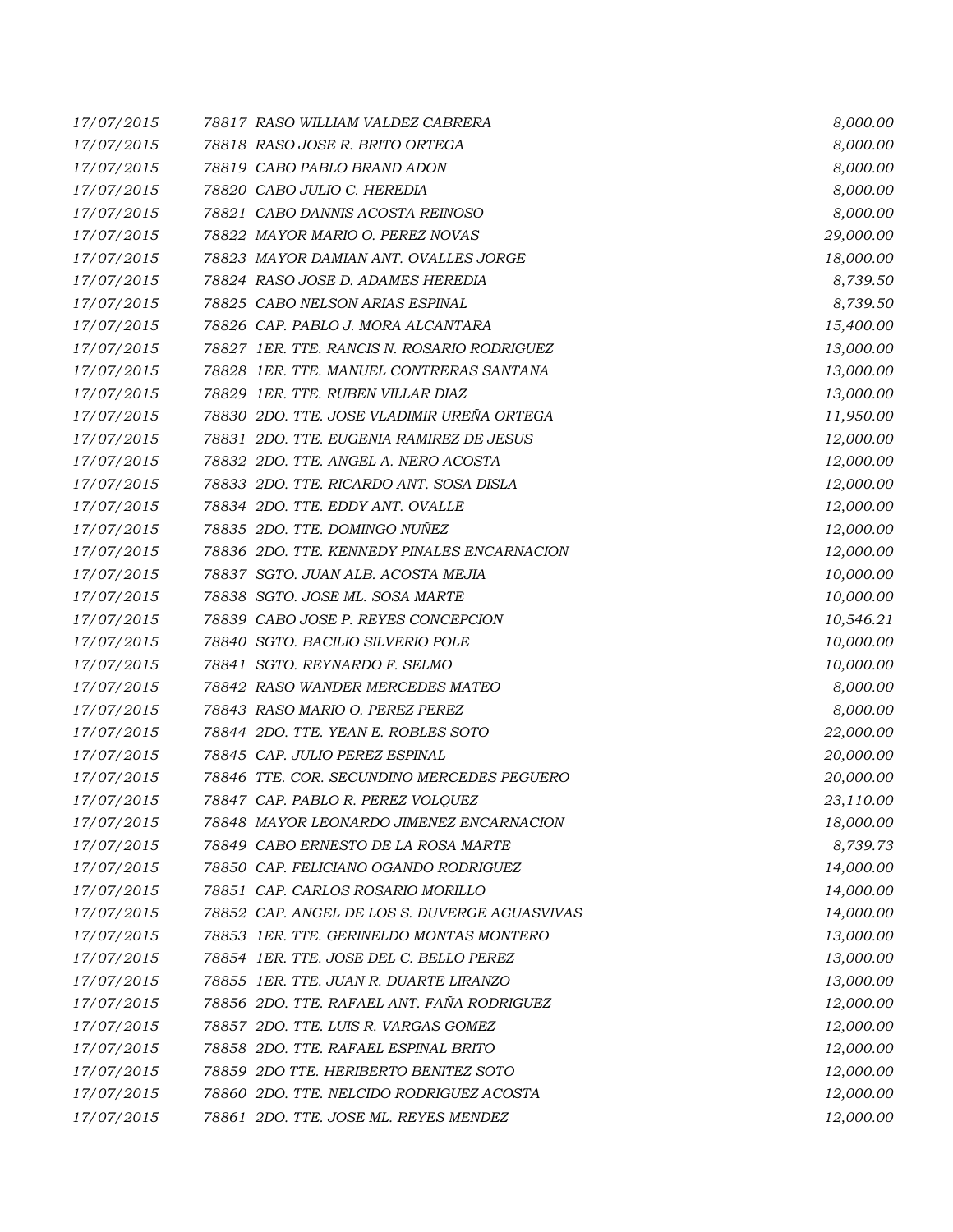| | | |
|---|---|---|
| 17/07/2015 | 78817 RASO WILLIAM VALDEZ CABRERA | 8,000.00 |
| 17/07/2015 | 78818 RASO JOSE R. BRITO ORTEGA | 8,000.00 |
| 17/07/2015 | 78819 CABO PABLO BRAND ADON | 8,000.00 |
| 17/07/2015 | 78820 CABO JULIO C. HEREDIA | 8,000.00 |
| 17/07/2015 | 78821 CABO DANNIS ACOSTA REINOSO | 8,000.00 |
| 17/07/2015 | 78822 MAYOR MARIO O. PEREZ NOVAS | 29,000.00 |
| 17/07/2015 | 78823 MAYOR DAMIAN ANT. OVALLES JORGE | 18,000.00 |
| 17/07/2015 | 78824 RASO JOSE D. ADAMES HEREDIA | 8,739.50 |
| 17/07/2015 | 78825 CABO NELSON ARIAS ESPINAL | 8,739.50 |
| 17/07/2015 | 78826 CAP. PABLO J. MORA ALCANTARA | 15,400.00 |
| 17/07/2015 | 78827 1ER. TTE. RANCIS N. ROSARIO RODRIGUEZ | 13,000.00 |
| 17/07/2015 | 78828 1ER. TTE. MANUEL CONTRERAS SANTANA | 13,000.00 |
| 17/07/2015 | 78829 1ER. TTE. RUBEN VILLAR DIAZ | 13,000.00 |
| 17/07/2015 | 78830 2DO. TTE. JOSE VLADIMIR UREÑA ORTEGA | 11,950.00 |
| 17/07/2015 | 78831 2DO. TTE. EUGENIA RAMIREZ DE JESUS | 12,000.00 |
| 17/07/2015 | 78832 2DO. TTE. ANGEL A. NERO ACOSTA | 12,000.00 |
| 17/07/2015 | 78833 2DO. TTE. RICARDO ANT. SOSA DISLA | 12,000.00 |
| 17/07/2015 | 78834 2DO. TTE. EDDY ANT. OVALLE | 12,000.00 |
| 17/07/2015 | 78835 2DO. TTE. DOMINGO NUÑEZ | 12,000.00 |
| 17/07/2015 | 78836 2DO. TTE. KENNEDY PINALES ENCARNACION | 12,000.00 |
| 17/07/2015 | 78837 SGTO. JUAN ALB. ACOSTA MEJIA | 10,000.00 |
| 17/07/2015 | 78838 SGTO. JOSE ML. SOSA MARTE | 10,000.00 |
| 17/07/2015 | 78839 CABO JOSE P. REYES CONCEPCION | 10,546.21 |
| 17/07/2015 | 78840 SGTO. BACILIO SILVERIO POLE | 10,000.00 |
| 17/07/2015 | 78841 SGTO. REYNARDO F. SELMO | 10,000.00 |
| 17/07/2015 | 78842 RASO WANDER MERCEDES MATEO | 8,000.00 |
| 17/07/2015 | 78843 RASO MARIO O. PEREZ PEREZ | 8,000.00 |
| 17/07/2015 | 78844 2DO. TTE. YEAN E. ROBLES SOTO | 22,000.00 |
| 17/07/2015 | 78845 CAP. JULIO PEREZ ESPINAL | 20,000.00 |
| 17/07/2015 | 78846 TTE. COR. SECUNDINO MERCEDES PEGUERO | 20,000.00 |
| 17/07/2015 | 78847 CAP. PABLO R. PEREZ VOLQUEZ | 23,110.00 |
| 17/07/2015 | 78848 MAYOR LEONARDO JIMENEZ ENCARNACION | 18,000.00 |
| 17/07/2015 | 78849 CABO ERNESTO DE LA ROSA MARTE | 8,739.73 |
| 17/07/2015 | 78850 CAP. FELICIANO OGANDO RODRIGUEZ | 14,000.00 |
| 17/07/2015 | 78851 CAP. CARLOS ROSARIO MORILLO | 14,000.00 |
| 17/07/2015 | 78852 CAP. ANGEL DE LOS S. DUVERGE AGUASVIVAS | 14,000.00 |
| 17/07/2015 | 78853 1ER. TTE. GERINELDO MONTAS MONTERO | 13,000.00 |
| 17/07/2015 | 78854 1ER. TTE. JOSE DEL C. BELLO PEREZ | 13,000.00 |
| 17/07/2015 | 78855 1ER. TTE. JUAN R. DUARTE LIRANZO | 13,000.00 |
| 17/07/2015 | 78856 2DO. TTE. RAFAEL ANT. FAÑA RODRIGUEZ | 12,000.00 |
| 17/07/2015 | 78857 2DO. TTE. LUIS R. VARGAS GOMEZ | 12,000.00 |
| 17/07/2015 | 78858 2DO. TTE. RAFAEL ESPINAL BRITO | 12,000.00 |
| 17/07/2015 | 78859 2DO TTE. HERIBERTO BENITEZ SOTO | 12,000.00 |
| 17/07/2015 | 78860 2DO. TTE. NELCIDO RODRIGUEZ ACOSTA | 12,000.00 |
| 17/07/2015 | 78861 2DO. TTE. JOSE ML. REYES MENDEZ | 12,000.00 |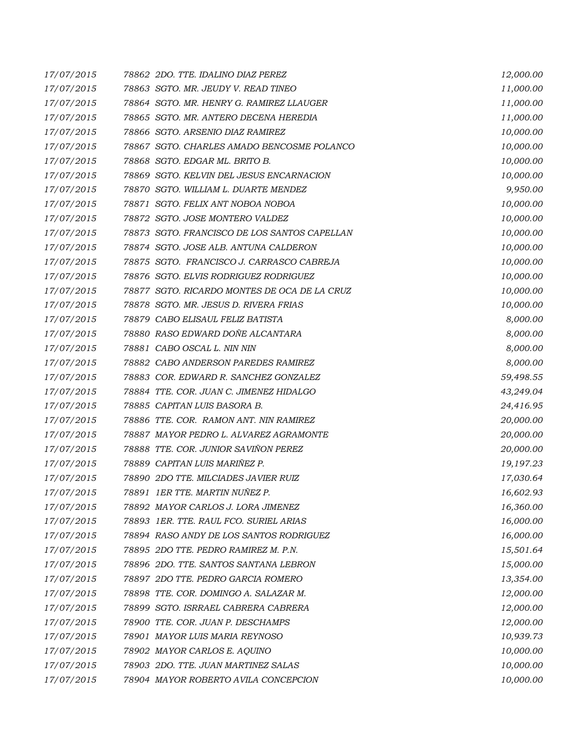| | | |
|---|---|---|
| 17/07/2015 | 78862 2DO. TTE. IDALINO DIAZ PEREZ | 12,000.00 |
| 17/07/2015 | 78863 SGTO. MR. JEUDY V. READ TINEO | 11,000.00 |
| 17/07/2015 | 78864 SGTO. MR. HENRY G. RAMIREZ LLAUGER | 11,000.00 |
| 17/07/2015 | 78865 SGTO. MR. ANTERO DECENA HEREDIA | 11,000.00 |
| 17/07/2015 | 78866 SGTO. ARSENIO DIAZ RAMIREZ | 10,000.00 |
| 17/07/2015 | 78867 SGTO. CHARLES AMADO BENCOSME POLANCO | 10,000.00 |
| 17/07/2015 | 78868 SGTO. EDGAR ML. BRITO B. | 10,000.00 |
| 17/07/2015 | 78869 SGTO. KELVIN DEL JESUS ENCARNACION | 10,000.00 |
| 17/07/2015 | 78870 SGTO. WILLIAM L. DUARTE MENDEZ | 9,950.00 |
| 17/07/2015 | 78871 SGTO. FELIX ANT NOBOA NOBOA | 10,000.00 |
| 17/07/2015 | 78872 SGTO. JOSE MONTERO VALDEZ | 10,000.00 |
| 17/07/2015 | 78873 SGTO. FRANCISCO DE LOS SANTOS CAPELLAN | 10,000.00 |
| 17/07/2015 | 78874 SGTO. JOSE ALB. ANTUNA CALDERON | 10,000.00 |
| 17/07/2015 | 78875 SGTO. FRANCISCO J. CARRASCO CABREJA | 10,000.00 |
| 17/07/2015 | 78876 SGTO. ELVIS RODRIGUEZ RODRIGUEZ | 10,000.00 |
| 17/07/2015 | 78877 SGTO. RICARDO MONTES DE OCA DE LA CRUZ | 10,000.00 |
| 17/07/2015 | 78878 SGTO. MR. JESUS D. RIVERA FRIAS | 10,000.00 |
| 17/07/2015 | 78879 CABO ELISAUL FELIZ BATISTA | 8,000.00 |
| 17/07/2015 | 78880 RASO EDWARD DOÑE ALCANTARA | 8,000.00 |
| 17/07/2015 | 78881 CABO OSCAL L. NIN NIN | 8,000.00 |
| 17/07/2015 | 78882 CABO ANDERSON PAREDES RAMIREZ | 8,000.00 |
| 17/07/2015 | 78883 COR. EDWARD R. SANCHEZ GONZALEZ | 59,498.55 |
| 17/07/2015 | 78884 TTE. COR. JUAN C. JIMENEZ HIDALGO | 43,249.04 |
| 17/07/2015 | 78885 CAPITAN LUIS BASORA B. | 24,416.95 |
| 17/07/2015 | 78886 TTE. COR. RAMON ANT. NIN RAMIREZ | 20,000.00 |
| 17/07/2015 | 78887 MAYOR PEDRO L. ALVAREZ AGRAMONTE | 20,000.00 |
| 17/07/2015 | 78888 TTE. COR. JUNIOR SAVIÑON PEREZ | 20,000.00 |
| 17/07/2015 | 78889 CAPITAN LUIS MARIÑEZ P. | 19,197.23 |
| 17/07/2015 | 78890 2DO TTE. MILCIADES JAVIER RUIZ | 17,030.64 |
| 17/07/2015 | 78891 1ER TTE. MARTIN NUÑEZ P. | 16,602.93 |
| 17/07/2015 | 78892 MAYOR CARLOS J. LORA JIMENEZ | 16,360.00 |
| 17/07/2015 | 78893 1ER. TTE. RAUL FCO. SURIEL ARIAS | 16,000.00 |
| 17/07/2015 | 78894 RASO ANDY DE LOS SANTOS RODRIGUEZ | 16,000.00 |
| 17/07/2015 | 78895 2DO TTE. PEDRO RAMIREZ M. P.N. | 15,501.64 |
| 17/07/2015 | 78896 2DO. TTE. SANTOS SANTANA LEBRON | 15,000.00 |
| 17/07/2015 | 78897 2DO TTE. PEDRO GARCIA ROMERO | 13,354.00 |
| 17/07/2015 | 78898 TTE. COR. DOMINGO A. SALAZAR M. | 12,000.00 |
| 17/07/2015 | 78899 SGTO. ISRRAEL CABRERA CABRERA | 12,000.00 |
| 17/07/2015 | 78900 TTE. COR. JUAN P. DESCHAMPS | 12,000.00 |
| 17/07/2015 | 78901 MAYOR LUIS MARIA REYNOSO | 10,939.73 |
| 17/07/2015 | 78902 MAYOR CARLOS E. AQUINO | 10,000.00 |
| 17/07/2015 | 78903 2DO. TTE. JUAN MARTINEZ SALAS | 10,000.00 |
| 17/07/2015 | 78904 MAYOR ROBERTO AVILA CONCEPCION | 10,000.00 |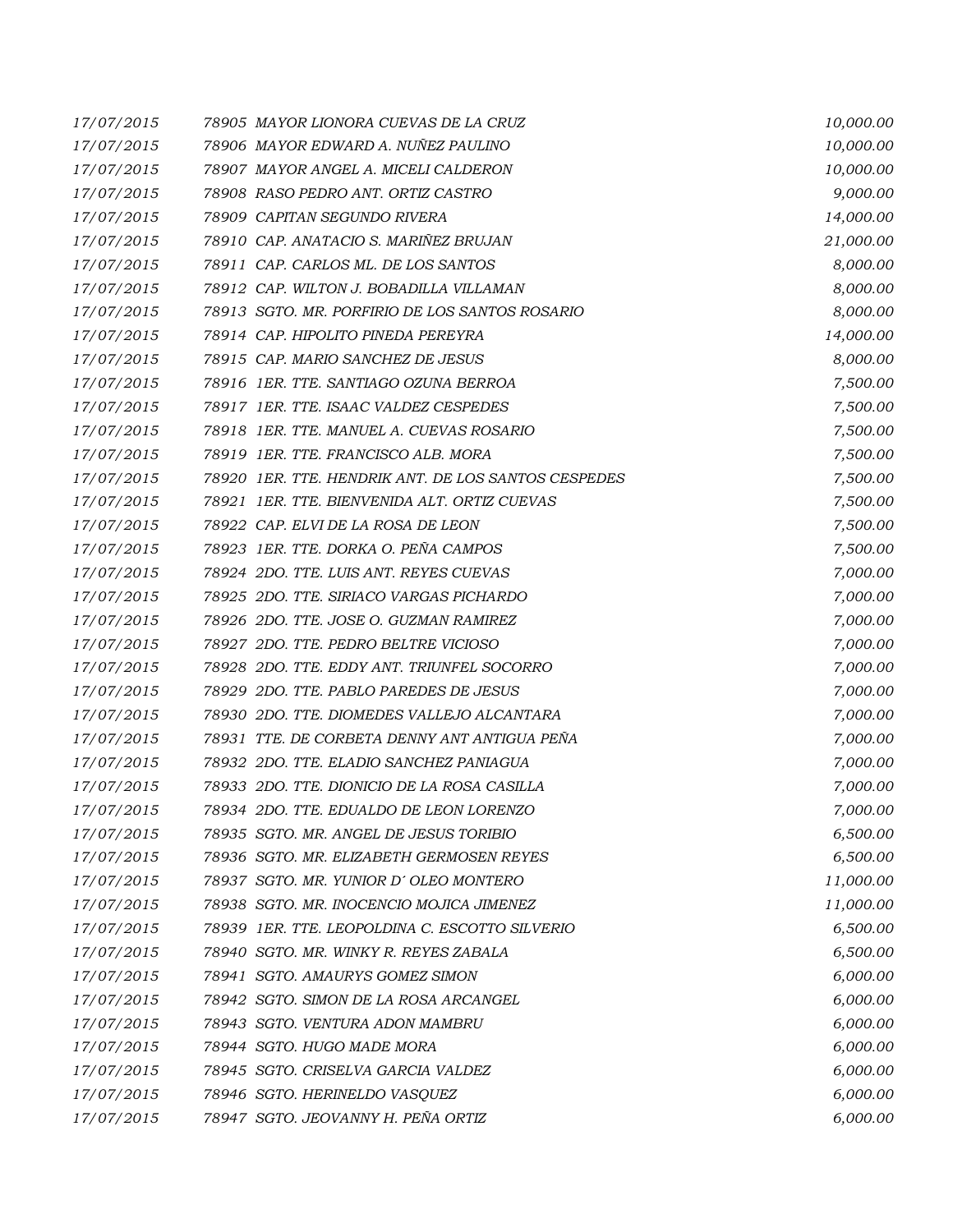| | | |
|---|---|---|
| 17/07/2015 | 78905 MAYOR LIONORA CUEVAS DE LA CRUZ | 10,000.00 |
| 17/07/2015 | 78906 MAYOR EDWARD A. NUÑEZ PAULINO | 10,000.00 |
| 17/07/2015 | 78907 MAYOR ANGEL A. MICELI CALDERON | 10,000.00 |
| 17/07/2015 | 78908 RASO PEDRO ANT. ORTIZ CASTRO | 9,000.00 |
| 17/07/2015 | 78909 CAPITAN SEGUNDO RIVERA | 14,000.00 |
| 17/07/2015 | 78910 CAP. ANATACIO S. MARIÑEZ BRUJAN | 21,000.00 |
| 17/07/2015 | 78911 CAP. CARLOS ML. DE LOS SANTOS | 8,000.00 |
| 17/07/2015 | 78912 CAP. WILTON J. BOBADILLA VILLAMAN | 8,000.00 |
| 17/07/2015 | 78913 SGTO. MR. PORFIRIO DE LOS SANTOS ROSARIO | 8,000.00 |
| 17/07/2015 | 78914 CAP. HIPOLITO PINEDA PEREYRA | 14,000.00 |
| 17/07/2015 | 78915 CAP. MARIO SANCHEZ DE JESUS | 8,000.00 |
| 17/07/2015 | 78916 1ER. TTE. SANTIAGO OZUNA BERROA | 7,500.00 |
| 17/07/2015 | 78917 1ER. TTE. ISAAC VALDEZ CESPEDES | 7,500.00 |
| 17/07/2015 | 78918 1ER. TTE. MANUEL A. CUEVAS ROSARIO | 7,500.00 |
| 17/07/2015 | 78919 1ER. TTE. FRANCISCO ALB. MORA | 7,500.00 |
| 17/07/2015 | 78920 1ER. TTE. HENDRIK ANT. DE LOS SANTOS CESPEDES | 7,500.00 |
| 17/07/2015 | 78921 1ER. TTE. BIENVENIDA ALT. ORTIZ CUEVAS | 7,500.00 |
| 17/07/2015 | 78922 CAP. ELVI DE LA ROSA DE LEON | 7,500.00 |
| 17/07/2015 | 78923 1ER. TTE. DORKA O. PEÑA CAMPOS | 7,500.00 |
| 17/07/2015 | 78924 2DO. TTE. LUIS ANT. REYES CUEVAS | 7,000.00 |
| 17/07/2015 | 78925 2DO. TTE. SIRIACO VARGAS PICHARDO | 7,000.00 |
| 17/07/2015 | 78926 2DO. TTE. JOSE O. GUZMAN RAMIREZ | 7,000.00 |
| 17/07/2015 | 78927 2DO. TTE. PEDRO BELTRE VICIOSO | 7,000.00 |
| 17/07/2015 | 78928 2DO. TTE. EDDY ANT. TRIUNFEL SOCORRO | 7,000.00 |
| 17/07/2015 | 78929 2DO. TTE. PABLO PAREDES DE JESUS | 7,000.00 |
| 17/07/2015 | 78930 2DO. TTE. DIOMEDES VALLEJO ALCANTARA | 7,000.00 |
| 17/07/2015 | 78931 TTE. DE CORBETA DENNY ANT ANTIGUA PEÑA | 7,000.00 |
| 17/07/2015 | 78932 2DO. TTE. ELADIO SANCHEZ PANIAGUA | 7,000.00 |
| 17/07/2015 | 78933 2DO. TTE. DIONICIO DE LA ROSA CASILLA | 7,000.00 |
| 17/07/2015 | 78934 2DO. TTE. EDUALDO DE LEON LORENZO | 7,000.00 |
| 17/07/2015 | 78935 SGTO. MR. ANGEL DE JESUS TORIBIO | 6,500.00 |
| 17/07/2015 | 78936 SGTO. MR. ELIZABETH GERMOSEN REYES | 6,500.00 |
| 17/07/2015 | 78937 SGTO. MR. YUNIOR D´ OLEO MONTERO | 11,000.00 |
| 17/07/2015 | 78938 SGTO. MR. INOCENCIO MOJICA JIMENEZ | 11,000.00 |
| 17/07/2015 | 78939 1ER. TTE. LEOPOLDINA C. ESCOTTO SILVERIO | 6,500.00 |
| 17/07/2015 | 78940 SGTO. MR. WINKY R. REYES ZABALA | 6,500.00 |
| 17/07/2015 | 78941 SGTO. AMAURYS GOMEZ SIMON | 6,000.00 |
| 17/07/2015 | 78942 SGTO. SIMON DE LA ROSA ARCANGEL | 6,000.00 |
| 17/07/2015 | 78943 SGTO. VENTURA ADON MAMBRU | 6,000.00 |
| 17/07/2015 | 78944 SGTO. HUGO MADE MORA | 6,000.00 |
| 17/07/2015 | 78945 SGTO. CRISELVA GARCIA VALDEZ | 6,000.00 |
| 17/07/2015 | 78946 SGTO. HERINELDO VASQUEZ | 6,000.00 |
| 17/07/2015 | 78947 SGTO. JEOVANNY H. PEÑA ORTIZ | 6,000.00 |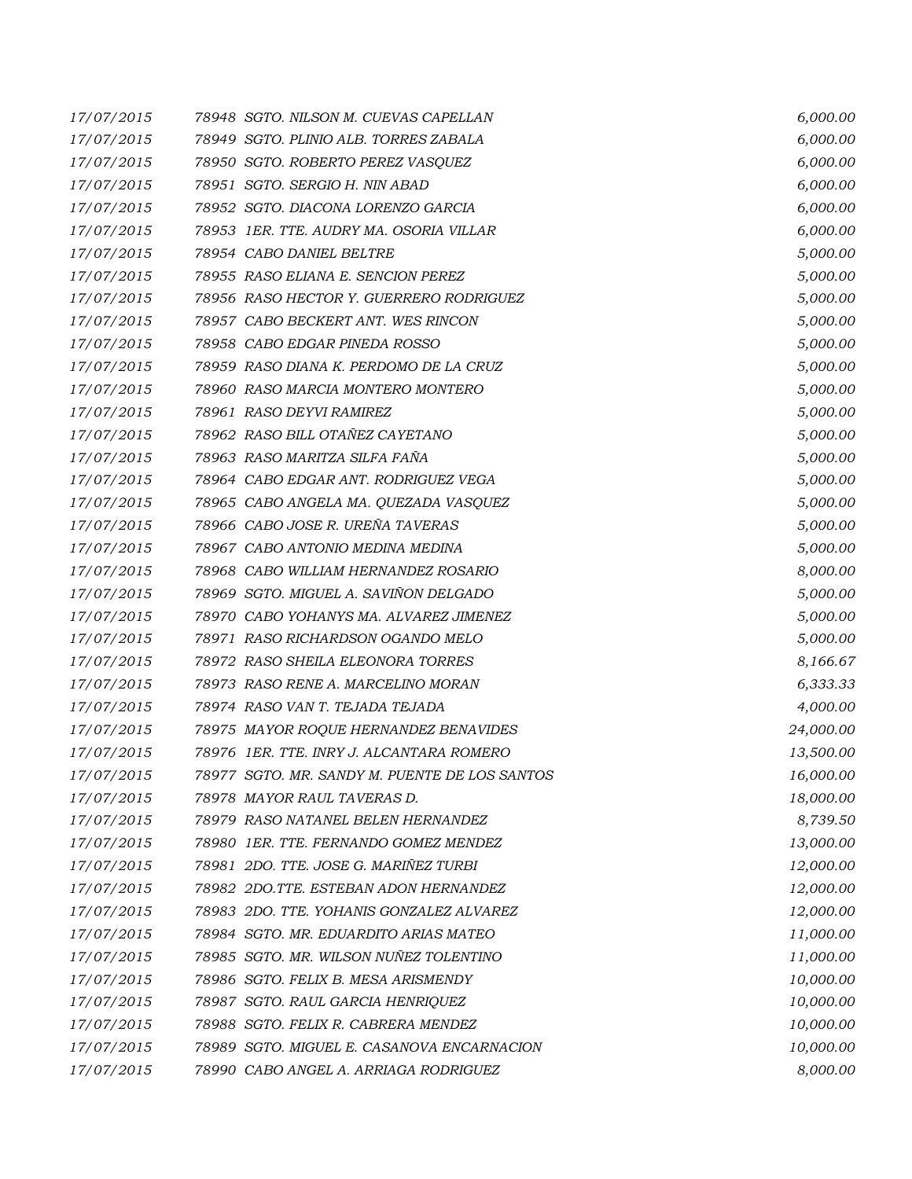| | | | |
|---|---|---|---|
| 17/07/2015 | 78948 | SGTO. NILSON M. CUEVAS CAPELLAN | 6,000.00 |
| 17/07/2015 | 78949 | SGTO. PLINIO ALB. TORRES ZABALA | 6,000.00 |
| 17/07/2015 | 78950 | SGTO. ROBERTO PEREZ VASQUEZ | 6,000.00 |
| 17/07/2015 | 78951 | SGTO. SERGIO H. NIN ABAD | 6,000.00 |
| 17/07/2015 | 78952 | SGTO. DIACONA LORENZO GARCIA | 6,000.00 |
| 17/07/2015 | 78953 | 1ER. TTE. AUDRY MA. OSORIA VILLAR | 6,000.00 |
| 17/07/2015 | 78954 | CABO DANIEL BELTRE | 5,000.00 |
| 17/07/2015 | 78955 | RASO ELIANA E. SENCION PEREZ | 5,000.00 |
| 17/07/2015 | 78956 | RASO HECTOR Y. GUERRERO RODRIGUEZ | 5,000.00 |
| 17/07/2015 | 78957 | CABO BECKERT ANT. WES RINCON | 5,000.00 |
| 17/07/2015 | 78958 | CABO EDGAR PINEDA ROSSO | 5,000.00 |
| 17/07/2015 | 78959 | RASO DIANA K. PERDOMO DE LA CRUZ | 5,000.00 |
| 17/07/2015 | 78960 | RASO MARCIA MONTERO MONTERO | 5,000.00 |
| 17/07/2015 | 78961 | RASO DEYVI RAMIREZ | 5,000.00 |
| 17/07/2015 | 78962 | RASO BILL OTAÑEZ CAYETANO | 5,000.00 |
| 17/07/2015 | 78963 | RASO MARITZA SILFA FAÑA | 5,000.00 |
| 17/07/2015 | 78964 | CABO EDGAR ANT. RODRIGUEZ VEGA | 5,000.00 |
| 17/07/2015 | 78965 | CABO ANGELA MA. QUEZADA VASQUEZ | 5,000.00 |
| 17/07/2015 | 78966 | CABO JOSE R. UREÑA TAVERAS | 5,000.00 |
| 17/07/2015 | 78967 | CABO ANTONIO MEDINA MEDINA | 5,000.00 |
| 17/07/2015 | 78968 | CABO WILLIAM HERNANDEZ ROSARIO | 8,000.00 |
| 17/07/2015 | 78969 | SGTO. MIGUEL A. SAVIÑON DELGADO | 5,000.00 |
| 17/07/2015 | 78970 | CABO YOHANYS MA. ALVAREZ JIMENEZ | 5,000.00 |
| 17/07/2015 | 78971 | RASO RICHARDSON OGANDO MELO | 5,000.00 |
| 17/07/2015 | 78972 | RASO SHEILA ELEONORA TORRES | 8,166.67 |
| 17/07/2015 | 78973 | RASO RENE A. MARCELINO MORAN | 6,333.33 |
| 17/07/2015 | 78974 | RASO VAN T. TEJADA TEJADA | 4,000.00 |
| 17/07/2015 | 78975 | MAYOR ROQUE HERNANDEZ BENAVIDES | 24,000.00 |
| 17/07/2015 | 78976 | 1ER. TTE. INRY J. ALCANTARA ROMERO | 13,500.00 |
| 17/07/2015 | 78977 | SGTO. MR. SANDY M. PUENTE DE LOS SANTOS | 16,000.00 |
| 17/07/2015 | 78978 | MAYOR RAUL TAVERAS D. | 18,000.00 |
| 17/07/2015 | 78979 | RASO NATANEL BELEN HERNANDEZ | 8,739.50 |
| 17/07/2015 | 78980 | 1ER. TTE. FERNANDO GOMEZ MENDEZ | 13,000.00 |
| 17/07/2015 | 78981 | 2DO. TTE. JOSE G. MARIÑEZ TURBI | 12,000.00 |
| 17/07/2015 | 78982 | 2DO.TTE. ESTEBAN ADON HERNANDEZ | 12,000.00 |
| 17/07/2015 | 78983 | 2DO. TTE. YOHANIS GONZALEZ ALVAREZ | 12,000.00 |
| 17/07/2015 | 78984 | SGTO. MR. EDUARDITO ARIAS MATEO | 11,000.00 |
| 17/07/2015 | 78985 | SGTO. MR. WILSON NUÑEZ TOLENTINO | 11,000.00 |
| 17/07/2015 | 78986 | SGTO. FELIX B. MESA ARISMENDY | 10,000.00 |
| 17/07/2015 | 78987 | SGTO. RAUL GARCIA HENRIQUEZ | 10,000.00 |
| 17/07/2015 | 78988 | SGTO. FELIX R. CABRERA MENDEZ | 10,000.00 |
| 17/07/2015 | 78989 | SGTO. MIGUEL E. CASANOVA ENCARNACION | 10,000.00 |
| 17/07/2015 | 78990 | CABO ANGEL A. ARRIAGA RODRIGUEZ | 8,000.00 |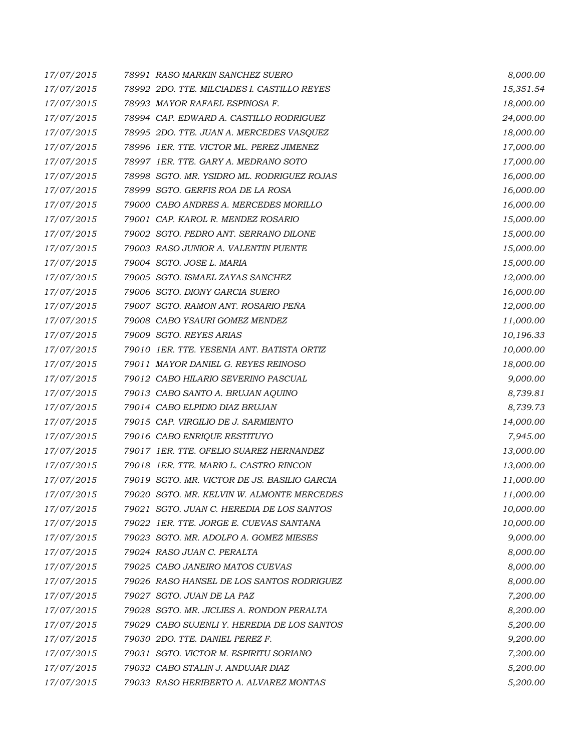| | | |
|---|---|---|
| 17/07/2015 | 78991 RASO MARKIN SANCHEZ SUERO | 8,000.00 |
| 17/07/2015 | 78992 2DO. TTE. MILCIADES I. CASTILLO REYES | 15,351.54 |
| 17/07/2015 | 78993 MAYOR RAFAEL ESPINOSA F. | 18,000.00 |
| 17/07/2015 | 78994 CAP. EDWARD A. CASTILLO RODRIGUEZ | 24,000.00 |
| 17/07/2015 | 78995 2DO. TTE. JUAN A. MERCEDES VASQUEZ | 18,000.00 |
| 17/07/2015 | 78996 1ER. TTE. VICTOR ML. PEREZ JIMENEZ | 17,000.00 |
| 17/07/2015 | 78997 1ER. TTE. GARY A. MEDRANO SOTO | 17,000.00 |
| 17/07/2015 | 78998 SGTO. MR. YSIDRO ML. RODRIGUEZ ROJAS | 16,000.00 |
| 17/07/2015 | 78999 SGTO. GERFIS ROA DE LA ROSA | 16,000.00 |
| 17/07/2015 | 79000 CABO ANDRES A. MERCEDES MORILLO | 16,000.00 |
| 17/07/2015 | 79001 CAP. KAROL R. MENDEZ ROSARIO | 15,000.00 |
| 17/07/2015 | 79002 SGTO. PEDRO ANT. SERRANO DILONE | 15,000.00 |
| 17/07/2015 | 79003 RASO JUNIOR A. VALENTIN PUENTE | 15,000.00 |
| 17/07/2015 | 79004 SGTO. JOSE L. MARIA | 15,000.00 |
| 17/07/2015 | 79005 SGTO. ISMAEL ZAYAS SANCHEZ | 12,000.00 |
| 17/07/2015 | 79006 SGTO. DIONY GARCIA SUERO | 16,000.00 |
| 17/07/2015 | 79007 SGTO. RAMON ANT. ROSARIO PEÑA | 12,000.00 |
| 17/07/2015 | 79008 CABO YSAURI GOMEZ MENDEZ | 11,000.00 |
| 17/07/2015 | 79009 SGTO. REYES ARIAS | 10,196.33 |
| 17/07/2015 | 79010 1ER. TTE. YESENIA ANT. BATISTA ORTIZ | 10,000.00 |
| 17/07/2015 | 79011 MAYOR DANIEL G. REYES REINOSO | 18,000.00 |
| 17/07/2015 | 79012 CABO HILARIO SEVERINO PASCUAL | 9,000.00 |
| 17/07/2015 | 79013 CABO SANTO A. BRUJAN AQUINO | 8,739.81 |
| 17/07/2015 | 79014 CABO ELPIDIO DIAZ BRUJAN | 8,739.73 |
| 17/07/2015 | 79015 CAP. VIRGILIO DE J. SARMIENTO | 14,000.00 |
| 17/07/2015 | 79016 CABO ENRIQUE RESTITUYO | 7,945.00 |
| 17/07/2015 | 79017 1ER. TTE. OFELIO SUAREZ HERNANDEZ | 13,000.00 |
| 17/07/2015 | 79018 1ER. TTE. MARIO L. CASTRO RINCON | 13,000.00 |
| 17/07/2015 | 79019 SGTO. MR. VICTOR DE JS. BASILIO GARCIA | 11,000.00 |
| 17/07/2015 | 79020 SGTO. MR. KELVIN W. ALMONTE MERCEDES | 11,000.00 |
| 17/07/2015 | 79021 SGTO. JUAN C. HEREDIA DE LOS SANTOS | 10,000.00 |
| 17/07/2015 | 79022 1ER. TTE. JORGE E. CUEVAS SANTANA | 10,000.00 |
| 17/07/2015 | 79023 SGTO. MR. ADOLFO A. GOMEZ MIESES | 9,000.00 |
| 17/07/2015 | 79024 RASO JUAN C. PERALTA | 8,000.00 |
| 17/07/2015 | 79025 CABO JANEIRO MATOS CUEVAS | 8,000.00 |
| 17/07/2015 | 79026 RASO HANSEL DE LOS SANTOS RODRIGUEZ | 8,000.00 |
| 17/07/2015 | 79027 SGTO. JUAN DE LA PAZ | 7,200.00 |
| 17/07/2015 | 79028 SGTO. MR. JICLIES A. RONDON PERALTA | 8,200.00 |
| 17/07/2015 | 79029 CABO SUJENLI Y. HEREDIA DE LOS SANTOS | 5,200.00 |
| 17/07/2015 | 79030 2DO. TTE. DANIEL PEREZ F. | 9,200.00 |
| 17/07/2015 | 79031 SGTO. VICTOR M. ESPIRITU SORIANO | 7,200.00 |
| 17/07/2015 | 79032 CABO STALIN J. ANDUJAR DIAZ | 5,200.00 |
| 17/07/2015 | 79033 RASO HERIBERTO A. ALVAREZ MONTAS | 5,200.00 |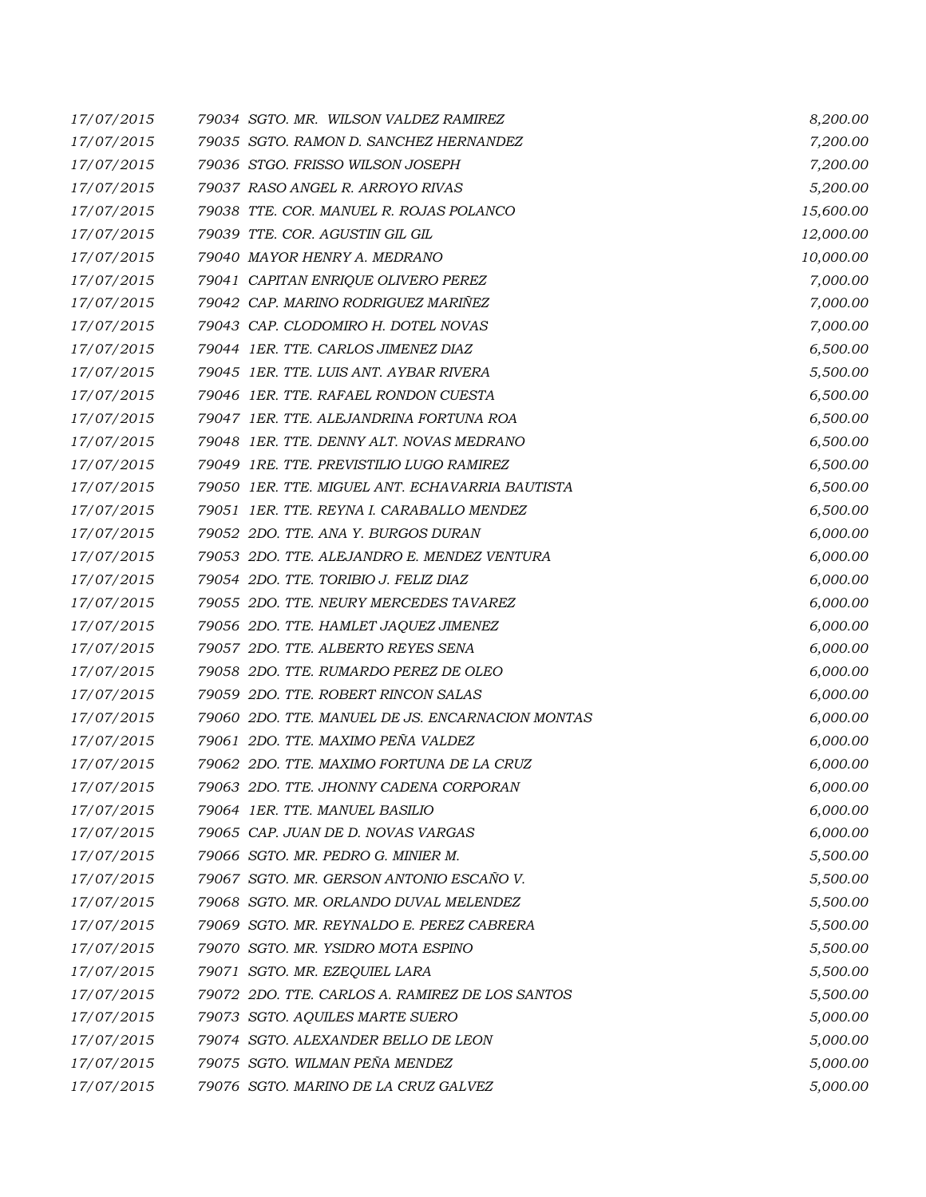| | | |
|---|---|---|
| 17/07/2015 | 79034 SGTO. MR. WILSON VALDEZ RAMIREZ | 8,200.00 |
| 17/07/2015 | 79035 SGTO. RAMON D. SANCHEZ HERNANDEZ | 7,200.00 |
| 17/07/2015 | 79036 STGO. FRISSO WILSON JOSEPH | 7,200.00 |
| 17/07/2015 | 79037 RASO ANGEL R. ARROYO RIVAS | 5,200.00 |
| 17/07/2015 | 79038 TTE. COR. MANUEL R. ROJAS POLANCO | 15,600.00 |
| 17/07/2015 | 79039 TTE. COR. AGUSTIN GIL GIL | 12,000.00 |
| 17/07/2015 | 79040 MAYOR HENRY A. MEDRANO | 10,000.00 |
| 17/07/2015 | 79041 CAPITAN ENRIQUE OLIVERO PEREZ | 7,000.00 |
| 17/07/2015 | 79042 CAP. MARINO RODRIGUEZ MARIÑEZ | 7,000.00 |
| 17/07/2015 | 79043 CAP. CLODOMIRO H. DOTEL NOVAS | 7,000.00 |
| 17/07/2015 | 79044 1ER. TTE. CARLOS JIMENEZ DIAZ | 6,500.00 |
| 17/07/2015 | 79045 1ER. TTE. LUIS ANT. AYBAR RIVERA | 5,500.00 |
| 17/07/2015 | 79046 1ER. TTE. RAFAEL RONDON CUESTA | 6,500.00 |
| 17/07/2015 | 79047 1ER. TTE. ALEJANDRINA FORTUNA ROA | 6,500.00 |
| 17/07/2015 | 79048 1ER. TTE. DENNY ALT. NOVAS MEDRANO | 6,500.00 |
| 17/07/2015 | 79049 1RE. TTE. PREVISTILIO LUGO RAMIREZ | 6,500.00 |
| 17/07/2015 | 79050 1ER. TTE. MIGUEL ANT. ECHAVARRIA BAUTISTA | 6,500.00 |
| 17/07/2015 | 79051 1ER. TTE. REYNA I. CARABALLO MENDEZ | 6,500.00 |
| 17/07/2015 | 79052 2DO. TTE. ANA Y. BURGOS DURAN | 6,000.00 |
| 17/07/2015 | 79053 2DO. TTE. ALEJANDRO E. MENDEZ VENTURA | 6,000.00 |
| 17/07/2015 | 79054 2DO. TTE. TORIBIO J. FELIZ DIAZ | 6,000.00 |
| 17/07/2015 | 79055 2DO. TTE. NEURY MERCEDES TAVAREZ | 6,000.00 |
| 17/07/2015 | 79056 2DO. TTE. HAMLET JAQUEZ JIMENEZ | 6,000.00 |
| 17/07/2015 | 79057 2DO. TTE. ALBERTO REYES SENA | 6,000.00 |
| 17/07/2015 | 79058 2DO. TTE. RUMARDO PEREZ DE OLEO | 6,000.00 |
| 17/07/2015 | 79059 2DO. TTE. ROBERT RINCON SALAS | 6,000.00 |
| 17/07/2015 | 79060 2DO. TTE. MANUEL DE JS. ENCARNACION MONTAS | 6,000.00 |
| 17/07/2015 | 79061 2DO. TTE. MAXIMO PEÑA VALDEZ | 6,000.00 |
| 17/07/2015 | 79062 2DO. TTE. MAXIMO FORTUNA DE LA CRUZ | 6,000.00 |
| 17/07/2015 | 79063 2DO. TTE. JHONNY CADENA CORPORAN | 6,000.00 |
| 17/07/2015 | 79064 1ER. TTE. MANUEL BASILIO | 6,000.00 |
| 17/07/2015 | 79065 CAP. JUAN DE D. NOVAS VARGAS | 6,000.00 |
| 17/07/2015 | 79066 SGTO. MR. PEDRO G. MINIER M. | 5,500.00 |
| 17/07/2015 | 79067 SGTO. MR. GERSON ANTONIO ESCAÑO V. | 5,500.00 |
| 17/07/2015 | 79068 SGTO. MR. ORLANDO DUVAL MELENDEZ | 5,500.00 |
| 17/07/2015 | 79069 SGTO. MR. REYNALDO E. PEREZ CABRERA | 5,500.00 |
| 17/07/2015 | 79070 SGTO. MR. YSIDRO MOTA ESPINO | 5,500.00 |
| 17/07/2015 | 79071 SGTO. MR. EZEQUIEL LARA | 5,500.00 |
| 17/07/2015 | 79072 2DO. TTE. CARLOS A. RAMIREZ DE LOS SANTOS | 5,500.00 |
| 17/07/2015 | 79073 SGTO. AQUILES MARTE SUERO | 5,000.00 |
| 17/07/2015 | 79074 SGTO. ALEXANDER BELLO DE LEON | 5,000.00 |
| 17/07/2015 | 79075 SGTO. WILMAN PEÑA MENDEZ | 5,000.00 |
| 17/07/2015 | 79076 SGTO. MARINO DE LA CRUZ GALVEZ | 5,000.00 |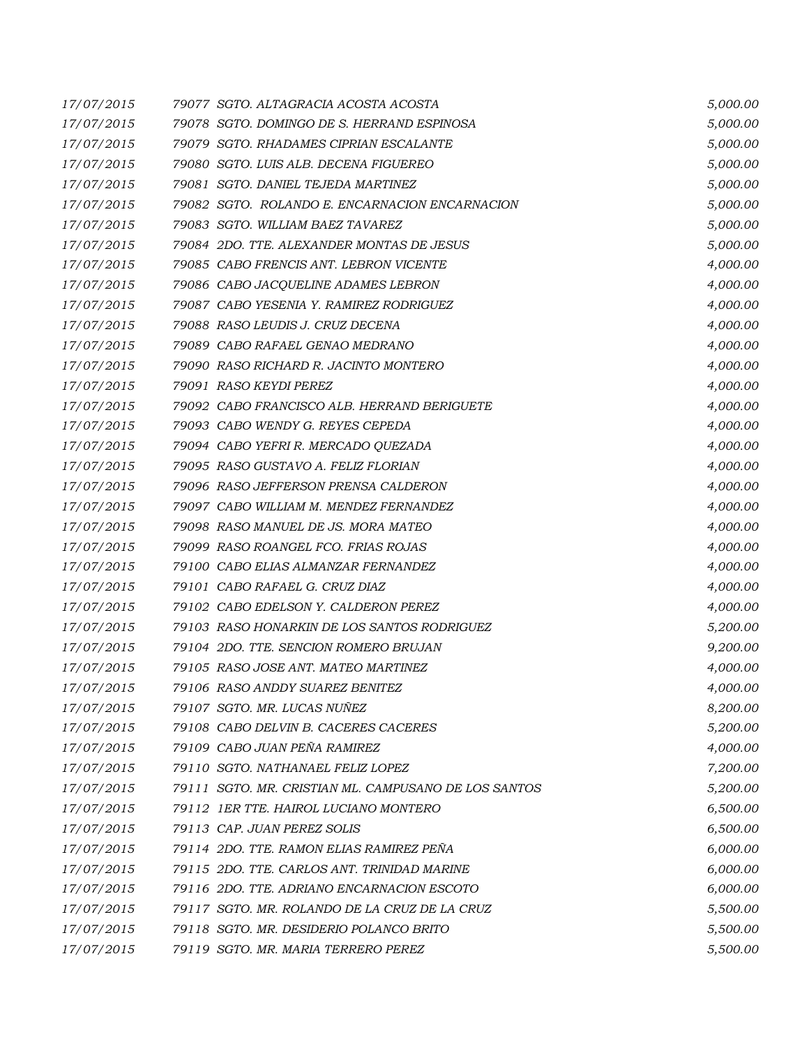| | | |
|---|---|---|
| 17/07/2015 | 79077 SGTO. ALTAGRACIA ACOSTA ACOSTA | 5,000.00 |
| 17/07/2015 | 79078 SGTO. DOMINGO DE S. HERRAND ESPINOSA | 5,000.00 |
| 17/07/2015 | 79079 SGTO. RHADAMES CIPRIAN ESCALANTE | 5,000.00 |
| 17/07/2015 | 79080 SGTO. LUIS ALB. DECENA FIGUEREO | 5,000.00 |
| 17/07/2015 | 79081 SGTO. DANIEL TEJEDA MARTINEZ | 5,000.00 |
| 17/07/2015 | 79082 SGTO. ROLANDO E. ENCARNACION ENCARNACION | 5,000.00 |
| 17/07/2015 | 79083 SGTO. WILLIAM BAEZ TAVAREZ | 5,000.00 |
| 17/07/2015 | 79084 2DO. TTE. ALEXANDER MONTAS DE JESUS | 5,000.00 |
| 17/07/2015 | 79085 CABO FRENCIS ANT. LEBRON VICENTE | 4,000.00 |
| 17/07/2015 | 79086 CABO JACQUELINE ADAMES LEBRON | 4,000.00 |
| 17/07/2015 | 79087 CABO YESENIA Y. RAMIREZ RODRIGUEZ | 4,000.00 |
| 17/07/2015 | 79088 RASO LEUDIS J. CRUZ DECENA | 4,000.00 |
| 17/07/2015 | 79089 CABO RAFAEL GENAO MEDRANO | 4,000.00 |
| 17/07/2015 | 79090 RASO RICHARD R. JACINTO MONTERO | 4,000.00 |
| 17/07/2015 | 79091 RASO KEYDI PEREZ | 4,000.00 |
| 17/07/2015 | 79092 CABO FRANCISCO ALB. HERRAND BERIGUETE | 4,000.00 |
| 17/07/2015 | 79093 CABO WENDY G. REYES CEPEDA | 4,000.00 |
| 17/07/2015 | 79094 CABO YEFRI R. MERCADO QUEZADA | 4,000.00 |
| 17/07/2015 | 79095 RASO GUSTAVO A. FELIZ FLORIAN | 4,000.00 |
| 17/07/2015 | 79096 RASO JEFFERSON PRENSA CALDERON | 4,000.00 |
| 17/07/2015 | 79097 CABO WILLIAM M. MENDEZ FERNANDEZ | 4,000.00 |
| 17/07/2015 | 79098 RASO MANUEL DE JS. MORA MATEO | 4,000.00 |
| 17/07/2015 | 79099 RASO ROANGEL FCO. FRIAS ROJAS | 4,000.00 |
| 17/07/2015 | 79100 CABO ELIAS ALMANZAR FERNANDEZ | 4,000.00 |
| 17/07/2015 | 79101 CABO RAFAEL G. CRUZ DIAZ | 4,000.00 |
| 17/07/2015 | 79102 CABO EDELSON Y. CALDERON PEREZ | 4,000.00 |
| 17/07/2015 | 79103 RASO HONARKIN DE LOS SANTOS RODRIGUEZ | 5,200.00 |
| 17/07/2015 | 79104 2DO. TTE. SENCION ROMERO BRUJAN | 9,200.00 |
| 17/07/2015 | 79105 RASO JOSE ANT. MATEO MARTINEZ | 4,000.00 |
| 17/07/2015 | 79106 RASO ANDDY SUAREZ BENITEZ | 4,000.00 |
| 17/07/2015 | 79107 SGTO. MR. LUCAS NUÑEZ | 8,200.00 |
| 17/07/2015 | 79108 CABO DELVIN B. CACERES CACERES | 5,200.00 |
| 17/07/2015 | 79109 CABO JUAN PEÑA RAMIREZ | 4,000.00 |
| 17/07/2015 | 79110 SGTO. NATHANAEL FELIZ LOPEZ | 7,200.00 |
| 17/07/2015 | 79111 SGTO. MR. CRISTIAN ML. CAMPUSANO DE LOS SANTOS | 5,200.00 |
| 17/07/2015 | 79112 1ER TTE. HAIROL LUCIANO MONTERO | 6,500.00 |
| 17/07/2015 | 79113 CAP. JUAN PEREZ SOLIS | 6,500.00 |
| 17/07/2015 | 79114 2DO. TTE. RAMON ELIAS RAMIREZ PEÑA | 6,000.00 |
| 17/07/2015 | 79115 2DO. TTE. CARLOS ANT. TRINIDAD MARINE | 6,000.00 |
| 17/07/2015 | 79116 2DO. TTE. ADRIANO ENCARNACION ESCOTO | 6,000.00 |
| 17/07/2015 | 79117 SGTO. MR. ROLANDO DE LA CRUZ DE LA CRUZ | 5,500.00 |
| 17/07/2015 | 79118 SGTO. MR. DESIDERIO POLANCO BRITO | 5,500.00 |
| 17/07/2015 | 79119 SGTO. MR. MARIA TERRERO PEREZ | 5,500.00 |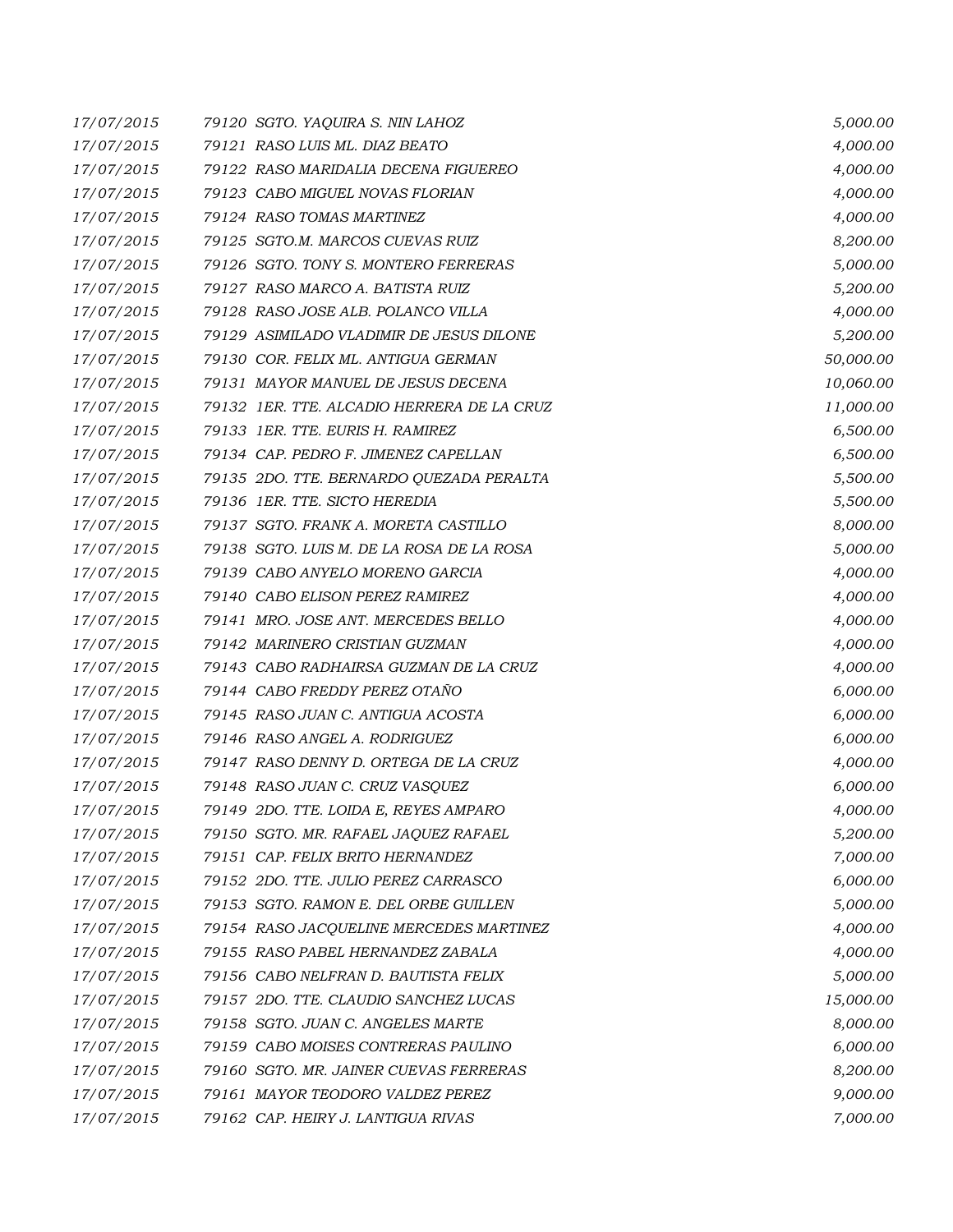| | | |
|---|---|---|
| *17/07/2015* | *79120 SGTO. YAQUIRA S. NIN LAHOZ* | *5,000.00* |
| *17/07/2015* | *79121 RASO LUIS ML. DIAZ BEATO* | *4,000.00* |
| *17/07/2015* | *79122 RASO MARIDALIA DECENA FIGUEREO* | *4,000.00* |
| *17/07/2015* | *79123 CABO MIGUEL NOVAS FLORIAN* | *4,000.00* |
| *17/07/2015* | *79124 RASO TOMAS MARTINEZ* | *4,000.00* |
| *17/07/2015* | *79125 SGTO.M. MARCOS CUEVAS RUIZ* | *8,200.00* |
| *17/07/2015* | *79126 SGTO. TONY S. MONTERO FERRERAS* | *5,000.00* |
| *17/07/2015* | *79127 RASO MARCO A. BATISTA RUIZ* | *5,200.00* |
| *17/07/2015* | *79128 RASO JOSE ALB. POLANCO VILLA* | *4,000.00* |
| *17/07/2015* | *79129 ASIMILADO VLADIMIR DE JESUS DILONE* | *5,200.00* |
| *17/07/2015* | *79130 COR. FELIX ML. ANTIGUA GERMAN* | *50,000.00* |
| *17/07/2015* | *79131 MAYOR MANUEL DE JESUS DECENA* | *10,060.00* |
| *17/07/2015* | *79132 1ER. TTE. ALCADIO HERRERA DE LA CRUZ* | *11,000.00* |
| *17/07/2015* | *79133 1ER. TTE. EURIS H. RAMIREZ* | *6,500.00* |
| *17/07/2015* | *79134 CAP. PEDRO F. JIMENEZ CAPELLAN* | *6,500.00* |
| *17/07/2015* | *79135 2DO. TTE. BERNARDO QUEZADA PERALTA* | *5,500.00* |
| *17/07/2015* | *79136 1ER. TTE. SICTO HEREDIA* | *5,500.00* |
| *17/07/2015* | *79137 SGTO. FRANK A. MORETA CASTILLO* | *8,000.00* |
| *17/07/2015* | *79138 SGTO. LUIS M. DE LA ROSA DE LA ROSA* | *5,000.00* |
| *17/07/2015* | *79139 CABO ANYELO MORENO GARCIA* | *4,000.00* |
| *17/07/2015* | *79140 CABO ELISON PEREZ RAMIREZ* | *4,000.00* |
| *17/07/2015* | *79141 MRO. JOSE ANT. MERCEDES BELLO* | *4,000.00* |
| *17/07/2015* | *79142 MARINERO CRISTIAN GUZMAN* | *4,000.00* |
| *17/07/2015* | *79143 CABO RADHAIRSA GUZMAN DE LA CRUZ* | *4,000.00* |
| *17/07/2015* | *79144 CABO FREDDY PEREZ OTAÑO* | *6,000.00* |
| *17/07/2015* | *79145 RASO JUAN C. ANTIGUA ACOSTA* | *6,000.00* |
| *17/07/2015* | *79146 RASO ANGEL A. RODRIGUEZ* | *6,000.00* |
| *17/07/2015* | *79147 RASO DENNY D. ORTEGA DE LA CRUZ* | *4,000.00* |
| *17/07/2015* | *79148 RASO JUAN C. CRUZ VASQUEZ* | *6,000.00* |
| *17/07/2015* | *79149 2DO. TTE. LOIDA E, REYES AMPARO* | *4,000.00* |
| *17/07/2015* | *79150 SGTO. MR. RAFAEL JAQUEZ RAFAEL* | *5,200.00* |
| *17/07/2015* | *79151 CAP. FELIX BRITO HERNANDEZ* | *7,000.00* |
| *17/07/2015* | *79152 2DO. TTE. JULIO PEREZ CARRASCO* | *6,000.00* |
| *17/07/2015* | *79153 SGTO. RAMON E. DEL ORBE GUILLEN* | *5,000.00* |
| *17/07/2015* | *79154 RASO JACQUELINE MERCEDES MARTINEZ* | *4,000.00* |
| *17/07/2015* | *79155 RASO PABEL HERNANDEZ ZABALA* | *4,000.00* |
| *17/07/2015* | *79156 CABO NELFRAN D. BAUTISTA FELIX* | *5,000.00* |
| *17/07/2015* | *79157 2DO. TTE. CLAUDIO SANCHEZ LUCAS* | *15,000.00* |
| *17/07/2015* | *79158 SGTO. JUAN C. ANGELES MARTE* | *8,000.00* |
| *17/07/2015* | *79159 CABO MOISES CONTRERAS PAULINO* | *6,000.00* |
| *17/07/2015* | *79160 SGTO. MR. JAINER CUEVAS FERRERAS* | *8,200.00* |
| *17/07/2015* | *79161 MAYOR TEODORO VALDEZ PEREZ* | *9,000.00* |
| *17/07/2015* | *79162 CAP. HEIRY J. LANTIGUA RIVAS* | *7,000.00* |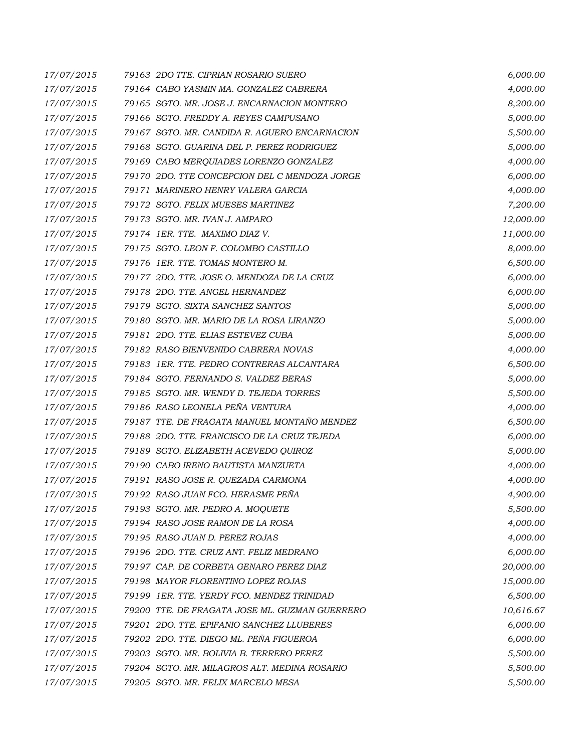| | | |
|---|---|---|
| 17/07/2015 | 79163 2DO TTE. CIPRIAN ROSARIO SUERO | 6,000.00 |
| 17/07/2015 | 79164 CABO YASMIN MA. GONZALEZ CABRERA | 4,000.00 |
| 17/07/2015 | 79165 SGTO. MR. JOSE J. ENCARNACION MONTERO | 8,200.00 |
| 17/07/2015 | 79166 SGTO. FREDDY A. REYES CAMPUSANO | 5,000.00 |
| 17/07/2015 | 79167 SGTO. MR. CANDIDA R. AGUERO ENCARNACION | 5,500.00 |
| 17/07/2015 | 79168 SGTO. GUARINA DEL P. PEREZ RODRIGUEZ | 5,000.00 |
| 17/07/2015 | 79169 CABO MERQUIADES LORENZO GONZALEZ | 4,000.00 |
| 17/07/2015 | 79170 2DO. TTE CONCEPCION DEL C MENDOZA JORGE | 6,000.00 |
| 17/07/2015 | 79171 MARINERO HENRY VALERA GARCIA | 4,000.00 |
| 17/07/2015 | 79172 SGTO. FELIX MUESES MARTINEZ | 7,200.00 |
| 17/07/2015 | 79173 SGTO. MR. IVAN J. AMPARO | 12,000.00 |
| 17/07/2015 | 79174 1ER. TTE. MAXIMO DIAZ V. | 11,000.00 |
| 17/07/2015 | 79175 SGTO. LEON F. COLOMBO CASTILLO | 8,000.00 |
| 17/07/2015 | 79176 1ER. TTE. TOMAS MONTERO M. | 6,500.00 |
| 17/07/2015 | 79177 2DO. TTE. JOSE O. MENDOZA DE LA CRUZ | 6,000.00 |
| 17/07/2015 | 79178 2DO. TTE. ANGEL HERNANDEZ | 6,000.00 |
| 17/07/2015 | 79179 SGTO. SIXTA SANCHEZ SANTOS | 5,000.00 |
| 17/07/2015 | 79180 SGTO. MR. MARIO DE LA ROSA LIRANZO | 5,000.00 |
| 17/07/2015 | 79181 2DO. TTE. ELIAS ESTEVEZ CUBA | 5,000.00 |
| 17/07/2015 | 79182 RASO BIENVENIDO CABRERA NOVAS | 4,000.00 |
| 17/07/2015 | 79183 1ER. TTE. PEDRO CONTRERAS ALCANTARA | 6,500.00 |
| 17/07/2015 | 79184 SGTO. FERNANDO S. VALDEZ BERAS | 5,000.00 |
| 17/07/2015 | 79185 SGTO. MR. WENDY D. TEJEDA TORRES | 5,500.00 |
| 17/07/2015 | 79186 RASO LEONELA PEÑA VENTURA | 4,000.00 |
| 17/07/2015 | 79187 TTE. DE FRAGATA MANUEL MONTAÑO MENDEZ | 6,500.00 |
| 17/07/2015 | 79188 2DO. TTE. FRANCISCO DE LA CRUZ TEJEDA | 6,000.00 |
| 17/07/2015 | 79189 SGTO. ELIZABETH ACEVEDO QUIROZ | 5,000.00 |
| 17/07/2015 | 79190 CABO IRENO BAUTISTA MANZUETA | 4,000.00 |
| 17/07/2015 | 79191 RASO JOSE R. QUEZADA CARMONA | 4,000.00 |
| 17/07/2015 | 79192 RASO JUAN FCO. HERASME PEÑA | 4,900.00 |
| 17/07/2015 | 79193 SGTO. MR. PEDRO A. MOQUETE | 5,500.00 |
| 17/07/2015 | 79194 RASO JOSE RAMON DE LA ROSA | 4,000.00 |
| 17/07/2015 | 79195 RASO JUAN D. PEREZ ROJAS | 4,000.00 |
| 17/07/2015 | 79196 2DO. TTE. CRUZ ANT. FELIZ MEDRANO | 6,000.00 |
| 17/07/2015 | 79197 CAP. DE CORBETA GENARO PEREZ DIAZ | 20,000.00 |
| 17/07/2015 | 79198 MAYOR FLORENTINO LOPEZ ROJAS | 15,000.00 |
| 17/07/2015 | 79199 1ER. TTE. YERDY FCO. MENDEZ TRINIDAD | 6,500.00 |
| 17/07/2015 | 79200 TTE. DE FRAGATA JOSE ML. GUZMAN GUERRERO | 10,616.67 |
| 17/07/2015 | 79201 2DO. TTE. EPIFANIO SANCHEZ LLUBERES | 6,000.00 |
| 17/07/2015 | 79202 2DO. TTE. DIEGO ML. PEÑA FIGUEROA | 6,000.00 |
| 17/07/2015 | 79203 SGTO. MR. BOLIVIA B. TERRERO PEREZ | 5,500.00 |
| 17/07/2015 | 79204 SGTO. MR. MILAGROS ALT. MEDINA ROSARIO | 5,500.00 |
| 17/07/2015 | 79205 SGTO. MR. FELIX MARCELO MESA | 5,500.00 |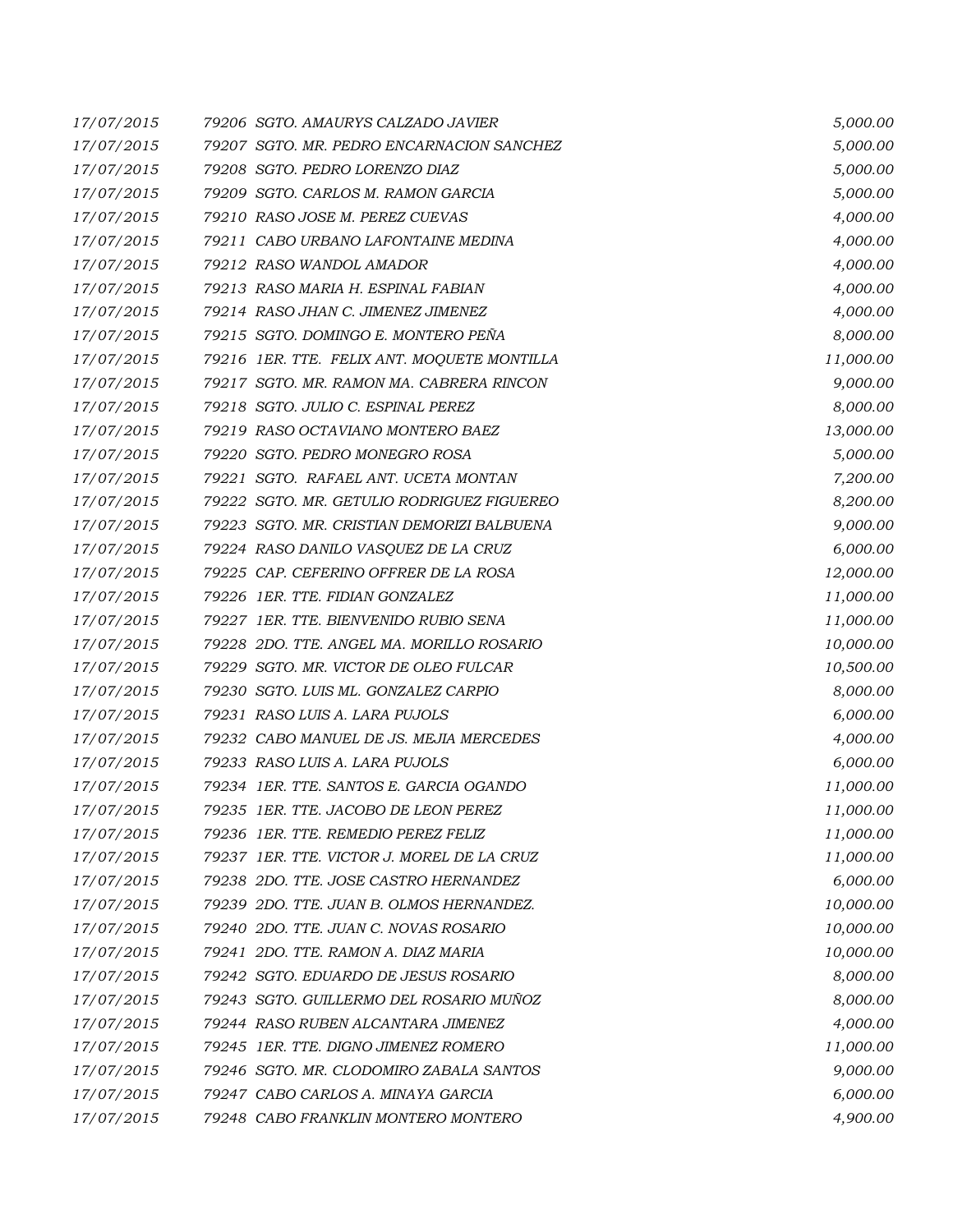| | | |
|---|---|---|
| 17/07/2015 | 79206 SGTO. AMAURYS CALZADO JAVIER | 5,000.00 |
| 17/07/2015 | 79207 SGTO. MR. PEDRO ENCARNACION SANCHEZ | 5,000.00 |
| 17/07/2015 | 79208 SGTO. PEDRO LORENZO DIAZ | 5,000.00 |
| 17/07/2015 | 79209 SGTO. CARLOS M. RAMON GARCIA | 5,000.00 |
| 17/07/2015 | 79210 RASO JOSE M. PEREZ CUEVAS | 4,000.00 |
| 17/07/2015 | 79211 CABO URBANO LAFONTAINE MEDINA | 4,000.00 |
| 17/07/2015 | 79212 RASO WANDOL AMADOR | 4,000.00 |
| 17/07/2015 | 79213 RASO MARIA H. ESPINAL FABIAN | 4,000.00 |
| 17/07/2015 | 79214 RASO JHAN C. JIMENEZ JIMENEZ | 4,000.00 |
| 17/07/2015 | 79215 SGTO. DOMINGO E. MONTERO PEÑA | 8,000.00 |
| 17/07/2015 | 79216 1ER. TTE. FELIX ANT. MOQUETE MONTILLA | 11,000.00 |
| 17/07/2015 | 79217 SGTO. MR. RAMON MA. CABRERA RINCON | 9,000.00 |
| 17/07/2015 | 79218 SGTO. JULIO C. ESPINAL PEREZ | 8,000.00 |
| 17/07/2015 | 79219 RASO OCTAVIANO MONTERO BAEZ | 13,000.00 |
| 17/07/2015 | 79220 SGTO. PEDRO MONEGRO ROSA | 5,000.00 |
| 17/07/2015 | 79221 SGTO. RAFAEL ANT. UCETA MONTAN | 7,200.00 |
| 17/07/2015 | 79222 SGTO. MR. GETULIO RODRIGUEZ FIGUEREO | 8,200.00 |
| 17/07/2015 | 79223 SGTO. MR. CRISTIAN DEMORIZI BALBUENA | 9,000.00 |
| 17/07/2015 | 79224 RASO DANILO VASQUEZ DE LA CRUZ | 6,000.00 |
| 17/07/2015 | 79225 CAP. CEFERINO OFFRER DE LA ROSA | 12,000.00 |
| 17/07/2015 | 79226 1ER. TTE. FIDIAN GONZALEZ | 11,000.00 |
| 17/07/2015 | 79227 1ER. TTE. BIENVENIDO RUBIO SENA | 11,000.00 |
| 17/07/2015 | 79228 2DO. TTE. ANGEL MA. MORILLO ROSARIO | 10,000.00 |
| 17/07/2015 | 79229 SGTO. MR. VICTOR DE OLEO FULCAR | 10,500.00 |
| 17/07/2015 | 79230 SGTO. LUIS ML. GONZALEZ CARPIO | 8,000.00 |
| 17/07/2015 | 79231 RASO LUIS A. LARA PUJOLS | 6,000.00 |
| 17/07/2015 | 79232 CABO MANUEL DE JS. MEJIA MERCEDES | 4,000.00 |
| 17/07/2015 | 79233 RASO LUIS A. LARA PUJOLS | 6,000.00 |
| 17/07/2015 | 79234 1ER. TTE. SANTOS E. GARCIA OGANDO | 11,000.00 |
| 17/07/2015 | 79235 1ER. TTE. JACOBO DE LEON PEREZ | 11,000.00 |
| 17/07/2015 | 79236 1ER. TTE. REMEDIO PEREZ FELIZ | 11,000.00 |
| 17/07/2015 | 79237 1ER. TTE. VICTOR J. MOREL DE LA CRUZ | 11,000.00 |
| 17/07/2015 | 79238 2DO. TTE. JOSE CASTRO HERNANDEZ | 6,000.00 |
| 17/07/2015 | 79239 2DO. TTE. JUAN B. OLMOS HERNANDEZ. | 10,000.00 |
| 17/07/2015 | 79240 2DO. TTE. JUAN C. NOVAS ROSARIO | 10,000.00 |
| 17/07/2015 | 79241 2DO. TTE. RAMON A. DIAZ MARIA | 10,000.00 |
| 17/07/2015 | 79242 SGTO. EDUARDO DE JESUS ROSARIO | 8,000.00 |
| 17/07/2015 | 79243 SGTO. GUILLERMO DEL ROSARIO MUÑOZ | 8,000.00 |
| 17/07/2015 | 79244 RASO RUBEN ALCANTARA JIMENEZ | 4,000.00 |
| 17/07/2015 | 79245 1ER. TTE. DIGNO JIMENEZ ROMERO | 11,000.00 |
| 17/07/2015 | 79246 SGTO. MR. CLODOMIRO ZABALA SANTOS | 9,000.00 |
| 17/07/2015 | 79247 CABO CARLOS A. MINAYA GARCIA | 6,000.00 |
| 17/07/2015 | 79248 CABO FRANKLIN MONTERO MONTERO | 4,900.00 |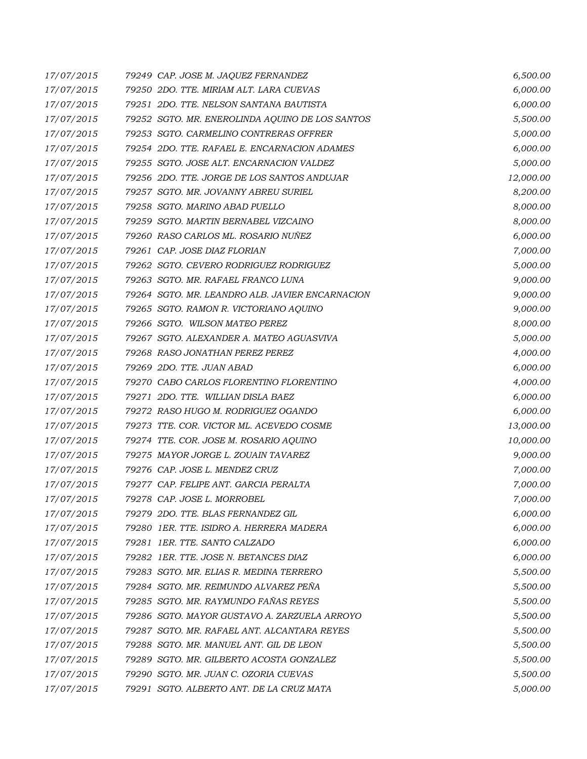| | | |
|---|---|---|
| 17/07/2015 | 79249 CAP. JOSE M. JAQUEZ FERNANDEZ | 6,500.00 |
| 17/07/2015 | 79250 2DO. TTE. MIRIAM ALT. LARA CUEVAS | 6,000.00 |
| 17/07/2015 | 79251 2DO. TTE. NELSON SANTANA BAUTISTA | 6,000.00 |
| 17/07/2015 | 79252 SGTO. MR. ENEROLINDA AQUINO DE LOS SANTOS | 5,500.00 |
| 17/07/2015 | 79253 SGTO. CARMELINO CONTRERAS OFFRER | 5,000.00 |
| 17/07/2015 | 79254 2DO. TTE. RAFAEL E. ENCARNACION ADAMES | 6,000.00 |
| 17/07/2015 | 79255 SGTO. JOSE ALT. ENCARNACION VALDEZ | 5,000.00 |
| 17/07/2015 | 79256 2DO. TTE. JORGE DE LOS SANTOS ANDUJAR | 12,000.00 |
| 17/07/2015 | 79257 SGTO. MR. JOVANNY ABREU SURIEL | 8,200.00 |
| 17/07/2015 | 79258 SGTO. MARINO ABAD PUELLO | 8,000.00 |
| 17/07/2015 | 79259 SGTO. MARTIN BERNABEL VIZCAINO | 8,000.00 |
| 17/07/2015 | 79260 RASO CARLOS ML. ROSARIO NUÑEZ | 6,000.00 |
| 17/07/2015 | 79261 CAP. JOSE DIAZ FLORIAN | 7,000.00 |
| 17/07/2015 | 79262 SGTO. CEVERO RODRIGUEZ RODRIGUEZ | 5,000.00 |
| 17/07/2015 | 79263 SGTO. MR. RAFAEL FRANCO LUNA | 9,000.00 |
| 17/07/2015 | 79264 SGTO. MR. LEANDRO ALB. JAVIER ENCARNACION | 9,000.00 |
| 17/07/2015 | 79265 SGTO. RAMON R. VICTORIANO AQUINO | 9,000.00 |
| 17/07/2015 | 79266 SGTO. WILSON MATEO PEREZ | 8,000.00 |
| 17/07/2015 | 79267 SGTO. ALEXANDER A. MATEO AGUASVIVA | 5,000.00 |
| 17/07/2015 | 79268 RASO JONATHAN PEREZ PEREZ | 4,000.00 |
| 17/07/2015 | 79269 2DO. TTE. JUAN ABAD | 6,000.00 |
| 17/07/2015 | 79270 CABO CARLOS FLORENTINO FLORENTINO | 4,000.00 |
| 17/07/2015 | 79271 2DO. TTE. WILLIAN DISLA BAEZ | 6,000.00 |
| 17/07/2015 | 79272 RASO HUGO M. RODRIGUEZ OGANDO | 6,000.00 |
| 17/07/2015 | 79273 TTE. COR. VICTOR ML. ACEVEDO COSME | 13,000.00 |
| 17/07/2015 | 79274 TTE. COR. JOSE M. ROSARIO AQUINO | 10,000.00 |
| 17/07/2015 | 79275 MAYOR JORGE L. ZOUAIN TAVAREZ | 9,000.00 |
| 17/07/2015 | 79276 CAP. JOSE L. MENDEZ CRUZ | 7,000.00 |
| 17/07/2015 | 79277 CAP. FELIPE ANT. GARCIA PERALTA | 7,000.00 |
| 17/07/2015 | 79278 CAP. JOSE L. MORROBEL | 7,000.00 |
| 17/07/2015 | 79279 2DO. TTE. BLAS FERNANDEZ GIL | 6,000.00 |
| 17/07/2015 | 79280 1ER. TTE. ISIDRO A. HERRERA MADERA | 6,000.00 |
| 17/07/2015 | 79281 1ER. TTE. SANTO CALZADO | 6,000.00 |
| 17/07/2015 | 79282 1ER. TTE. JOSE N. BETANCES DIAZ | 6,000.00 |
| 17/07/2015 | 79283 SGTO. MR. ELIAS R. MEDINA TERRERO | 5,500.00 |
| 17/07/2015 | 79284 SGTO. MR. REIMUNDO ALVAREZ PEÑA | 5,500.00 |
| 17/07/2015 | 79285 SGTO. MR. RAYMUNDO FAÑAS REYES | 5,500.00 |
| 17/07/2015 | 79286 SGTO. MAYOR GUSTAVO A. ZARZUELA ARROYO | 5,500.00 |
| 17/07/2015 | 79287 SGTO. MR. RAFAEL ANT. ALCANTARA REYES | 5,500.00 |
| 17/07/2015 | 79288 SGTO. MR. MANUEL ANT. GIL DE LEON | 5,500.00 |
| 17/07/2015 | 79289 SGTO. MR. GILBERTO ACOSTA GONZALEZ | 5,500.00 |
| 17/07/2015 | 79290 SGTO. MR. JUAN C. OZORIA CUEVAS | 5,500.00 |
| 17/07/2015 | 79291 SGTO. ALBERTO ANT. DE LA CRUZ MATA | 5,000.00 |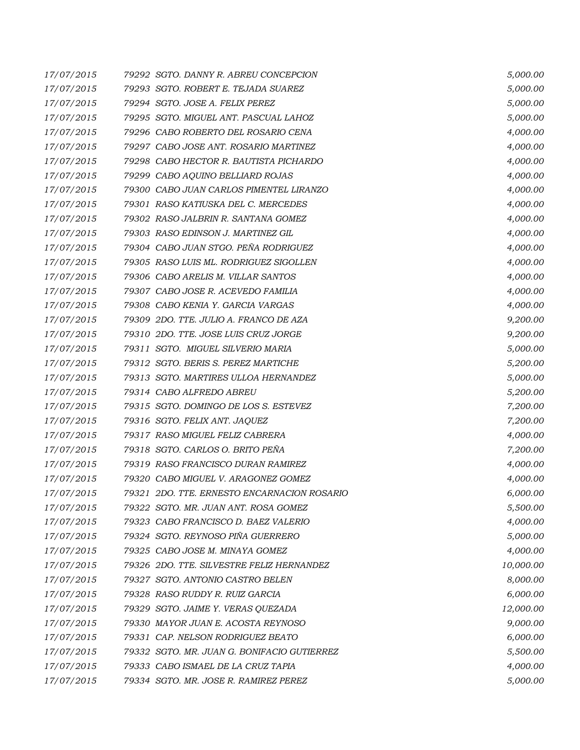| | | |
|---|---|---|
| 17/07/2015 | 79292 SGTO. DANNY R. ABREU CONCEPCION | 5,000.00 |
| 17/07/2015 | 79293 SGTO. ROBERT E. TEJADA SUAREZ | 5,000.00 |
| 17/07/2015 | 79294 SGTO. JOSE A. FELIX PEREZ | 5,000.00 |
| 17/07/2015 | 79295 SGTO. MIGUEL ANT. PASCUAL LAHOZ | 5,000.00 |
| 17/07/2015 | 79296 CABO ROBERTO DEL ROSARIO CENA | 4,000.00 |
| 17/07/2015 | 79297 CABO JOSE ANT. ROSARIO MARTINEZ | 4,000.00 |
| 17/07/2015 | 79298 CABO HECTOR R. BAUTISTA PICHARDO | 4,000.00 |
| 17/07/2015 | 79299 CABO AQUINO BELLIARD ROJAS | 4,000.00 |
| 17/07/2015 | 79300 CABO JUAN CARLOS PIMENTEL LIRANZO | 4,000.00 |
| 17/07/2015 | 79301 RASO KATIUSKA DEL C. MERCEDES | 4,000.00 |
| 17/07/2015 | 79302 RASO JALBRIN R. SANTANA GOMEZ | 4,000.00 |
| 17/07/2015 | 79303 RASO EDINSON J. MARTINEZ GIL | 4,000.00 |
| 17/07/2015 | 79304 CABO JUAN STGO. PEÑA RODRIGUEZ | 4,000.00 |
| 17/07/2015 | 79305 RASO LUIS ML. RODRIGUEZ SIGOLLEN | 4,000.00 |
| 17/07/2015 | 79306 CABO ARELIS M. VILLAR SANTOS | 4,000.00 |
| 17/07/2015 | 79307 CABO JOSE R. ACEVEDO FAMILIA | 4,000.00 |
| 17/07/2015 | 79308 CABO KENIA Y. GARCIA VARGAS | 4,000.00 |
| 17/07/2015 | 79309 2DO. TTE. JULIO A. FRANCO DE AZA | 9,200.00 |
| 17/07/2015 | 79310 2DO. TTE. JOSE LUIS CRUZ JORGE | 9,200.00 |
| 17/07/2015 | 79311 SGTO. MIGUEL SILVERIO MARIA | 5,000.00 |
| 17/07/2015 | 79312 SGTO. BERIS S. PEREZ MARTICHE | 5,200.00 |
| 17/07/2015 | 79313 SGTO. MARTIRES ULLOA HERNANDEZ | 5,000.00 |
| 17/07/2015 | 79314 CABO ALFREDO ABREU | 5,200.00 |
| 17/07/2015 | 79315 SGTO. DOMINGO DE LOS S. ESTEVEZ | 7,200.00 |
| 17/07/2015 | 79316 SGTO. FELIX ANT. JAQUEZ | 7,200.00 |
| 17/07/2015 | 79317 RASO MIGUEL FELIZ CABRERA | 4,000.00 |
| 17/07/2015 | 79318 SGTO. CARLOS O. BRITO PEÑA | 7,200.00 |
| 17/07/2015 | 79319 RASO FRANCISCO DURAN RAMIREZ | 4,000.00 |
| 17/07/2015 | 79320 CABO MIGUEL V. ARAGONEZ GOMEZ | 4,000.00 |
| 17/07/2015 | 79321 2DO. TTE. ERNESTO ENCARNACION ROSARIO | 6,000.00 |
| 17/07/2015 | 79322 SGTO. MR. JUAN ANT. ROSA GOMEZ | 5,500.00 |
| 17/07/2015 | 79323 CABO FRANCISCO D. BAEZ VALERIO | 4,000.00 |
| 17/07/2015 | 79324 SGTO. REYNOSO PIÑA GUERRERO | 5,000.00 |
| 17/07/2015 | 79325 CABO JOSE M. MINAYA GOMEZ | 4,000.00 |
| 17/07/2015 | 79326 2DO. TTE. SILVESTRE FELIZ HERNANDEZ | 10,000.00 |
| 17/07/2015 | 79327 SGTO. ANTONIO CASTRO BELEN | 8,000.00 |
| 17/07/2015 | 79328 RASO RUDDY R. RUIZ GARCIA | 6,000.00 |
| 17/07/2015 | 79329 SGTO. JAIME Y. VERAS QUEZADA | 12,000.00 |
| 17/07/2015 | 79330 MAYOR JUAN E. ACOSTA REYNOSO | 9,000.00 |
| 17/07/2015 | 79331 CAP. NELSON RODRIGUEZ BEATO | 6,000.00 |
| 17/07/2015 | 79332 SGTO. MR. JUAN G. BONIFACIO GUTIERREZ | 5,500.00 |
| 17/07/2015 | 79333 CABO ISMAEL DE LA CRUZ TAPIA | 4,000.00 |
| 17/07/2015 | 79334 SGTO. MR. JOSE R. RAMIREZ PEREZ | 5,000.00 |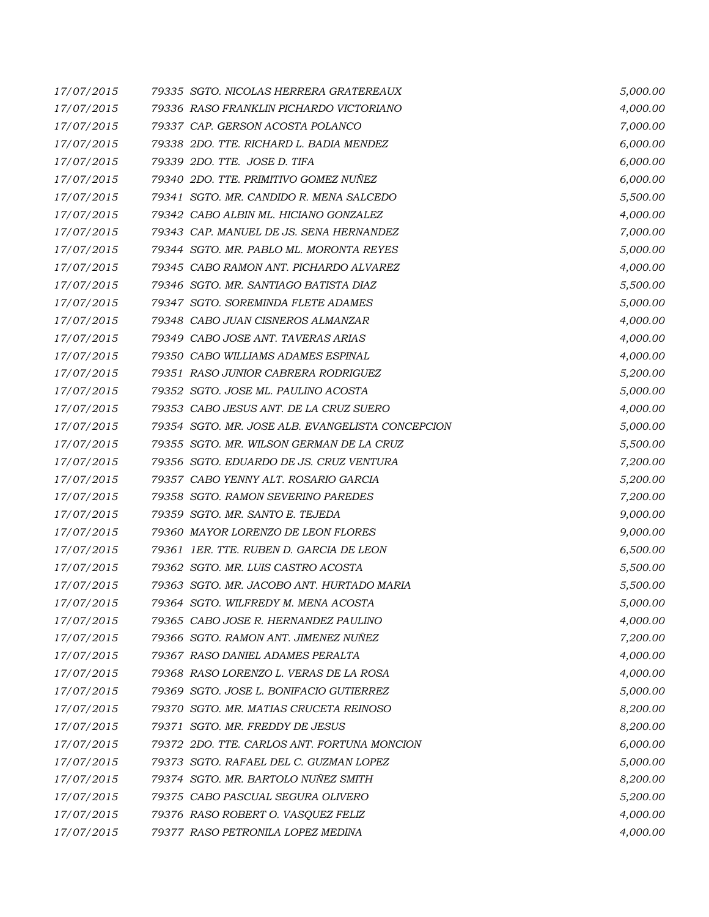| | | |
|---|---|---|
| 17/07/2015 | 79335 SGTO. NICOLAS HERRERA GRATEREAUX | 5,000.00 |
| 17/07/2015 | 79336 RASO FRANKLIN PICHARDO VICTORIANO | 4,000.00 |
| 17/07/2015 | 79337 CAP. GERSON ACOSTA POLANCO | 7,000.00 |
| 17/07/2015 | 79338 2DO. TTE. RICHARD L. BADIA MENDEZ | 6,000.00 |
| 17/07/2015 | 79339 2DO. TTE. JOSE D. TIFA | 6,000.00 |
| 17/07/2015 | 79340 2DO. TTE. PRIMITIVO GOMEZ NUÑEZ | 6,000.00 |
| 17/07/2015 | 79341 SGTO. MR. CANDIDO R. MENA SALCEDO | 5,500.00 |
| 17/07/2015 | 79342 CABO ALBIN ML. HICIANO GONZALEZ | 4,000.00 |
| 17/07/2015 | 79343 CAP. MANUEL DE JS. SENA HERNANDEZ | 7,000.00 |
| 17/07/2015 | 79344 SGTO. MR. PABLO ML. MORONTA REYES | 5,000.00 |
| 17/07/2015 | 79345 CABO RAMON ANT. PICHARDO ALVAREZ | 4,000.00 |
| 17/07/2015 | 79346 SGTO. MR. SANTIAGO BATISTA DIAZ | 5,500.00 |
| 17/07/2015 | 79347 SGTO. SOREMINDA FLETE ADAMES | 5,000.00 |
| 17/07/2015 | 79348 CABO JUAN CISNEROS ALMANZAR | 4,000.00 |
| 17/07/2015 | 79349 CABO JOSE ANT. TAVERAS ARIAS | 4,000.00 |
| 17/07/2015 | 79350 CABO WILLIAMS ADAMES ESPINAL | 4,000.00 |
| 17/07/2015 | 79351 RASO JUNIOR CABRERA RODRIGUEZ | 5,200.00 |
| 17/07/2015 | 79352 SGTO. JOSE ML. PAULINO ACOSTA | 5,000.00 |
| 17/07/2015 | 79353 CABO JESUS ANT. DE LA CRUZ SUERO | 4,000.00 |
| 17/07/2015 | 79354 SGTO. MR. JOSE ALB. EVANGELISTA CONCEPCION | 5,000.00 |
| 17/07/2015 | 79355 SGTO. MR. WILSON GERMAN DE LA CRUZ | 5,500.00 |
| 17/07/2015 | 79356 SGTO. EDUARDO DE JS. CRUZ VENTURA | 7,200.00 |
| 17/07/2015 | 79357 CABO YENNY ALT. ROSARIO GARCIA | 5,200.00 |
| 17/07/2015 | 79358 SGTO. RAMON SEVERINO PAREDES | 7,200.00 |
| 17/07/2015 | 79359 SGTO. MR. SANTO E. TEJEDA | 9,000.00 |
| 17/07/2015 | 79360 MAYOR LORENZO DE LEON FLORES | 9,000.00 |
| 17/07/2015 | 79361 1ER. TTE. RUBEN D. GARCIA DE LEON | 6,500.00 |
| 17/07/2015 | 79362 SGTO. MR. LUIS CASTRO ACOSTA | 5,500.00 |
| 17/07/2015 | 79363 SGTO. MR. JACOBO ANT. HURTADO MARIA | 5,500.00 |
| 17/07/2015 | 79364 SGTO. WILFREDY M. MENA ACOSTA | 5,000.00 |
| 17/07/2015 | 79365 CABO JOSE R. HERNANDEZ PAULINO | 4,000.00 |
| 17/07/2015 | 79366 SGTO. RAMON ANT. JIMENEZ NUÑEZ | 7,200.00 |
| 17/07/2015 | 79367 RASO DANIEL ADAMES PERALTA | 4,000.00 |
| 17/07/2015 | 79368 RASO LORENZO L. VERAS DE LA ROSA | 4,000.00 |
| 17/07/2015 | 79369 SGTO. JOSE L. BONIFACIO GUTIERREZ | 5,000.00 |
| 17/07/2015 | 79370 SGTO. MR. MATIAS CRUCETA REINOSO | 8,200.00 |
| 17/07/2015 | 79371 SGTO. MR. FREDDY DE JESUS | 8,200.00 |
| 17/07/2015 | 79372 2DO. TTE. CARLOS ANT. FORTUNA MONCION | 6,000.00 |
| 17/07/2015 | 79373 SGTO. RAFAEL DEL C. GUZMAN LOPEZ | 5,000.00 |
| 17/07/2015 | 79374 SGTO. MR. BARTOLO NUÑEZ SMITH | 8,200.00 |
| 17/07/2015 | 79375 CABO PASCUAL SEGURA OLIVERO | 5,200.00 |
| 17/07/2015 | 79376 RASO ROBERT O. VASQUEZ FELIZ | 4,000.00 |
| 17/07/2015 | 79377 RASO PETRONILA LOPEZ MEDINA | 4,000.00 |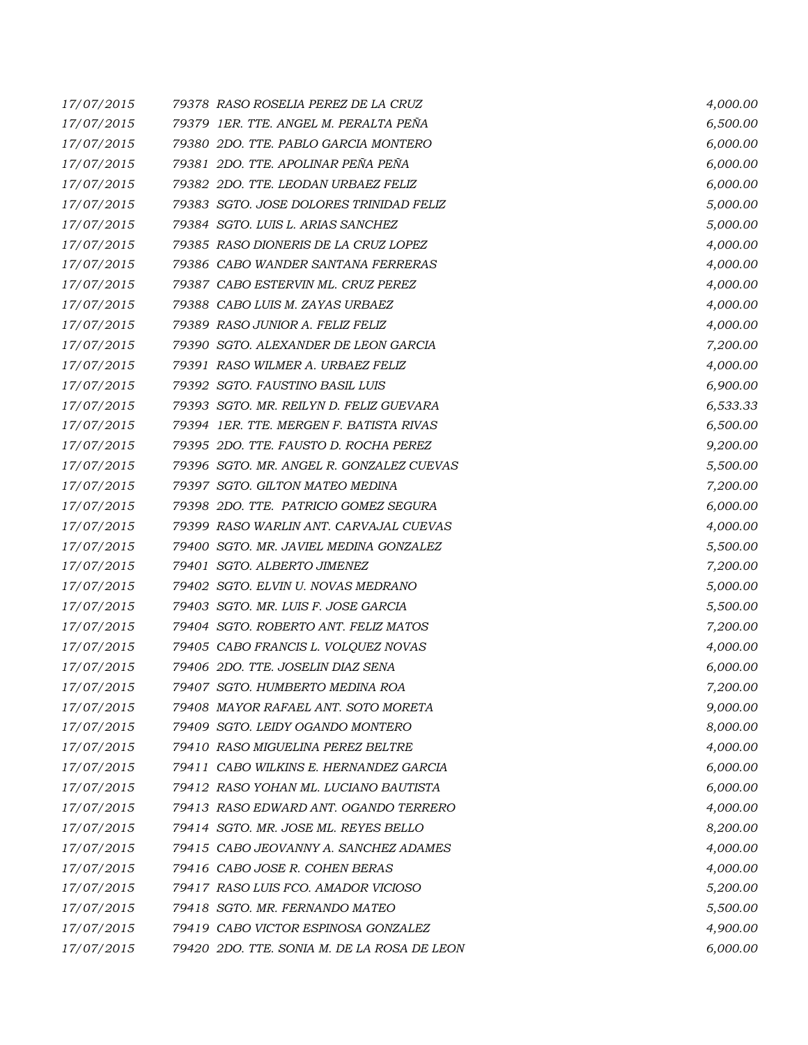| | | |
|---|---|---|
| 17/07/2015 | 79378 RASO ROSELIA PEREZ DE LA CRUZ | 4,000.00 |
| 17/07/2015 | 79379 1ER. TTE. ANGEL M. PERALTA PEÑA | 6,500.00 |
| 17/07/2015 | 79380 2DO. TTE. PABLO GARCIA MONTERO | 6,000.00 |
| 17/07/2015 | 79381 2DO. TTE. APOLINAR PEÑA PEÑA | 6,000.00 |
| 17/07/2015 | 79382 2DO. TTE. LEODAN URBAEZ FELIZ | 6,000.00 |
| 17/07/2015 | 79383 SGTO. JOSE DOLORES TRINIDAD FELIZ | 5,000.00 |
| 17/07/2015 | 79384 SGTO. LUIS L. ARIAS SANCHEZ | 5,000.00 |
| 17/07/2015 | 79385 RASO DIONERIS DE LA CRUZ LOPEZ | 4,000.00 |
| 17/07/2015 | 79386 CABO WANDER SANTANA FERRERAS | 4,000.00 |
| 17/07/2015 | 79387 CABO ESTERVIN ML. CRUZ PEREZ | 4,000.00 |
| 17/07/2015 | 79388 CABO LUIS M. ZAYAS URBAEZ | 4,000.00 |
| 17/07/2015 | 79389 RASO JUNIOR A. FELIZ FELIZ | 4,000.00 |
| 17/07/2015 | 79390 SGTO. ALEXANDER DE LEON GARCIA | 7,200.00 |
| 17/07/2015 | 79391 RASO WILMER A. URBAEZ FELIZ | 4,000.00 |
| 17/07/2015 | 79392 SGTO. FAUSTINO BASIL LUIS | 6,900.00 |
| 17/07/2015 | 79393 SGTO. MR. REILYN D. FELIZ GUEVARA | 6,533.33 |
| 17/07/2015 | 79394 1ER. TTE. MERGEN F. BATISTA RIVAS | 6,500.00 |
| 17/07/2015 | 79395 2DO. TTE. FAUSTO D. ROCHA PEREZ | 9,200.00 |
| 17/07/2015 | 79396 SGTO. MR. ANGEL R. GONZALEZ CUEVAS | 5,500.00 |
| 17/07/2015 | 79397 SGTO. GILTON MATEO MEDINA | 7,200.00 |
| 17/07/2015 | 79398 2DO. TTE. PATRICIO GOMEZ SEGURA | 6,000.00 |
| 17/07/2015 | 79399 RASO WARLIN ANT. CARVAJAL CUEVAS | 4,000.00 |
| 17/07/2015 | 79400 SGTO. MR. JAVIEL MEDINA GONZALEZ | 5,500.00 |
| 17/07/2015 | 79401 SGTO. ALBERTO JIMENEZ | 7,200.00 |
| 17/07/2015 | 79402 SGTO. ELVIN U. NOVAS MEDRANO | 5,000.00 |
| 17/07/2015 | 79403 SGTO. MR. LUIS F. JOSE GARCIA | 5,500.00 |
| 17/07/2015 | 79404 SGTO. ROBERTO ANT. FELIZ MATOS | 7,200.00 |
| 17/07/2015 | 79405 CABO FRANCIS L. VOLQUEZ NOVAS | 4,000.00 |
| 17/07/2015 | 79406 2DO. TTE. JOSELIN DIAZ SENA | 6,000.00 |
| 17/07/2015 | 79407 SGTO. HUMBERTO MEDINA ROA | 7,200.00 |
| 17/07/2015 | 79408 MAYOR RAFAEL ANT. SOTO MORETA | 9,000.00 |
| 17/07/2015 | 79409 SGTO. LEIDY OGANDO MONTERO | 8,000.00 |
| 17/07/2015 | 79410 RASO MIGUELINA PEREZ BELTRE | 4,000.00 |
| 17/07/2015 | 79411 CABO WILKINS E. HERNANDEZ GARCIA | 6,000.00 |
| 17/07/2015 | 79412 RASO YOHAN ML. LUCIANO BAUTISTA | 6,000.00 |
| 17/07/2015 | 79413 RASO EDWARD ANT. OGANDO TERRERO | 4,000.00 |
| 17/07/2015 | 79414 SGTO. MR. JOSE ML. REYES BELLO | 8,200.00 |
| 17/07/2015 | 79415 CABO JEOVANNY A. SANCHEZ ADAMES | 4,000.00 |
| 17/07/2015 | 79416 CABO JOSE R. COHEN BERAS | 4,000.00 |
| 17/07/2015 | 79417 RASO LUIS FCO. AMADOR VICIOSO | 5,200.00 |
| 17/07/2015 | 79418 SGTO. MR. FERNANDO MATEO | 5,500.00 |
| 17/07/2015 | 79419 CABO VICTOR ESPINOSA GONZALEZ | 4,900.00 |
| 17/07/2015 | 79420 2DO. TTE. SONIA M. DE LA ROSA DE LEON | 6,000.00 |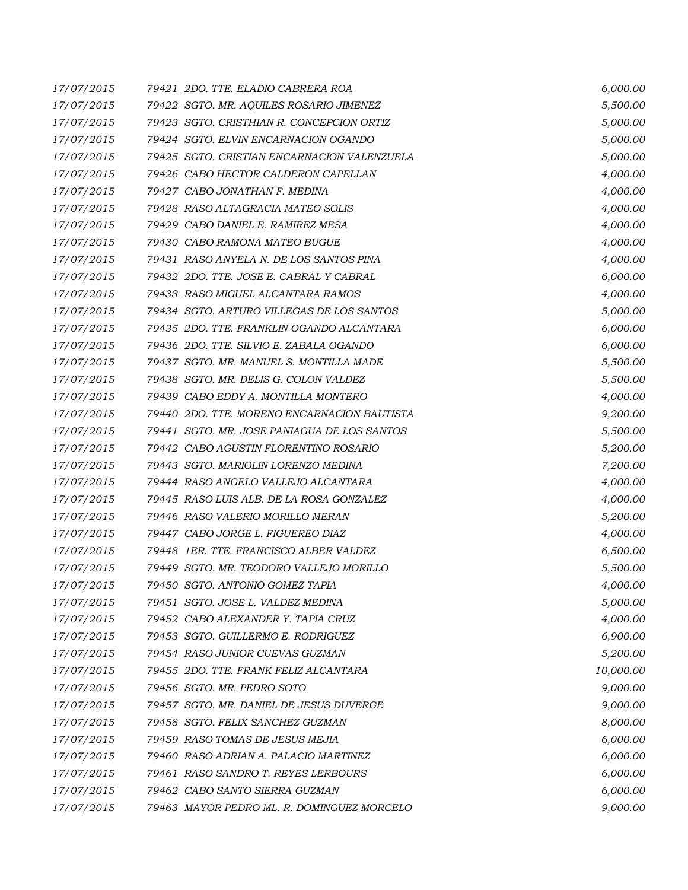| | | |
|---|---|---|
| 17/07/2015 | 79421 2DO. TTE. ELADIO CABRERA ROA | 6,000.00 |
| 17/07/2015 | 79422 SGTO. MR. AQUILES ROSARIO JIMENEZ | 5,500.00 |
| 17/07/2015 | 79423 SGTO. CRISTHIAN R. CONCEPCION ORTIZ | 5,000.00 |
| 17/07/2015 | 79424 SGTO. ELVIN ENCARNACION OGANDO | 5,000.00 |
| 17/07/2015 | 79425 SGTO. CRISTIAN ENCARNACION VALENZUELA | 5,000.00 |
| 17/07/2015 | 79426 CABO HECTOR CALDERON CAPELLAN | 4,000.00 |
| 17/07/2015 | 79427 CABO JONATHAN F. MEDINA | 4,000.00 |
| 17/07/2015 | 79428 RASO ALTAGRACIA MATEO SOLIS | 4,000.00 |
| 17/07/2015 | 79429 CABO DANIEL E. RAMIREZ MESA | 4,000.00 |
| 17/07/2015 | 79430 CABO RAMONA MATEO BUGUE | 4,000.00 |
| 17/07/2015 | 79431 RASO ANYELA N. DE LOS SANTOS PIÑA | 4,000.00 |
| 17/07/2015 | 79432 2DO. TTE. JOSE E. CABRAL Y CABRAL | 6,000.00 |
| 17/07/2015 | 79433 RASO MIGUEL ALCANTARA RAMOS | 4,000.00 |
| 17/07/2015 | 79434 SGTO. ARTURO VILLEGAS DE LOS SANTOS | 5,000.00 |
| 17/07/2015 | 79435 2DO. TTE. FRANKLIN OGANDO ALCANTARA | 6,000.00 |
| 17/07/2015 | 79436 2DO. TTE. SILVIO E. ZABALA OGANDO | 6,000.00 |
| 17/07/2015 | 79437 SGTO. MR. MANUEL S. MONTILLA MADE | 5,500.00 |
| 17/07/2015 | 79438 SGTO. MR. DELIS G. COLON VALDEZ | 5,500.00 |
| 17/07/2015 | 79439 CABO EDDY A. MONTILLA MONTERO | 4,000.00 |
| 17/07/2015 | 79440 2DO. TTE. MORENO ENCARNACION BAUTISTA | 9,200.00 |
| 17/07/2015 | 79441 SGTO. MR. JOSE PANIAGUA DE LOS SANTOS | 5,500.00 |
| 17/07/2015 | 79442 CABO AGUSTIN FLORENTINO ROSARIO | 5,200.00 |
| 17/07/2015 | 79443 SGTO. MARIOLIN LORENZO MEDINA | 7,200.00 |
| 17/07/2015 | 79444 RASO ANGELO VALLEJO ALCANTARA | 4,000.00 |
| 17/07/2015 | 79445 RASO LUIS ALB. DE LA ROSA GONZALEZ | 4,000.00 |
| 17/07/2015 | 79446 RASO VALERIO MORILLO MERAN | 5,200.00 |
| 17/07/2015 | 79447 CABO JORGE L. FIGUEREO DIAZ | 4,000.00 |
| 17/07/2015 | 79448 1ER. TTE. FRANCISCO ALBER VALDEZ | 6,500.00 |
| 17/07/2015 | 79449 SGTO. MR. TEODORO VALLEJO MORILLO | 5,500.00 |
| 17/07/2015 | 79450 SGTO. ANTONIO GOMEZ TAPIA | 4,000.00 |
| 17/07/2015 | 79451 SGTO. JOSE L. VALDEZ MEDINA | 5,000.00 |
| 17/07/2015 | 79452 CABO ALEXANDER Y. TAPIA CRUZ | 4,000.00 |
| 17/07/2015 | 79453 SGTO. GUILLERMO E. RODRIGUEZ | 6,900.00 |
| 17/07/2015 | 79454 RASO JUNIOR CUEVAS GUZMAN | 5,200.00 |
| 17/07/2015 | 79455 2DO. TTE. FRANK FELIZ ALCANTARA | 10,000.00 |
| 17/07/2015 | 79456 SGTO. MR. PEDRO SOTO | 9,000.00 |
| 17/07/2015 | 79457 SGTO. MR. DANIEL DE JESUS DUVERGE | 9,000.00 |
| 17/07/2015 | 79458 SGTO. FELIX SANCHEZ GUZMAN | 8,000.00 |
| 17/07/2015 | 79459 RASO TOMAS DE JESUS MEJIA | 6,000.00 |
| 17/07/2015 | 79460 RASO ADRIAN A. PALACIO MARTINEZ | 6,000.00 |
| 17/07/2015 | 79461 RASO SANDRO T. REYES LERBOURS | 6,000.00 |
| 17/07/2015 | 79462 CABO SANTO SIERRA GUZMAN | 6,000.00 |
| 17/07/2015 | 79463 MAYOR PEDRO ML. R. DOMINGUEZ MORCELO | 9,000.00 |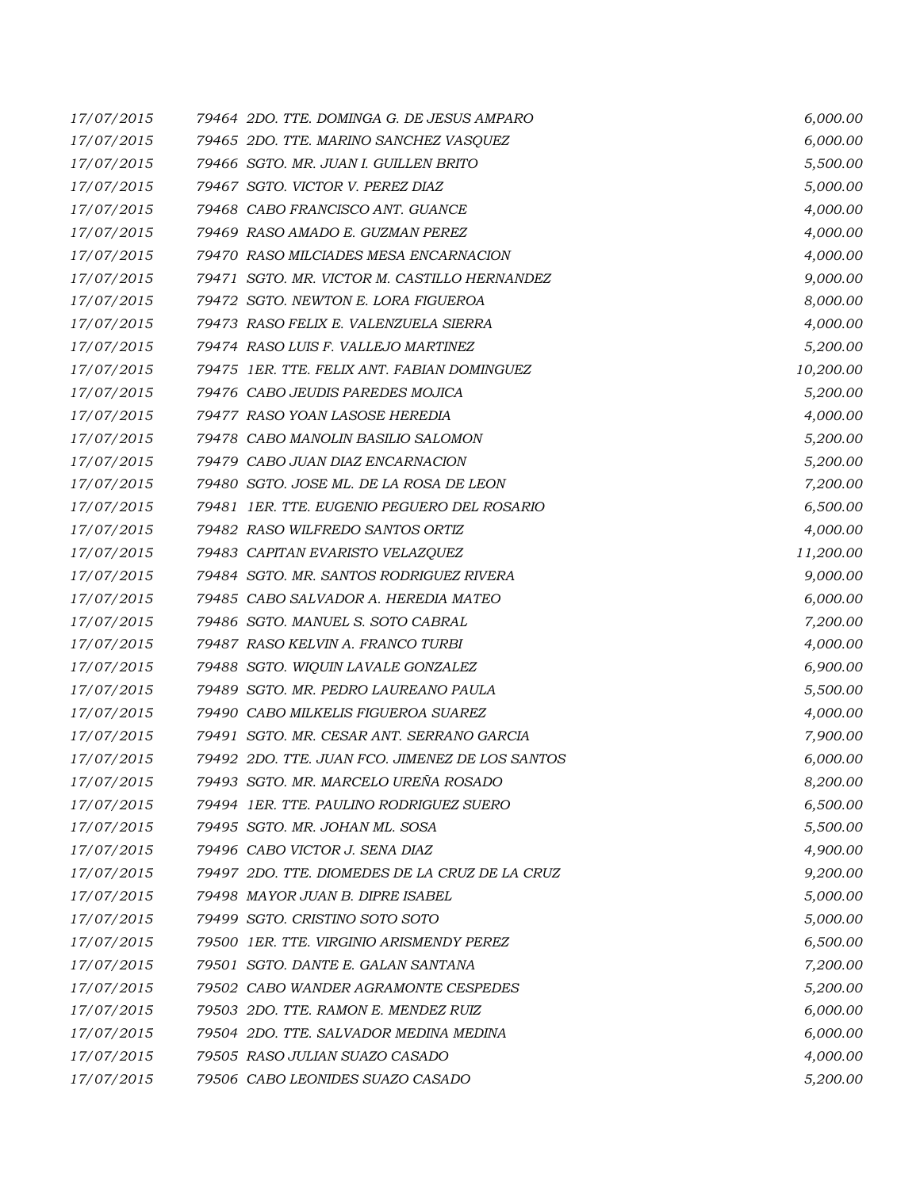| | | |
|---|---|---|
| *17/07/2015* | *79464 2DO. TTE. DOMINGA G. DE JESUS AMPARO* | *6,000.00* |
| *17/07/2015* | *79465 2DO. TTE. MARINO SANCHEZ VASQUEZ* | *6,000.00* |
| *17/07/2015* | *79466 SGTO. MR. JUAN I. GUILLEN BRITO* | *5,500.00* |
| *17/07/2015* | *79467 SGTO. VICTOR V. PEREZ DIAZ* | *5,000.00* |
| *17/07/2015* | *79468 CABO FRANCISCO ANT. GUANCE* | *4,000.00* |
| *17/07/2015* | *79469 RASO AMADO E. GUZMAN PEREZ* | *4,000.00* |
| *17/07/2015* | *79470 RASO MILCIADES MESA ENCARNACION* | *4,000.00* |
| *17/07/2015* | *79471 SGTO. MR. VICTOR M. CASTILLO HERNANDEZ* | *9,000.00* |
| *17/07/2015* | *79472 SGTO. NEWTON E. LORA FIGUEROA* | *8,000.00* |
| *17/07/2015* | *79473 RASO FELIX E. VALENZUELA SIERRA* | *4,000.00* |
| *17/07/2015* | *79474 RASO LUIS F. VALLEJO MARTINEZ* | *5,200.00* |
| *17/07/2015* | *79475 1ER. TTE. FELIX ANT. FABIAN DOMINGUEZ* | *10,200.00* |
| *17/07/2015* | *79476 CABO JEUDIS PAREDES MOJICA* | *5,200.00* |
| *17/07/2015* | *79477 RASO YOAN LASOSE HEREDIA* | *4,000.00* |
| *17/07/2015* | *79478 CABO MANOLIN BASILIO SALOMON* | *5,200.00* |
| *17/07/2015* | *79479 CABO JUAN DIAZ ENCARNACION* | *5,200.00* |
| *17/07/2015* | *79480 SGTO. JOSE ML. DE LA ROSA DE LEON* | *7,200.00* |
| *17/07/2015* | *79481 1ER. TTE. EUGENIO PEGUERO DEL ROSARIO* | *6,500.00* |
| *17/07/2015* | *79482 RASO WILFREDO SANTOS ORTIZ* | *4,000.00* |
| *17/07/2015* | *79483 CAPITAN EVARISTO VELAZQUEZ* | *11,200.00* |
| *17/07/2015* | *79484 SGTO. MR. SANTOS RODRIGUEZ RIVERA* | *9,000.00* |
| *17/07/2015* | *79485 CABO SALVADOR A. HEREDIA MATEO* | *6,000.00* |
| *17/07/2015* | *79486 SGTO. MANUEL S. SOTO CABRAL* | *7,200.00* |
| *17/07/2015* | *79487 RASO KELVIN A. FRANCO TURBI* | *4,000.00* |
| *17/07/2015* | *79488 SGTO. WIQUIN LAVALE GONZALEZ* | *6,900.00* |
| *17/07/2015* | *79489 SGTO. MR. PEDRO LAUREANO PAULA* | *5,500.00* |
| *17/07/2015* | *79490 CABO MILKELIS FIGUEROA SUAREZ* | *4,000.00* |
| *17/07/2015* | *79491 SGTO. MR. CESAR ANT. SERRANO GARCIA* | *7,900.00* |
| *17/07/2015* | *79492 2DO. TTE. JUAN FCO. JIMENEZ DE LOS SANTOS* | *6,000.00* |
| *17/07/2015* | *79493 SGTO. MR. MARCELO UREÑA ROSADO* | *8,200.00* |
| *17/07/2015* | *79494 1ER. TTE. PAULINO RODRIGUEZ SUERO* | *6,500.00* |
| *17/07/2015* | *79495 SGTO. MR. JOHAN ML. SOSA* | *5,500.00* |
| *17/07/2015* | *79496 CABO VICTOR J. SENA DIAZ* | *4,900.00* |
| *17/07/2015* | *79497 2DO. TTE. DIOMEDES DE LA CRUZ DE LA CRUZ* | *9,200.00* |
| *17/07/2015* | *79498 MAYOR JUAN B. DIPRE ISABEL* | *5,000.00* |
| *17/07/2015* | *79499 SGTO. CRISTINO SOTO SOTO* | *5,000.00* |
| *17/07/2015* | *79500 1ER. TTE. VIRGINIO ARISMENDY PEREZ* | *6,500.00* |
| *17/07/2015* | *79501 SGTO. DANTE E. GALAN SANTANA* | *7,200.00* |
| *17/07/2015* | *79502 CABO WANDER AGRAMONTE CESPEDES* | *5,200.00* |
| *17/07/2015* | *79503 2DO. TTE. RAMON E. MENDEZ RUIZ* | *6,000.00* |
| *17/07/2015* | *79504 2DO. TTE. SALVADOR MEDINA MEDINA* | *6,000.00* |
| *17/07/2015* | *79505 RASO JULIAN SUAZO CASADO* | *4,000.00* |
| *17/07/2015* | *79506 CABO LEONIDES SUAZO CASADO* | *5,200.00* |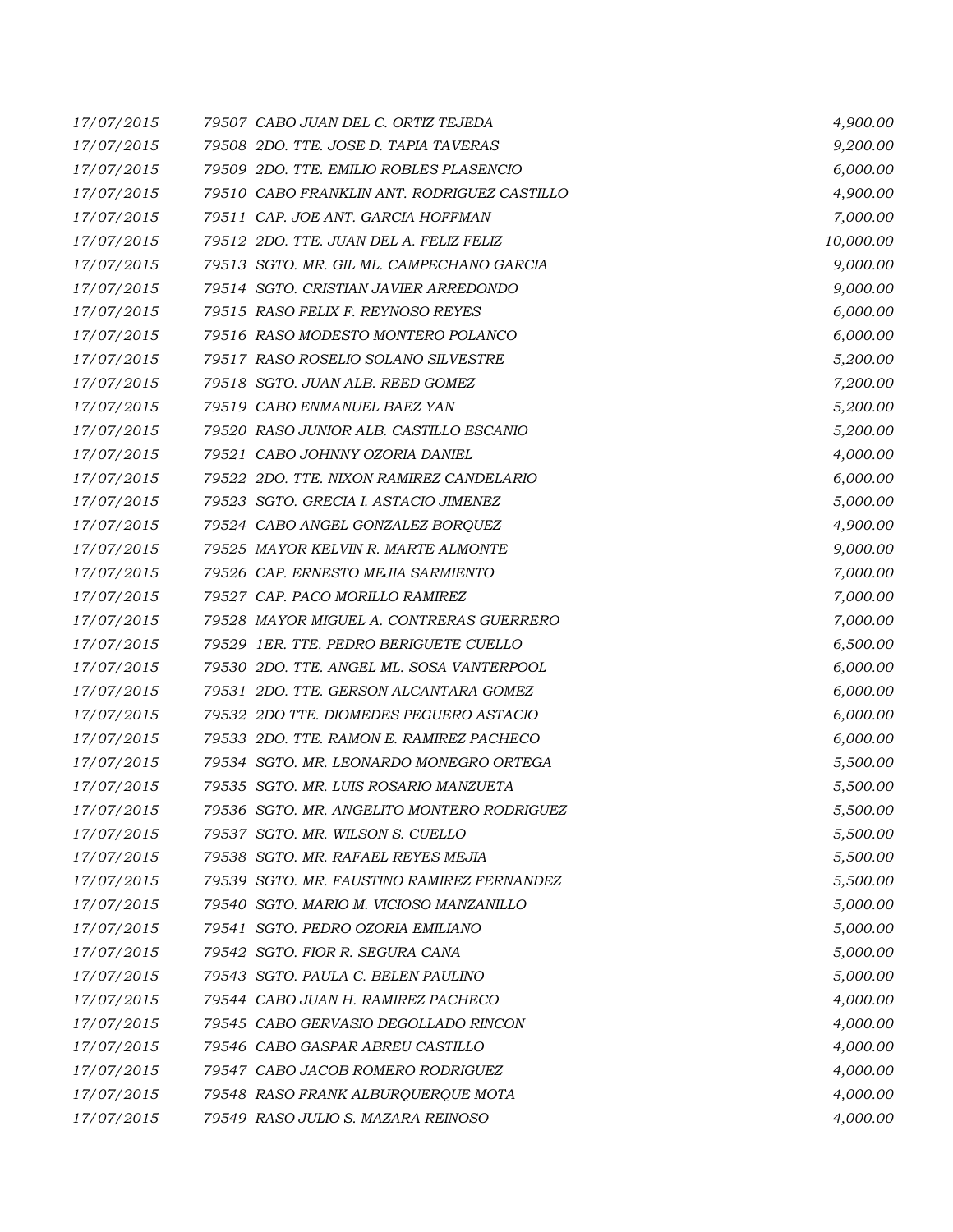| | | |
|---|---|---|
| *17/07/2015* | *79507 CABO JUAN DEL C. ORTIZ TEJEDA* | *4,900.00* |
| *17/07/2015* | *79508 2DO. TTE. JOSE D. TAPIA TAVERAS* | *9,200.00* |
| *17/07/2015* | *79509 2DO. TTE. EMILIO ROBLES PLASENCIO* | *6,000.00* |
| *17/07/2015* | *79510 CABO FRANKLIN ANT. RODRIGUEZ CASTILLO* | *4,900.00* |
| *17/07/2015* | *79511 CAP. JOE ANT. GARCIA HOFFMAN* | *7,000.00* |
| *17/07/2015* | *79512 2DO. TTE. JUAN DEL A. FELIZ FELIZ* | *10,000.00* |
| *17/07/2015* | *79513 SGTO. MR. GIL ML. CAMPECHANO GARCIA* | *9,000.00* |
| *17/07/2015* | *79514 SGTO. CRISTIAN JAVIER ARREDONDO* | *9,000.00* |
| *17/07/2015* | *79515 RASO FELIX F. REYNOSO REYES* | *6,000.00* |
| *17/07/2015* | *79516 RASO MODESTO MONTERO POLANCO* | *6,000.00* |
| *17/07/2015* | *79517 RASO ROSELIO SOLANO SILVESTRE* | *5,200.00* |
| *17/07/2015* | *79518 SGTO. JUAN ALB. REED GOMEZ* | *7,200.00* |
| *17/07/2015* | *79519 CABO ENMANUEL BAEZ YAN* | *5,200.00* |
| *17/07/2015* | *79520 RASO JUNIOR ALB. CASTILLO ESCANIO* | *5,200.00* |
| *17/07/2015* | *79521 CABO JOHNNY OZORIA DANIEL* | *4,000.00* |
| *17/07/2015* | *79522 2DO. TTE. NIXON RAMIREZ CANDELARIO* | *6,000.00* |
| *17/07/2015* | *79523 SGTO. GRECIA I. ASTACIO JIMENEZ* | *5,000.00* |
| *17/07/2015* | *79524 CABO ANGEL GONZALEZ BORQUEZ* | *4,900.00* |
| *17/07/2015* | *79525 MAYOR KELVIN R. MARTE ALMONTE* | *9,000.00* |
| *17/07/2015* | *79526 CAP. ERNESTO MEJIA SARMIENTO* | *7,000.00* |
| *17/07/2015* | *79527 CAP. PACO MORILLO RAMIREZ* | *7,000.00* |
| *17/07/2015* | *79528 MAYOR MIGUEL A. CONTRERAS GUERRERO* | *7,000.00* |
| *17/07/2015* | *79529 1ER. TTE. PEDRO BERIGUETE CUELLO* | *6,500.00* |
| *17/07/2015* | *79530 2DO. TTE. ANGEL ML. SOSA VANTERPOOL* | *6,000.00* |
| *17/07/2015* | *79531 2DO. TTE. GERSON ALCANTARA GOMEZ* | *6,000.00* |
| *17/07/2015* | *79532 2DO TTE. DIOMEDES PEGUERO ASTACIO* | *6,000.00* |
| *17/07/2015* | *79533 2DO. TTE. RAMON E. RAMIREZ PACHECO* | *6,000.00* |
| *17/07/2015* | *79534 SGTO. MR. LEONARDO MONEGRO ORTEGA* | *5,500.00* |
| *17/07/2015* | *79535 SGTO. MR. LUIS ROSARIO MANZUETA* | *5,500.00* |
| *17/07/2015* | *79536 SGTO. MR. ANGELITO MONTERO RODRIGUEZ* | *5,500.00* |
| *17/07/2015* | *79537 SGTO. MR. WILSON S. CUELLO* | *5,500.00* |
| *17/07/2015* | *79538 SGTO. MR. RAFAEL REYES MEJIA* | *5,500.00* |
| *17/07/2015* | *79539 SGTO. MR. FAUSTINO RAMIREZ FERNANDEZ* | *5,500.00* |
| *17/07/2015* | *79540 SGTO. MARIO M. VICIOSO MANZANILLO* | *5,000.00* |
| *17/07/2015* | *79541 SGTO. PEDRO OZORIA EMILIANO* | *5,000.00* |
| *17/07/2015* | *79542 SGTO. FIOR R. SEGURA CANA* | *5,000.00* |
| *17/07/2015* | *79543 SGTO. PAULA C. BELEN PAULINO* | *5,000.00* |
| *17/07/2015* | *79544 CABO JUAN H. RAMIREZ PACHECO* | *4,000.00* |
| *17/07/2015* | *79545 CABO GERVASIO DEGOLLADO RINCON* | *4,000.00* |
| *17/07/2015* | *79546 CABO GASPAR ABREU CASTILLO* | *4,000.00* |
| *17/07/2015* | *79547 CABO JACOB ROMERO RODRIGUEZ* | *4,000.00* |
| *17/07/2015* | *79548 RASO FRANK ALBURQUERQUE MOTA* | *4,000.00* |
| *17/07/2015* | *79549 RASO JULIO S. MAZARA REINOSO* | *4,000.00* |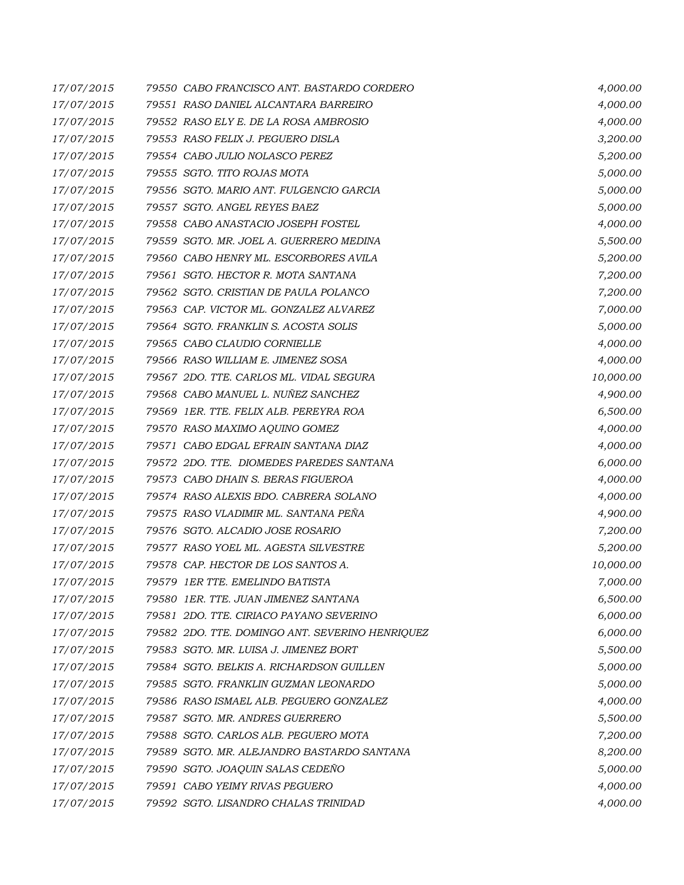| | | |
|---|---|---|
| *17/07/2015* | *79550 CABO FRANCISCO ANT. BASTARDO CORDERO* | *4,000.00* |
| *17/07/2015* | *79551 RASO DANIEL ALCANTARA BARREIRO* | *4,000.00* |
| *17/07/2015* | *79552 RASO ELY E. DE LA ROSA AMBROSIO* | *4,000.00* |
| *17/07/2015* | *79553 RASO FELIX J. PEGUERO DISLA* | *3,200.00* |
| *17/07/2015* | *79554 CABO JULIO NOLASCO PEREZ* | *5,200.00* |
| *17/07/2015* | *79555 SGTO. TITO ROJAS MOTA* | *5,000.00* |
| *17/07/2015* | *79556 SGTO. MARIO ANT. FULGENCIO GARCIA* | *5,000.00* |
| *17/07/2015* | *79557 SGTO. ANGEL REYES BAEZ* | *5,000.00* |
| *17/07/2015* | *79558 CABO ANASTACIO JOSEPH FOSTEL* | *4,000.00* |
| *17/07/2015* | *79559 SGTO. MR. JOEL A. GUERRERO MEDINA* | *5,500.00* |
| *17/07/2015* | *79560 CABO HENRY ML. ESCORBORES AVILA* | *5,200.00* |
| *17/07/2015* | *79561 SGTO. HECTOR R. MOTA SANTANA* | *7,200.00* |
| *17/07/2015* | *79562 SGTO. CRISTIAN DE PAULA POLANCO* | *7,200.00* |
| *17/07/2015* | *79563 CAP. VICTOR ML. GONZALEZ ALVAREZ* | *7,000.00* |
| *17/07/2015* | *79564 SGTO. FRANKLIN S. ACOSTA SOLIS* | *5,000.00* |
| *17/07/2015* | *79565 CABO CLAUDIO CORNIELLE* | *4,000.00* |
| *17/07/2015* | *79566 RASO WILLIAM E. JIMENEZ SOSA* | *4,000.00* |
| *17/07/2015* | *79567 2DO. TTE. CARLOS ML. VIDAL SEGURA* | *10,000.00* |
| *17/07/2015* | *79568 CABO MANUEL L. NUÑEZ SANCHEZ* | *4,900.00* |
| *17/07/2015* | *79569 1ER. TTE. FELIX ALB. PEREYRA ROA* | *6,500.00* |
| *17/07/2015* | *79570 RASO MAXIMO AQUINO GOMEZ* | *4,000.00* |
| *17/07/2015* | *79571 CABO EDGAL EFRAIN SANTANA DIAZ* | *4,000.00* |
| *17/07/2015* | *79572 2DO. TTE. DIOMEDES PAREDES SANTANA* | *6,000.00* |
| *17/07/2015* | *79573 CABO DHAIN S. BERAS FIGUEROA* | *4,000.00* |
| *17/07/2015* | *79574 RASO ALEXIS BDO. CABRERA SOLANO* | *4,000.00* |
| *17/07/2015* | *79575 RASO VLADIMIR ML. SANTANA PEÑA* | *4,900.00* |
| *17/07/2015* | *79576 SGTO. ALCADIO JOSE ROSARIO* | *7,200.00* |
| *17/07/2015* | *79577 RASO YOEL ML. AGESTA SILVESTRE* | *5,200.00* |
| *17/07/2015* | *79578 CAP. HECTOR DE LOS SANTOS A.* | *10,000.00* |
| *17/07/2015* | *79579 1ER TTE. EMELINDO BATISTA* | *7,000.00* |
| *17/07/2015* | *79580 1ER. TTE. JUAN JIMENEZ SANTANA* | *6,500.00* |
| *17/07/2015* | *79581 2DO. TTE. CIRIACO PAYANO SEVERINO* | *6,000.00* |
| *17/07/2015* | *79582 2DO. TTE. DOMINGO ANT. SEVERINO HENRIQUEZ* | *6,000.00* |
| *17/07/2015* | *79583 SGTO. MR. LUISA J. JIMENEZ BORT* | *5,500.00* |
| *17/07/2015* | *79584 SGTO. BELKIS A. RICHARDSON GUILLEN* | *5,000.00* |
| *17/07/2015* | *79585 SGTO. FRANKLIN GUZMAN LEONARDO* | *5,000.00* |
| *17/07/2015* | *79586 RASO ISMAEL ALB. PEGUERO GONZALEZ* | *4,000.00* |
| *17/07/2015* | *79587 SGTO. MR. ANDRES GUERRERO* | *5,500.00* |
| *17/07/2015* | *79588 SGTO. CARLOS ALB. PEGUERO MOTA* | *7,200.00* |
| *17/07/2015* | *79589 SGTO. MR. ALEJANDRO BASTARDO SANTANA* | *8,200.00* |
| *17/07/2015* | *79590 SGTO. JOAQUIN SALAS CEDEÑO* | *5,000.00* |
| *17/07/2015* | *79591 CABO YEIMY RIVAS PEGUERO* | *4,000.00* |
| *17/07/2015* | *79592 SGTO. LISANDRO CHALAS TRINIDAD* | *4,000.00* |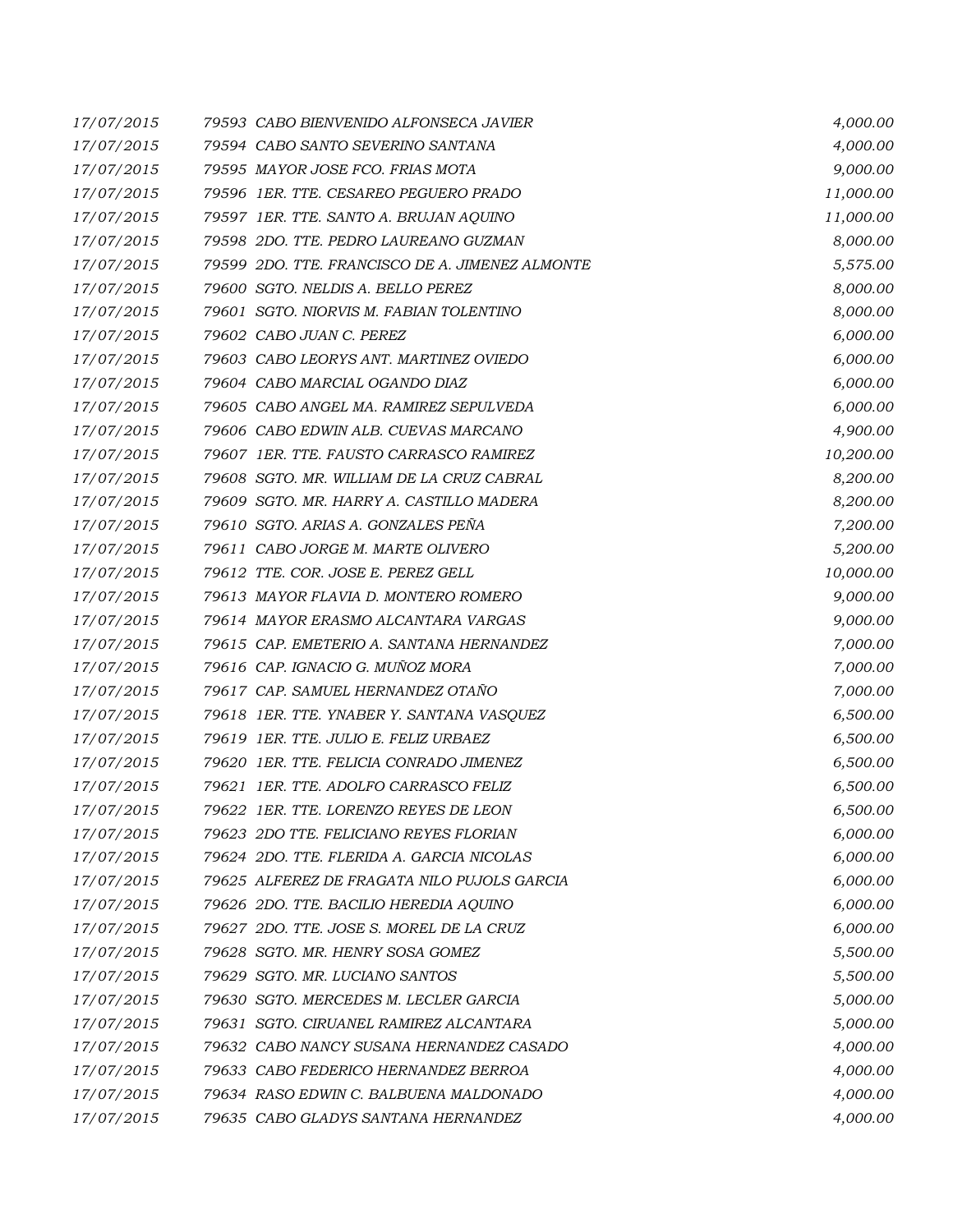| | | |
|---|---|---|
| 17/07/2015 | 79593 CABO BIENVENIDO ALFONSECA JAVIER | 4,000.00 |
| 17/07/2015 | 79594 CABO SANTO SEVERINO SANTANA | 4,000.00 |
| 17/07/2015 | 79595 MAYOR JOSE FCO. FRIAS MOTA | 9,000.00 |
| 17/07/2015 | 79596 1ER. TTE. CESAREO PEGUERO PRADO | 11,000.00 |
| 17/07/2015 | 79597 1ER. TTE. SANTO A. BRUJAN AQUINO | 11,000.00 |
| 17/07/2015 | 79598 2DO. TTE. PEDRO LAUREANO GUZMAN | 8,000.00 |
| 17/07/2015 | 79599 2DO. TTE. FRANCISCO DE A. JIMENEZ ALMONTE | 5,575.00 |
| 17/07/2015 | 79600 SGTO. NELDIS A. BELLO PEREZ | 8,000.00 |
| 17/07/2015 | 79601 SGTO. NIORVIS M. FABIAN TOLENTINO | 8,000.00 |
| 17/07/2015 | 79602 CABO JUAN C. PEREZ | 6,000.00 |
| 17/07/2015 | 79603 CABO LEORYS ANT. MARTINEZ OVIEDO | 6,000.00 |
| 17/07/2015 | 79604 CABO MARCIAL OGANDO DIAZ | 6,000.00 |
| 17/07/2015 | 79605 CABO ANGEL MA. RAMIREZ SEPULVEDA | 6,000.00 |
| 17/07/2015 | 79606 CABO EDWIN ALB. CUEVAS MARCANO | 4,900.00 |
| 17/07/2015 | 79607 1ER. TTE. FAUSTO CARRASCO RAMIREZ | 10,200.00 |
| 17/07/2015 | 79608 SGTO. MR. WILLIAM DE LA CRUZ CABRAL | 8,200.00 |
| 17/07/2015 | 79609 SGTO. MR. HARRY A. CASTILLO MADERA | 8,200.00 |
| 17/07/2015 | 79610 SGTO. ARIAS A. GONZALES PEÑA | 7,200.00 |
| 17/07/2015 | 79611 CABO JORGE M. MARTE OLIVERO | 5,200.00 |
| 17/07/2015 | 79612 TTE. COR. JOSE E. PEREZ GELL | 10,000.00 |
| 17/07/2015 | 79613 MAYOR FLAVIA D. MONTERO ROMERO | 9,000.00 |
| 17/07/2015 | 79614 MAYOR ERASMO ALCANTARA VARGAS | 9,000.00 |
| 17/07/2015 | 79615 CAP. EMETERIO A. SANTANA HERNANDEZ | 7,000.00 |
| 17/07/2015 | 79616 CAP. IGNACIO G. MUÑOZ MORA | 7,000.00 |
| 17/07/2015 | 79617 CAP. SAMUEL HERNANDEZ OTAÑO | 7,000.00 |
| 17/07/2015 | 79618 1ER. TTE. YNABER Y. SANTANA VASQUEZ | 6,500.00 |
| 17/07/2015 | 79619 1ER. TTE. JULIO E. FELIZ URBAEZ | 6,500.00 |
| 17/07/2015 | 79620 1ER. TTE. FELICIA CONRADO JIMENEZ | 6,500.00 |
| 17/07/2015 | 79621 1ER. TTE. ADOLFO CARRASCO FELIZ | 6,500.00 |
| 17/07/2015 | 79622 1ER. TTE. LORENZO REYES DE LEON | 6,500.00 |
| 17/07/2015 | 79623 2DO TTE. FELICIANO REYES FLORIAN | 6,000.00 |
| 17/07/2015 | 79624 2DO. TTE. FLERIDA A. GARCIA NICOLAS | 6,000.00 |
| 17/07/2015 | 79625 ALFEREZ DE FRAGATA NILO PUJOLS GARCIA | 6,000.00 |
| 17/07/2015 | 79626 2DO. TTE. BACILIO HEREDIA AQUINO | 6,000.00 |
| 17/07/2015 | 79627 2DO. TTE. JOSE S. MOREL DE LA CRUZ | 6,000.00 |
| 17/07/2015 | 79628 SGTO. MR. HENRY SOSA GOMEZ | 5,500.00 |
| 17/07/2015 | 79629 SGTO. MR. LUCIANO SANTOS | 5,500.00 |
| 17/07/2015 | 79630 SGTO. MERCEDES M. LECLER GARCIA | 5,000.00 |
| 17/07/2015 | 79631 SGTO. CIRUANEL RAMIREZ ALCANTARA | 5,000.00 |
| 17/07/2015 | 79632 CABO NANCY SUSANA HERNANDEZ CASADO | 4,000.00 |
| 17/07/2015 | 79633 CABO FEDERICO HERNANDEZ BERROA | 4,000.00 |
| 17/07/2015 | 79634 RASO EDWIN C. BALBUENA MALDONADO | 4,000.00 |
| 17/07/2015 | 79635 CABO GLADYS SANTANA HERNANDEZ | 4,000.00 |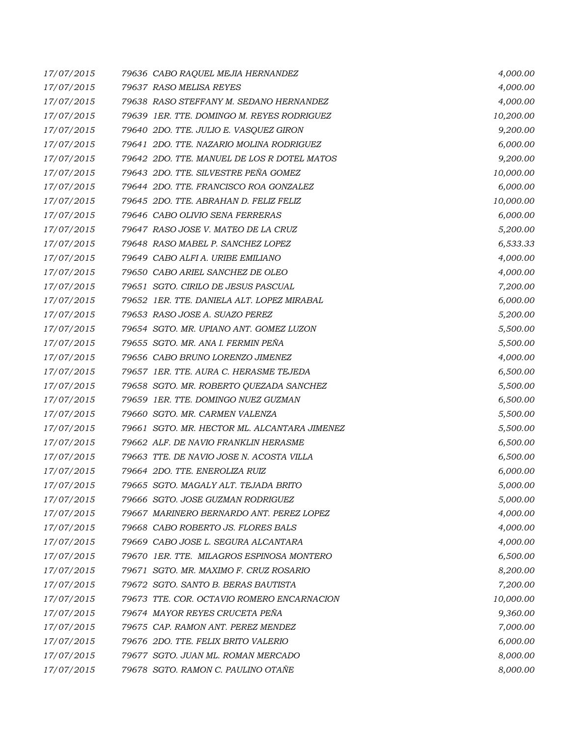| | | |
|---|---|---|
| *17/07/2015* | *79636 CABO RAQUEL MEJIA HERNANDEZ* | *4,000.00* |
| *17/07/2015* | *79637 RASO MELISA REYES* | *4,000.00* |
| *17/07/2015* | *79638 RASO STEFFANY M. SEDANO HERNANDEZ* | *4,000.00* |
| *17/07/2015* | *79639 1ER. TTE. DOMINGO M. REYES RODRIGUEZ* | *10,200.00* |
| *17/07/2015* | *79640 2DO. TTE. JULIO E. VASQUEZ GIRON* | *9,200.00* |
| *17/07/2015* | *79641 2DO. TTE. NAZARIO MOLINA RODRIGUEZ* | *6,000.00* |
| *17/07/2015* | *79642 2DO. TTE. MANUEL DE LOS R DOTEL MATOS* | *9,200.00* |
| *17/07/2015* | *79643 2DO. TTE. SILVESTRE PEÑA GOMEZ* | *10,000.00* |
| *17/07/2015* | *79644 2DO. TTE. FRANCISCO ROA GONZALEZ* | *6,000.00* |
| *17/07/2015* | *79645 2DO. TTE. ABRAHAN D. FELIZ FELIZ* | *10,000.00* |
| *17/07/2015* | *79646 CABO OLIVIO SENA FERRERAS* | *6,000.00* |
| *17/07/2015* | *79647 RASO JOSE V. MATEO DE LA CRUZ* | *5,200.00* |
| *17/07/2015* | *79648 RASO MABEL P. SANCHEZ LOPEZ* | *6,533.33* |
| *17/07/2015* | *79649 CABO ALFI A. URIBE EMILIANO* | *4,000.00* |
| *17/07/2015* | *79650 CABO ARIEL SANCHEZ DE OLEO* | *4,000.00* |
| *17/07/2015* | *79651 SGTO. CIRILO DE JESUS PASCUAL* | *7,200.00* |
| *17/07/2015* | *79652 1ER. TTE. DANIELA ALT. LOPEZ MIRABAL* | *6,000.00* |
| *17/07/2015* | *79653 RASO JOSE A. SUAZO PEREZ* | *5,200.00* |
| *17/07/2015* | *79654 SGTO. MR. UPIANO ANT. GOMEZ LUZON* | *5,500.00* |
| *17/07/2015* | *79655 SGTO. MR. ANA I. FERMIN PEÑA* | *5,500.00* |
| *17/07/2015* | *79656 CABO BRUNO LORENZO JIMENEZ* | *4,000.00* |
| *17/07/2015* | *79657 1ER. TTE. AURA C. HERASME TEJEDA* | *6,500.00* |
| *17/07/2015* | *79658 SGTO. MR. ROBERTO QUEZADA SANCHEZ* | *5,500.00* |
| *17/07/2015* | *79659 1ER. TTE. DOMINGO NUEZ GUZMAN* | *6,500.00* |
| *17/07/2015* | *79660 SGTO. MR. CARMEN VALENZA* | *5,500.00* |
| *17/07/2015* | *79661 SGTO. MR. HECTOR ML. ALCANTARA JIMENEZ* | *5,500.00* |
| *17/07/2015* | *79662 ALF. DE NAVIO FRANKLIN HERASME* | *6,500.00* |
| *17/07/2015* | *79663 TTE. DE NAVIO JOSE N. ACOSTA VILLA* | *6,500.00* |
| *17/07/2015* | *79664 2DO. TTE. ENEROLIZA RUIZ* | *6,000.00* |
| *17/07/2015* | *79665 SGTO. MAGALY ALT. TEJADA BRITO* | *5,000.00* |
| *17/07/2015* | *79666 SGTO. JOSE GUZMAN RODRIGUEZ* | *5,000.00* |
| *17/07/2015* | *79667 MARINERO BERNARDO ANT. PEREZ LOPEZ* | *4,000.00* |
| *17/07/2015* | *79668 CABO ROBERTO JS. FLORES BALS* | *4,000.00* |
| *17/07/2015* | *79669 CABO JOSE L. SEGURA ALCANTARA* | *4,000.00* |
| *17/07/2015* | *79670 1ER. TTE. MILAGROS ESPINOSA MONTERO* | *6,500.00* |
| *17/07/2015* | *79671 SGTO. MR. MAXIMO F. CRUZ ROSARIO* | *8,200.00* |
| *17/07/2015* | *79672 SGTO. SANTO B. BERAS BAUTISTA* | *7,200.00* |
| *17/07/2015* | *79673 TTE. COR. OCTAVIO ROMERO ENCARNACION* | *10,000.00* |
| *17/07/2015* | *79674 MAYOR REYES CRUCETA PEÑA* | *9,360.00* |
| *17/07/2015* | *79675 CAP. RAMON ANT. PEREZ MENDEZ* | *7,000.00* |
| *17/07/2015* | *79676 2DO. TTE. FELIX BRITO VALERIO* | *6,000.00* |
| *17/07/2015* | *79677 SGTO. JUAN ML. ROMAN MERCADO* | *8,000.00* |
| *17/07/2015* | *79678 SGTO. RAMON C. PAULINO OTAÑE* | *8,000.00* |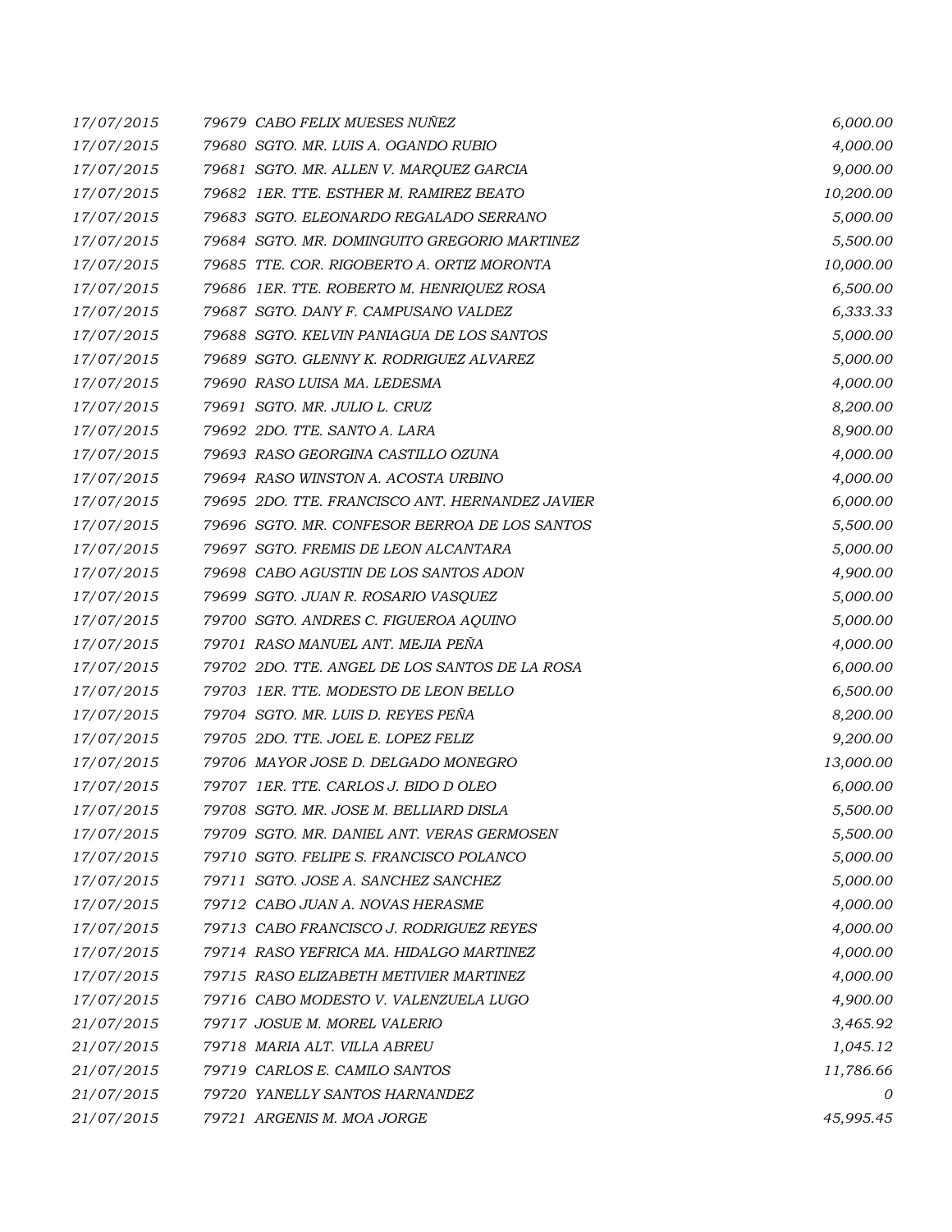| | | |
|---|---|---|
| 17/07/2015 | 79679 CABO FELIX MUESES NUÑEZ | 6,000.00 |
| 17/07/2015 | 79680 SGTO. MR. LUIS A. OGANDO RUBIO | 4,000.00 |
| 17/07/2015 | 79681 SGTO. MR. ALLEN V. MARQUEZ GARCIA | 9,000.00 |
| 17/07/2015 | 79682 1ER. TTE. ESTHER M. RAMIREZ BEATO | 10,200.00 |
| 17/07/2015 | 79683 SGTO. ELEONARDO REGALADO SERRANO | 5,000.00 |
| 17/07/2015 | 79684 SGTO. MR. DOMINGUITO GREGORIO MARTINEZ | 5,500.00 |
| 17/07/2015 | 79685 TTE. COR. RIGOBERTO A. ORTIZ MORONTA | 10,000.00 |
| 17/07/2015 | 79686 1ER. TTE. ROBERTO M. HENRIQUEZ ROSA | 6,500.00 |
| 17/07/2015 | 79687 SGTO. DANY F. CAMPUSANO VALDEZ | 6,333.33 |
| 17/07/2015 | 79688 SGTO. KELVIN PANIAGUA DE LOS SANTOS | 5,000.00 |
| 17/07/2015 | 79689 SGTO. GLENNY K. RODRIGUEZ ALVAREZ | 5,000.00 |
| 17/07/2015 | 79690 RASO LUISA MA. LEDESMA | 4,000.00 |
| 17/07/2015 | 79691 SGTO. MR. JULIO L. CRUZ | 8,200.00 |
| 17/07/2015 | 79692 2DO. TTE. SANTO A. LARA | 8,900.00 |
| 17/07/2015 | 79693 RASO GEORGINA CASTILLO OZUNA | 4,000.00 |
| 17/07/2015 | 79694 RASO WINSTON A. ACOSTA URBINO | 4,000.00 |
| 17/07/2015 | 79695 2DO. TTE. FRANCISCO ANT. HERNANDEZ JAVIER | 6,000.00 |
| 17/07/2015 | 79696 SGTO. MR. CONFESOR BERROA DE LOS SANTOS | 5,500.00 |
| 17/07/2015 | 79697 SGTO. FREMIS DE LEON ALCANTARA | 5,000.00 |
| 17/07/2015 | 79698 CABO AGUSTIN DE LOS SANTOS ADON | 4,900.00 |
| 17/07/2015 | 79699 SGTO. JUAN R. ROSARIO VASQUEZ | 5,000.00 |
| 17/07/2015 | 79700 SGTO. ANDRES C. FIGUEROA AQUINO | 5,000.00 |
| 17/07/2015 | 79701 RASO MANUEL ANT. MEJIA PEÑA | 4,000.00 |
| 17/07/2015 | 79702 2DO. TTE. ANGEL DE LOS SANTOS DE LA ROSA | 6,000.00 |
| 17/07/2015 | 79703 1ER. TTE. MODESTO DE LEON BELLO | 6,500.00 |
| 17/07/2015 | 79704 SGTO. MR. LUIS D. REYES PEÑA | 8,200.00 |
| 17/07/2015 | 79705 2DO. TTE. JOEL E. LOPEZ FELIZ | 9,200.00 |
| 17/07/2015 | 79706 MAYOR JOSE D. DELGADO MONEGRO | 13,000.00 |
| 17/07/2015 | 79707 1ER. TTE. CARLOS J. BIDO D OLEO | 6,000.00 |
| 17/07/2015 | 79708 SGTO. MR. JOSE M. BELLIARD DISLA | 5,500.00 |
| 17/07/2015 | 79709 SGTO. MR. DANIEL ANT. VERAS GERMOSEN | 5,500.00 |
| 17/07/2015 | 79710 SGTO. FELIPE S. FRANCISCO POLANCO | 5,000.00 |
| 17/07/2015 | 79711 SGTO. JOSE A. SANCHEZ SANCHEZ | 5,000.00 |
| 17/07/2015 | 79712 CABO JUAN A. NOVAS HERASME | 4,000.00 |
| 17/07/2015 | 79713 CABO FRANCISCO J. RODRIGUEZ REYES | 4,000.00 |
| 17/07/2015 | 79714 RASO YEFRICA MA. HIDALGO MARTINEZ | 4,000.00 |
| 17/07/2015 | 79715 RASO ELIZABETH METIVIER MARTINEZ | 4,000.00 |
| 17/07/2015 | 79716 CABO MODESTO V. VALENZUELA LUGO | 4,900.00 |
| 21/07/2015 | 79717 JOSUE M. MOREL VALERIO | 3,465.92 |
| 21/07/2015 | 79718 MARIA ALT. VILLA ABREU | 1,045.12 |
| 21/07/2015 | 79719 CARLOS E. CAMILO SANTOS | 11,786.66 |
| 21/07/2015 | 79720 YANELLY SANTOS HARNANDEZ | 0 |
| 21/07/2015 | 79721 ARGENIS M. MOA JORGE | 45,995.45 |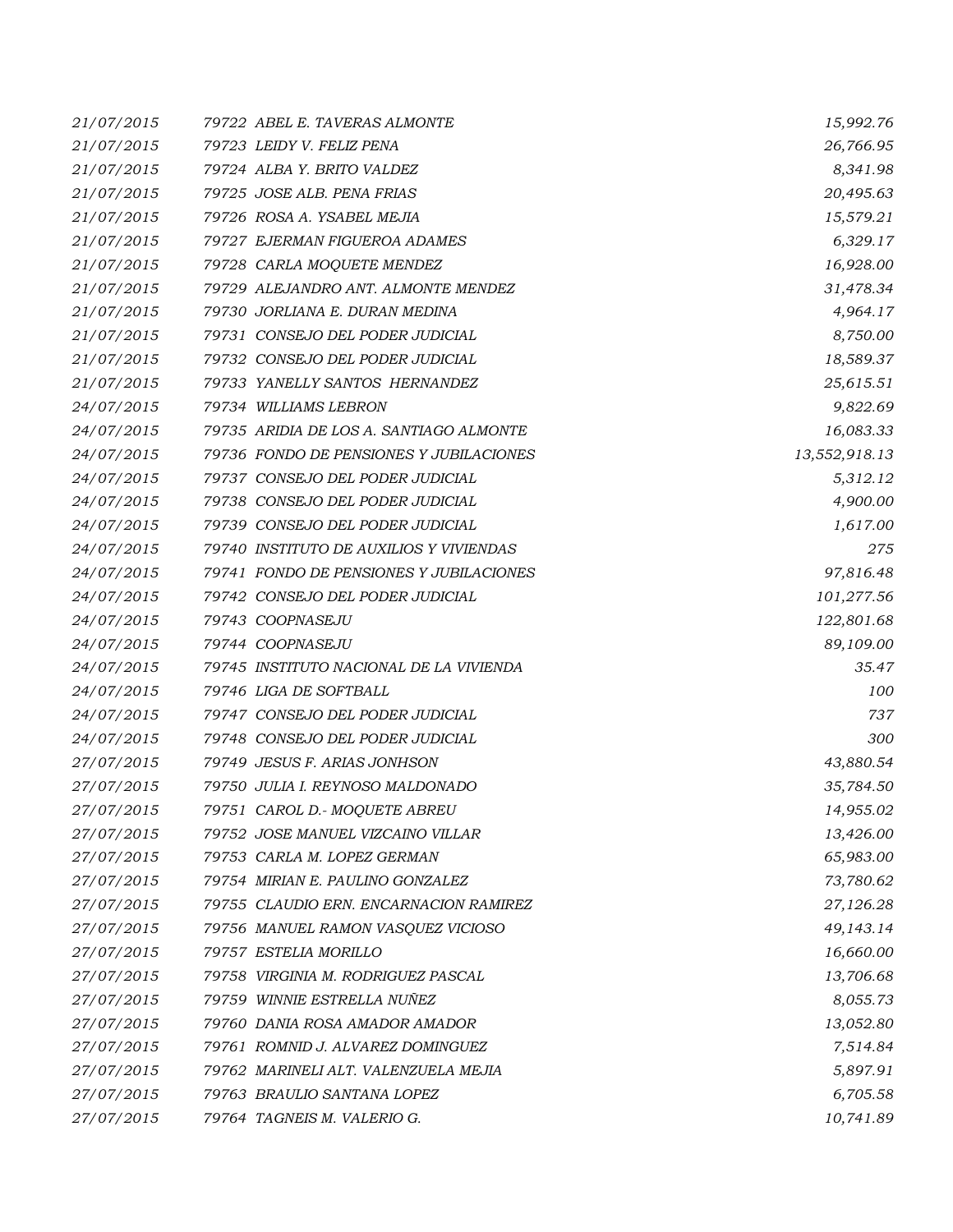| | | |
|---|---|---|
| 21/07/2015 | 79722 ABEL E. TAVERAS ALMONTE | 15,992.76 |
| 21/07/2015 | 79723 LEIDY V. FELIZ PENA | 26,766.95 |
| 21/07/2015 | 79724 ALBA Y. BRITO VALDEZ | 8,341.98 |
| 21/07/2015 | 79725 JOSE ALB. PENA FRIAS | 20,495.63 |
| 21/07/2015 | 79726 ROSA A. YSABEL MEJIA | 15,579.21 |
| 21/07/2015 | 79727 EJERMAN FIGUEROA ADAMES | 6,329.17 |
| 21/07/2015 | 79728 CARLA MOQUETE MENDEZ | 16,928.00 |
| 21/07/2015 | 79729 ALEJANDRO ANT. ALMONTE MENDEZ | 31,478.34 |
| 21/07/2015 | 79730 JORLIANA E. DURAN MEDINA | 4,964.17 |
| 21/07/2015 | 79731 CONSEJO DEL PODER JUDICIAL | 8,750.00 |
| 21/07/2015 | 79732 CONSEJO DEL PODER JUDICIAL | 18,589.37 |
| 21/07/2015 | 79733 YANELLY SANTOS HERNANDEZ | 25,615.51 |
| 24/07/2015 | 79734 WILLIAMS LEBRON | 9,822.69 |
| 24/07/2015 | 79735 ARIDIA DE LOS A. SANTIAGO ALMONTE | 16,083.33 |
| 24/07/2015 | 79736 FONDO DE PENSIONES Y JUBILACIONES | 13,552,918.13 |
| 24/07/2015 | 79737 CONSEJO DEL PODER JUDICIAL | 5,312.12 |
| 24/07/2015 | 79738 CONSEJO DEL PODER JUDICIAL | 4,900.00 |
| 24/07/2015 | 79739 CONSEJO DEL PODER JUDICIAL | 1,617.00 |
| 24/07/2015 | 79740 INSTITUTO DE AUXILIOS Y VIVIENDAS | 275 |
| 24/07/2015 | 79741 FONDO DE PENSIONES Y JUBILACIONES | 97,816.48 |
| 24/07/2015 | 79742 CONSEJO DEL PODER JUDICIAL | 101,277.56 |
| 24/07/2015 | 79743 COOPNASEJU | 122,801.68 |
| 24/07/2015 | 79744 COOPNASEJU | 89,109.00 |
| 24/07/2015 | 79745 INSTITUTO NACIONAL DE LA VIVIENDA | 35.47 |
| 24/07/2015 | 79746 LIGA DE SOFTBALL | 100 |
| 24/07/2015 | 79747 CONSEJO DEL PODER JUDICIAL | 737 |
| 24/07/2015 | 79748 CONSEJO DEL PODER JUDICIAL | 300 |
| 27/07/2015 | 79749 JESUS F. ARIAS JONHSON | 43,880.54 |
| 27/07/2015 | 79750 JULIA I. REYNOSO MALDONADO | 35,784.50 |
| 27/07/2015 | 79751 CAROL D.- MOQUETE ABREU | 14,955.02 |
| 27/07/2015 | 79752 JOSE MANUEL VIZCAINO VILLAR | 13,426.00 |
| 27/07/2015 | 79753 CARLA M. LOPEZ GERMAN | 65,983.00 |
| 27/07/2015 | 79754 MIRIAN E. PAULINO GONZALEZ | 73,780.62 |
| 27/07/2015 | 79755 CLAUDIO ERN. ENCARNACION RAMIREZ | 27,126.28 |
| 27/07/2015 | 79756 MANUEL RAMON VASQUEZ VICIOSO | 49,143.14 |
| 27/07/2015 | 79757 ESTELIA MORILLO | 16,660.00 |
| 27/07/2015 | 79758 VIRGINIA M. RODRIGUEZ PASCAL | 13,706.68 |
| 27/07/2015 | 79759 WINNIE ESTRELLA NUÑEZ | 8,055.73 |
| 27/07/2015 | 79760 DANIA ROSA AMADOR AMADOR | 13,052.80 |
| 27/07/2015 | 79761 ROMNID J. ALVAREZ DOMINGUEZ | 7,514.84 |
| 27/07/2015 | 79762 MARINELI ALT. VALENZUELA MEJIA | 5,897.91 |
| 27/07/2015 | 79763 BRAULIO SANTANA LOPEZ | 6,705.58 |
| 27/07/2015 | 79764 TAGNEIS M. VALERIO G. | 10,741.89 |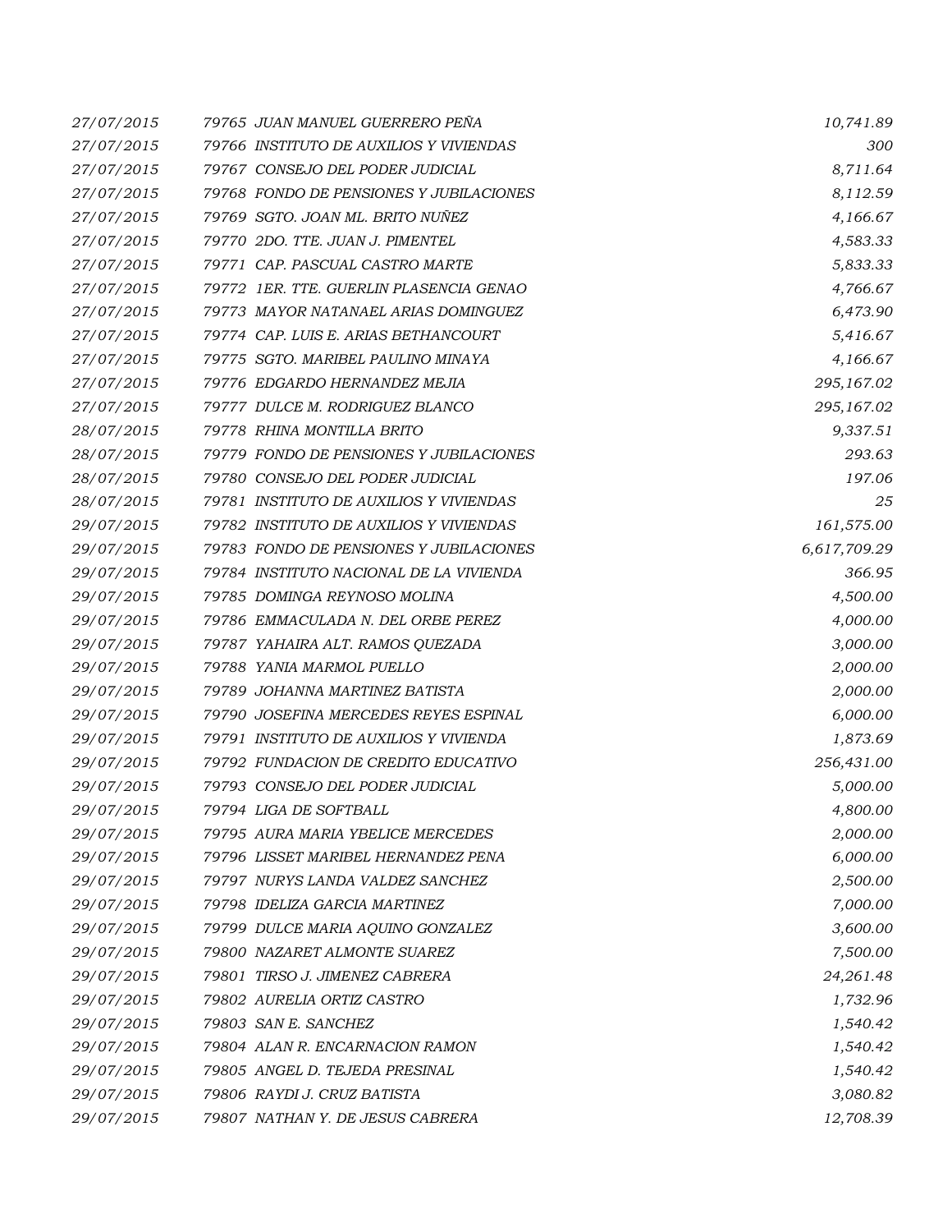| | | |
|---|---|---|
| *27/07/2015* | *79765 JUAN MANUEL GUERRERO PEÑA* | *10,741.89* |
| *27/07/2015* | *79766 INSTITUTO DE AUXILIOS Y VIVIENDAS* | *300* |
| *27/07/2015* | *79767 CONSEJO DEL PODER JUDICIAL* | *8,711.64* |
| *27/07/2015* | *79768 FONDO DE PENSIONES Y JUBILACIONES* | *8,112.59* |
| *27/07/2015* | *79769 SGTO. JOAN ML. BRITO NUÑEZ* | *4,166.67* |
| *27/07/2015* | *79770 2DO. TTE. JUAN J. PIMENTEL* | *4,583.33* |
| *27/07/2015* | *79771 CAP. PASCUAL CASTRO MARTE* | *5,833.33* |
| *27/07/2015* | *79772 1ER. TTE. GUERLIN PLASENCIA GENAO* | *4,766.67* |
| *27/07/2015* | *79773 MAYOR NATANAEL ARIAS DOMINGUEZ* | *6,473.90* |
| *27/07/2015* | *79774 CAP. LUIS E. ARIAS BETHANCOURT* | *5,416.67* |
| *27/07/2015* | *79775 SGTO. MARIBEL PAULINO MINAYA* | *4,166.67* |
| *27/07/2015* | *79776 EDGARDO HERNANDEZ MEJIA* | *295,167.02* |
| *27/07/2015* | *79777 DULCE M. RODRIGUEZ BLANCO* | *295,167.02* |
| *28/07/2015* | *79778 RHINA MONTILLA BRITO* | *9,337.51* |
| *28/07/2015* | *79779 FONDO DE PENSIONES Y JUBILACIONES* | *293.63* |
| *28/07/2015* | *79780 CONSEJO DEL PODER JUDICIAL* | *197.06* |
| *28/07/2015* | *79781 INSTITUTO DE AUXILIOS Y VIVIENDAS* | *25* |
| *29/07/2015* | *79782 INSTITUTO DE AUXILIOS Y VIVIENDAS* | *161,575.00* |
| *29/07/2015* | *79783 FONDO DE PENSIONES Y JUBILACIONES* | *6,617,709.29* |
| *29/07/2015* | *79784 INSTITUTO NACIONAL DE LA VIVIENDA* | *366.95* |
| *29/07/2015* | *79785 DOMINGA REYNOSO MOLINA* | *4,500.00* |
| *29/07/2015* | *79786 EMMACULADA N. DEL ORBE PEREZ* | *4,000.00* |
| *29/07/2015* | *79787 YAHAIRA ALT. RAMOS QUEZADA* | *3,000.00* |
| *29/07/2015* | *79788 YANIA MARMOL PUELLO* | *2,000.00* |
| *29/07/2015* | *79789 JOHANNA MARTINEZ BATISTA* | *2,000.00* |
| *29/07/2015* | *79790 JOSEFINA MERCEDES REYES ESPINAL* | *6,000.00* |
| *29/07/2015* | *79791 INSTITUTO DE AUXILIOS Y VIVIENDA* | *1,873.69* |
| *29/07/2015* | *79792 FUNDACION DE CREDITO EDUCATIVO* | *256,431.00* |
| *29/07/2015* | *79793 CONSEJO DEL PODER JUDICIAL* | *5,000.00* |
| *29/07/2015* | *79794 LIGA DE SOFTBALL* | *4,800.00* |
| *29/07/2015* | *79795 AURA MARIA YBELICE MERCEDES* | *2,000.00* |
| *29/07/2015* | *79796 LISSET MARIBEL HERNANDEZ PENA* | *6,000.00* |
| *29/07/2015* | *79797 NURYS LANDA VALDEZ SANCHEZ* | *2,500.00* |
| *29/07/2015* | *79798 IDELIZA GARCIA MARTINEZ* | *7,000.00* |
| *29/07/2015* | *79799 DULCE MARIA AQUINO GONZALEZ* | *3,600.00* |
| *29/07/2015* | *79800 NAZARET ALMONTE SUAREZ* | *7,500.00* |
| *29/07/2015* | *79801 TIRSO J. JIMENEZ CABRERA* | *24,261.48* |
| *29/07/2015* | *79802 AURELIA ORTIZ CASTRO* | *1,732.96* |
| *29/07/2015* | *79803 SAN E. SANCHEZ* | *1,540.42* |
| *29/07/2015* | *79804 ALAN R. ENCARNACION RAMON* | *1,540.42* |
| *29/07/2015* | *79805 ANGEL D. TEJEDA PRESINAL* | *1,540.42* |
| *29/07/2015* | *79806 RAYDI J. CRUZ BATISTA* | *3,080.82* |
| *29/07/2015* | *79807 NATHAN Y. DE JESUS CABRERA* | *12,708.39* |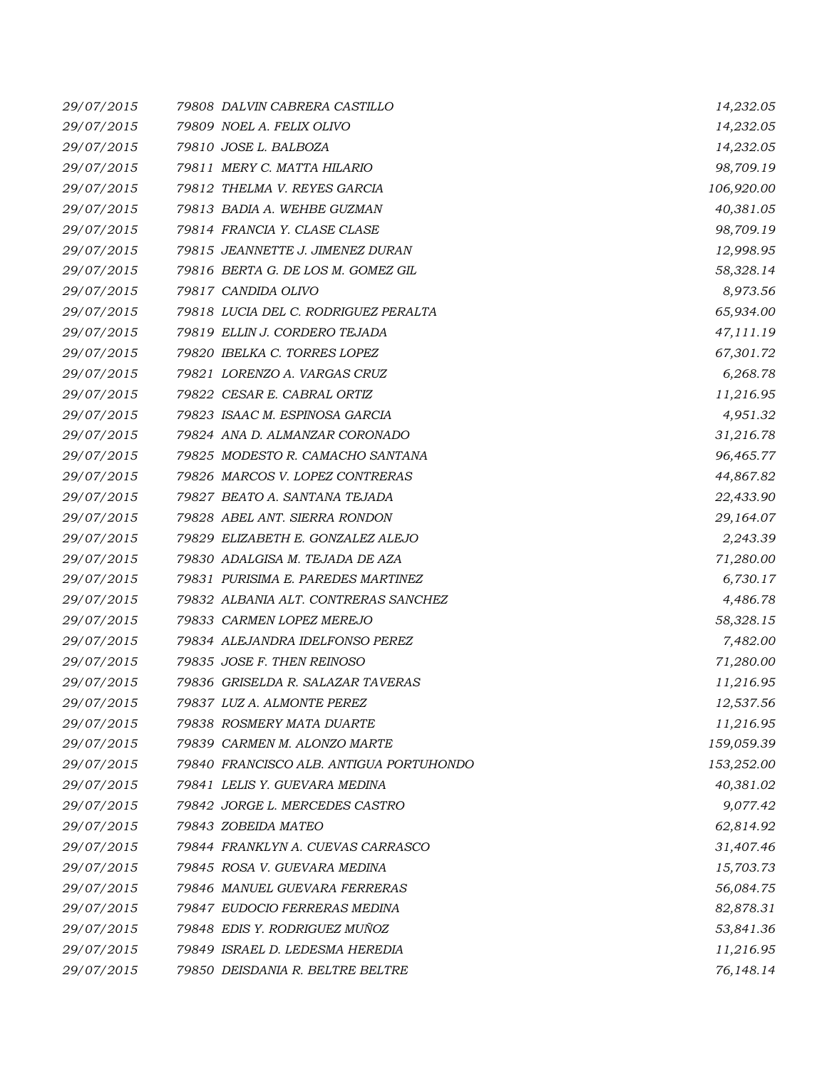| | | |
|---|---|---|
| 29/07/2015 | 79808 DALVIN CABRERA CASTILLO | 14,232.05 |
| 29/07/2015 | 79809 NOEL A. FELIX OLIVO | 14,232.05 |
| 29/07/2015 | 79810 JOSE L. BALBOZA | 14,232.05 |
| 29/07/2015 | 79811 MERY C. MATTA HILARIO | 98,709.19 |
| 29/07/2015 | 79812 THELMA V. REYES GARCIA | 106,920.00 |
| 29/07/2015 | 79813 BADIA A. WEHBE GUZMAN | 40,381.05 |
| 29/07/2015 | 79814 FRANCIA Y. CLASE CLASE | 98,709.19 |
| 29/07/2015 | 79815 JEANNETTE J. JIMENEZ DURAN | 12,998.95 |
| 29/07/2015 | 79816 BERTA G. DE LOS M. GOMEZ GIL | 58,328.14 |
| 29/07/2015 | 79817 CANDIDA OLIVO | 8,973.56 |
| 29/07/2015 | 79818 LUCIA DEL C. RODRIGUEZ PERALTA | 65,934.00 |
| 29/07/2015 | 79819 ELLIN J. CORDERO TEJADA | 47,111.19 |
| 29/07/2015 | 79820 IBELKA C. TORRES LOPEZ | 67,301.72 |
| 29/07/2015 | 79821 LORENZO A. VARGAS CRUZ | 6,268.78 |
| 29/07/2015 | 79822 CESAR E. CABRAL ORTIZ | 11,216.95 |
| 29/07/2015 | 79823 ISAAC M. ESPINOSA GARCIA | 4,951.32 |
| 29/07/2015 | 79824 ANA D. ALMANZAR CORONADO | 31,216.78 |
| 29/07/2015 | 79825 MODESTO R. CAMACHO SANTANA | 96,465.77 |
| 29/07/2015 | 79826 MARCOS V. LOPEZ CONTRERAS | 44,867.82 |
| 29/07/2015 | 79827 BEATO A. SANTANA TEJADA | 22,433.90 |
| 29/07/2015 | 79828 ABEL ANT. SIERRA RONDON | 29,164.07 |
| 29/07/2015 | 79829 ELIZABETH E. GONZALEZ ALEJO | 2,243.39 |
| 29/07/2015 | 79830 ADALGISA M. TEJADA DE AZA | 71,280.00 |
| 29/07/2015 | 79831 PURISIMA E. PAREDES MARTINEZ | 6,730.17 |
| 29/07/2015 | 79832 ALBANIA ALT. CONTRERAS SANCHEZ | 4,486.78 |
| 29/07/2015 | 79833 CARMEN LOPEZ MEREJO | 58,328.15 |
| 29/07/2015 | 79834 ALEJANDRA IDELFONSO PEREZ | 7,482.00 |
| 29/07/2015 | 79835 JOSE F. THEN REINOSO | 71,280.00 |
| 29/07/2015 | 79836 GRISELDA R. SALAZAR TAVERAS | 11,216.95 |
| 29/07/2015 | 79837 LUZ A. ALMONTE PEREZ | 12,537.56 |
| 29/07/2015 | 79838 ROSMERY MATA DUARTE | 11,216.95 |
| 29/07/2015 | 79839 CARMEN M. ALONZO MARTE | 159,059.39 |
| 29/07/2015 | 79840 FRANCISCO ALB. ANTIGUA PORTUHONDO | 153,252.00 |
| 29/07/2015 | 79841 LELIS Y. GUEVARA MEDINA | 40,381.02 |
| 29/07/2015 | 79842 JORGE L. MERCEDES CASTRO | 9,077.42 |
| 29/07/2015 | 79843 ZOBEIDA MATEO | 62,814.92 |
| 29/07/2015 | 79844 FRANKLYN A. CUEVAS CARRASCO | 31,407.46 |
| 29/07/2015 | 79845 ROSA V. GUEVARA MEDINA | 15,703.73 |
| 29/07/2015 | 79846 MANUEL GUEVARA FERRERAS | 56,084.75 |
| 29/07/2015 | 79847 EUDOCIO FERRERAS MEDINA | 82,878.31 |
| 29/07/2015 | 79848 EDIS Y. RODRIGUEZ MUÑOZ | 53,841.36 |
| 29/07/2015 | 79849 ISRAEL D. LEDESMA HEREDIA | 11,216.95 |
| 29/07/2015 | 79850 DEISDANIA R. BELTRE BELTRE | 76,148.14 |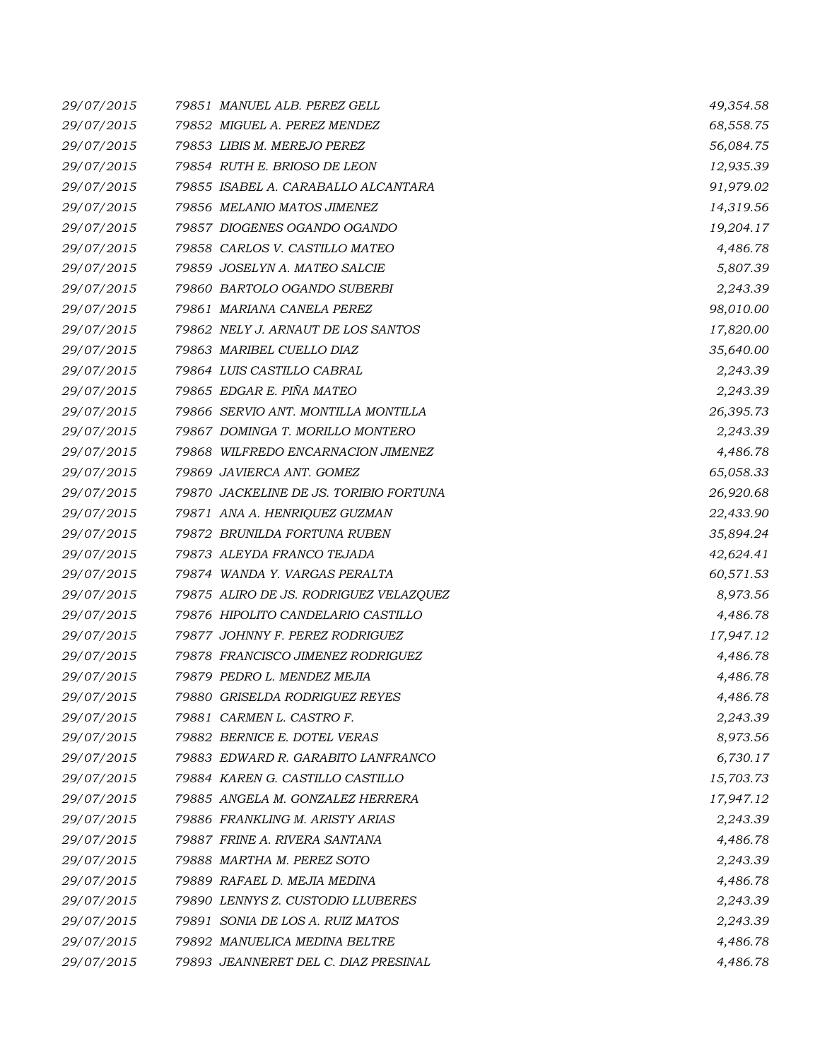| | | |
|---|---|---|
| *29/07/2015* | *79851 MANUEL ALB. PEREZ GELL* | *49,354.58* |
| *29/07/2015* | *79852 MIGUEL A. PEREZ MENDEZ* | *68,558.75* |
| *29/07/2015* | *79853 LIBIS M. MEREJO PEREZ* | *56,084.75* |
| *29/07/2015* | *79854 RUTH E. BRIOSO DE LEON* | *12,935.39* |
| *29/07/2015* | *79855 ISABEL A. CARABALLO ALCANTARA* | *91,979.02* |
| *29/07/2015* | *79856 MELANIO MATOS JIMENEZ* | *14,319.56* |
| *29/07/2015* | *79857 DIOGENES OGANDO OGANDO* | *19,204.17* |
| *29/07/2015* | *79858 CARLOS V. CASTILLO MATEO* | *4,486.78* |
| *29/07/2015* | *79859 JOSELYN A. MATEO SALCIE* | *5,807.39* |
| *29/07/2015* | *79860 BARTOLO OGANDO SUBERBI* | *2,243.39* |
| *29/07/2015* | *79861 MARIANA CANELA PEREZ* | *98,010.00* |
| *29/07/2015* | *79862 NELY J. ARNAUT DE LOS SANTOS* | *17,820.00* |
| *29/07/2015* | *79863 MARIBEL CUELLO DIAZ* | *35,640.00* |
| *29/07/2015* | *79864 LUIS CASTILLO CABRAL* | *2,243.39* |
| *29/07/2015* | *79865 EDGAR E. PIÑA MATEO* | *2,243.39* |
| *29/07/2015* | *79866 SERVIO ANT. MONTILLA MONTILLA* | *26,395.73* |
| *29/07/2015* | *79867 DOMINGA T. MORILLO MONTERO* | *2,243.39* |
| *29/07/2015* | *79868 WILFREDO ENCARNACION JIMENEZ* | *4,486.78* |
| *29/07/2015* | *79869 JAVIERCA ANT. GOMEZ* | *65,058.33* |
| *29/07/2015* | *79870 JACKELINE DE JS. TORIBIO FORTUNA* | *26,920.68* |
| *29/07/2015* | *79871 ANA A. HENRIQUEZ GUZMAN* | *22,433.90* |
| *29/07/2015* | *79872 BRUNILDA FORTUNA RUBEN* | *35,894.24* |
| *29/07/2015* | *79873 ALEYDA FRANCO TEJADA* | *42,624.41* |
| *29/07/2015* | *79874 WANDA Y. VARGAS PERALTA* | *60,571.53* |
| *29/07/2015* | *79875 ALIRO DE JS. RODRIGUEZ VELAZQUEZ* | *8,973.56* |
| *29/07/2015* | *79876 HIPOLITO CANDELARIO CASTILLO* | *4,486.78* |
| *29/07/2015* | *79877 JOHNNY F. PEREZ RODRIGUEZ* | *17,947.12* |
| *29/07/2015* | *79878 FRANCISCO JIMENEZ RODRIGUEZ* | *4,486.78* |
| *29/07/2015* | *79879 PEDRO L. MENDEZ MEJIA* | *4,486.78* |
| *29/07/2015* | *79880 GRISELDA RODRIGUEZ REYES* | *4,486.78* |
| *29/07/2015* | *79881 CARMEN L. CASTRO F.* | *2,243.39* |
| *29/07/2015* | *79882 BERNICE E. DOTEL VERAS* | *8,973.56* |
| *29/07/2015* | *79883 EDWARD R. GARABITO LANFRANCO* | *6,730.17* |
| *29/07/2015* | *79884 KAREN G. CASTILLO CASTILLO* | *15,703.73* |
| *29/07/2015* | *79885 ANGELA M. GONZALEZ HERRERA* | *17,947.12* |
| *29/07/2015* | *79886 FRANKLING M. ARISTY ARIAS* | *2,243.39* |
| *29/07/2015* | *79887 FRINE A. RIVERA SANTANA* | *4,486.78* |
| *29/07/2015* | *79888 MARTHA M. PEREZ SOTO* | *2,243.39* |
| *29/07/2015* | *79889 RAFAEL D. MEJIA MEDINA* | *4,486.78* |
| *29/07/2015* | *79890 LENNYS Z. CUSTODIO LLUBERES* | *2,243.39* |
| *29/07/2015* | *79891 SONIA DE LOS A. RUIZ MATOS* | *2,243.39* |
| *29/07/2015* | *79892 MANUELICA MEDINA BELTRE* | *4,486.78* |
| *29/07/2015* | *79893 JEANNERET DEL C. DIAZ PRESINAL* | *4,486.78* |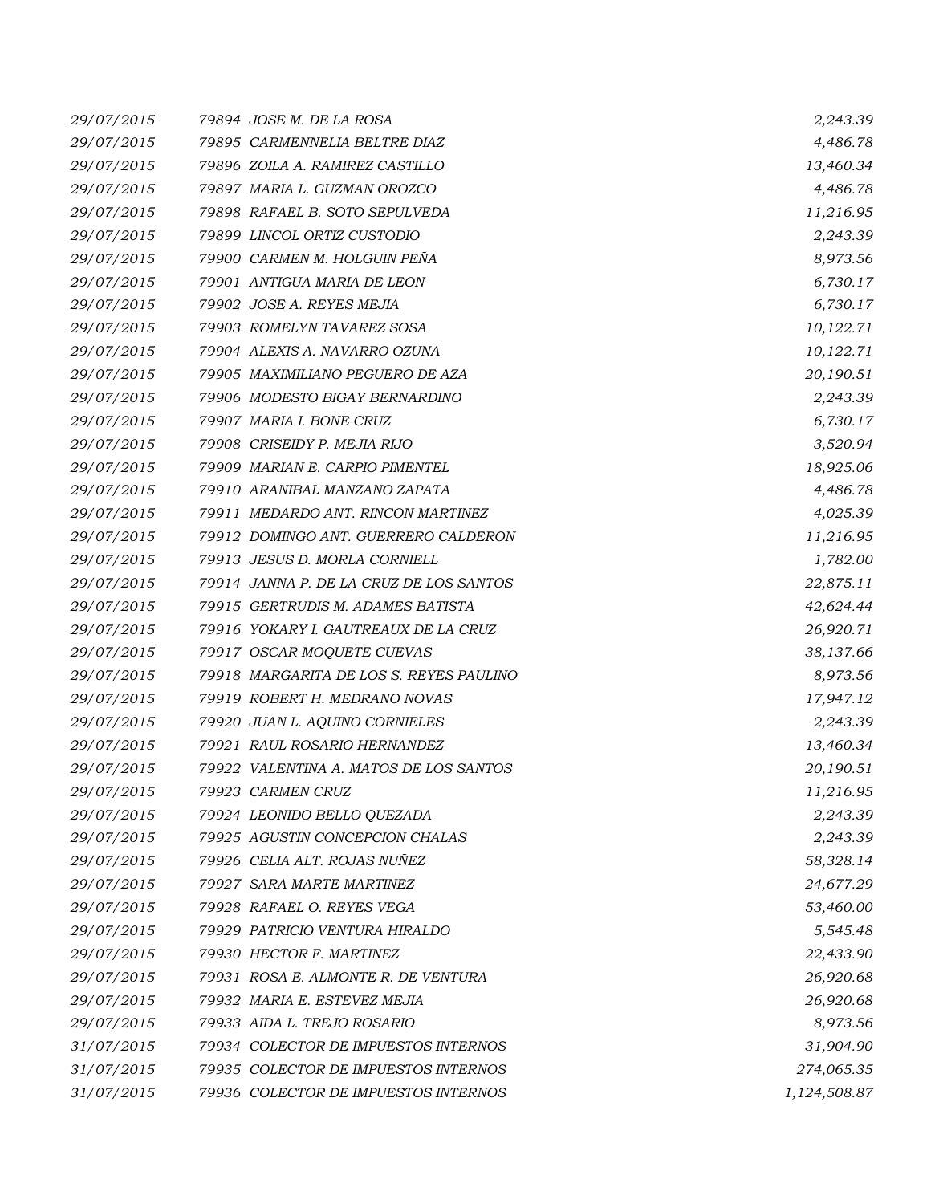| | | |
|---|---|---|
| *29/07/2015* | *79894 JOSE M. DE LA ROSA* | *2,243.39* |
| *29/07/2015* | *79895 CARMENNELIA BELTRE DIAZ* | *4,486.78* |
| *29/07/2015* | *79896 ZOILA A. RAMIREZ CASTILLO* | *13,460.34* |
| *29/07/2015* | *79897 MARIA L. GUZMAN OROZCO* | *4,486.78* |
| *29/07/2015* | *79898 RAFAEL B. SOTO SEPULVEDA* | *11,216.95* |
| *29/07/2015* | *79899 LINCOL ORTIZ CUSTODIO* | *2,243.39* |
| *29/07/2015* | *79900 CARMEN M. HOLGUIN PEÑA* | *8,973.56* |
| *29/07/2015* | *79901 ANTIGUA MARIA DE LEON* | *6,730.17* |
| *29/07/2015* | *79902 JOSE A. REYES MEJIA* | *6,730.17* |
| *29/07/2015* | *79903 ROMELYN TAVAREZ SOSA* | *10,122.71* |
| *29/07/2015* | *79904 ALEXIS A. NAVARRO OZUNA* | *10,122.71* |
| *29/07/2015* | *79905 MAXIMILIANO PEGUERO DE AZA* | *20,190.51* |
| *29/07/2015* | *79906 MODESTO BIGAY BERNARDINO* | *2,243.39* |
| *29/07/2015* | *79907 MARIA I. BONE CRUZ* | *6,730.17* |
| *29/07/2015* | *79908 CRISEIDY P. MEJIA RIJO* | *3,520.94* |
| *29/07/2015* | *79909 MARIAN E. CARPIO PIMENTEL* | *18,925.06* |
| *29/07/2015* | *79910 ARANIBAL MANZANO ZAPATA* | *4,486.78* |
| *29/07/2015* | *79911 MEDARDO ANT. RINCON MARTINEZ* | *4,025.39* |
| *29/07/2015* | *79912 DOMINGO ANT. GUERRERO CALDERON* | *11,216.95* |
| *29/07/2015* | *79913 JESUS D. MORLA CORNIELL* | *1,782.00* |
| *29/07/2015* | *79914 JANNA P. DE LA CRUZ DE LOS SANTOS* | *22,875.11* |
| *29/07/2015* | *79915 GERTRUDIS M. ADAMES BATISTA* | *42,624.44* |
| *29/07/2015* | *79916 YOKARY I. GAUTREAUX DE LA CRUZ* | *26,920.71* |
| *29/07/2015* | *79917 OSCAR MOQUETE CUEVAS* | *38,137.66* |
| *29/07/2015* | *79918 MARGARITA DE LOS S. REYES PAULINO* | *8,973.56* |
| *29/07/2015* | *79919 ROBERT H. MEDRANO NOVAS* | *17,947.12* |
| *29/07/2015* | *79920 JUAN L. AQUINO CORNIELES* | *2,243.39* |
| *29/07/2015* | *79921 RAUL ROSARIO HERNANDEZ* | *13,460.34* |
| *29/07/2015* | *79922 VALENTINA A. MATOS DE LOS SANTOS* | *20,190.51* |
| *29/07/2015* | *79923 CARMEN CRUZ* | *11,216.95* |
| *29/07/2015* | *79924 LEONIDO BELLO QUEZADA* | *2,243.39* |
| *29/07/2015* | *79925 AGUSTIN CONCEPCION CHALAS* | *2,243.39* |
| *29/07/2015* | *79926 CELIA ALT. ROJAS NUÑEZ* | *58,328.14* |
| *29/07/2015* | *79927 SARA MARTE MARTINEZ* | *24,677.29* |
| *29/07/2015* | *79928 RAFAEL O. REYES VEGA* | *53,460.00* |
| *29/07/2015* | *79929 PATRICIO VENTURA HIRALDO* | *5,545.48* |
| *29/07/2015* | *79930 HECTOR F. MARTINEZ* | *22,433.90* |
| *29/07/2015* | *79931 ROSA E. ALMONTE R. DE VENTURA* | *26,920.68* |
| *29/07/2015* | *79932 MARIA E. ESTEVEZ MEJIA* | *26,920.68* |
| *29/07/2015* | *79933 AIDA L. TREJO ROSARIO* | *8,973.56* |
| *31/07/2015* | *79934 COLECTOR DE IMPUESTOS INTERNOS* | *31,904.90* |
| *31/07/2015* | *79935 COLECTOR DE IMPUESTOS INTERNOS* | *274,065.35* |
| *31/07/2015* | *79936 COLECTOR DE IMPUESTOS INTERNOS* | *1,124,508.87* |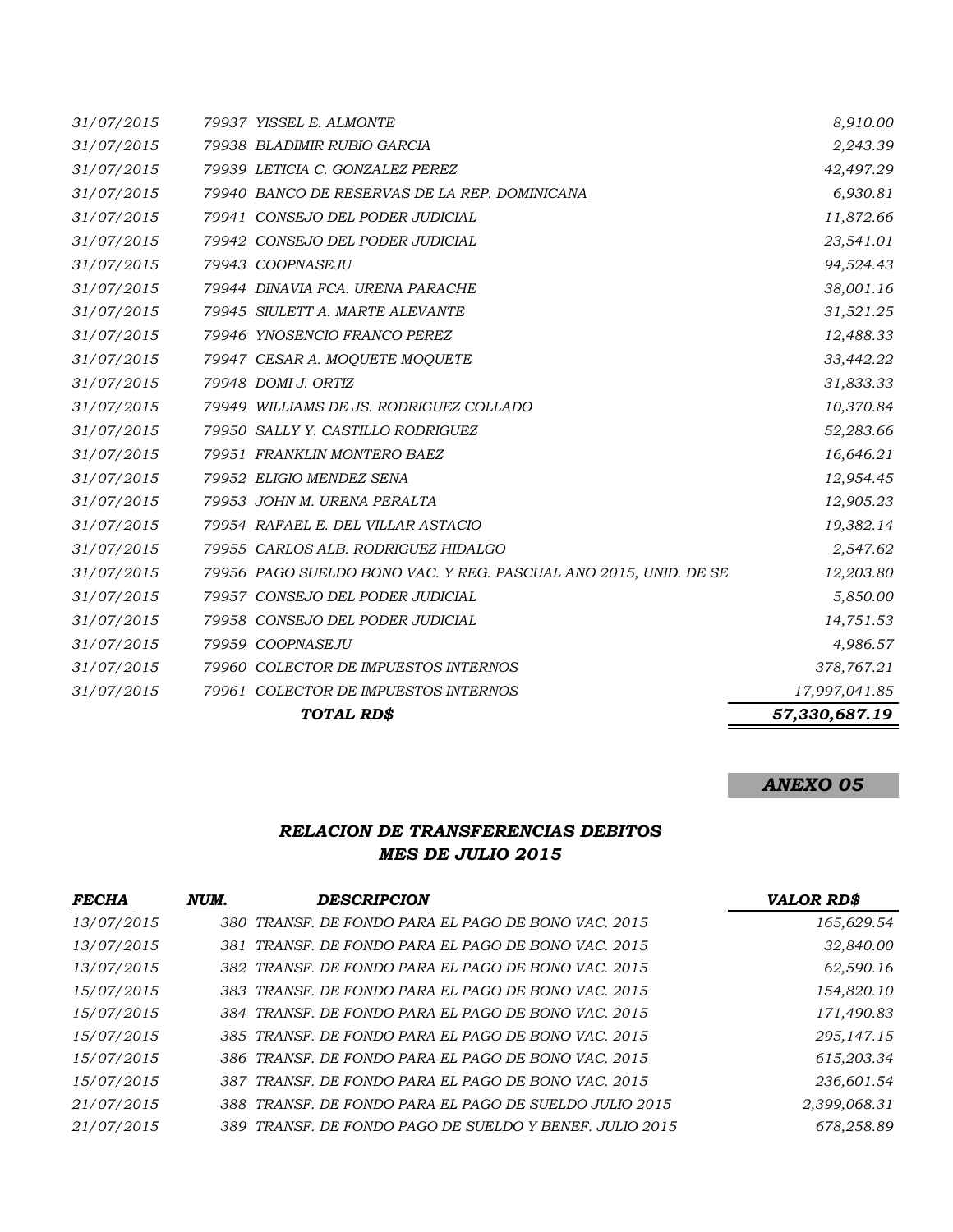| | | | |
|---|---|---|---|
| 31/07/2015 | 79937 | YISSEL E. ALMONTE | 8,910.00 |
| 31/07/2015 | 79938 | BLADIMIR RUBIO GARCIA | 2,243.39 |
| 31/07/2015 | 79939 | LETICIA C. GONZALEZ PEREZ | 42,497.29 |
| 31/07/2015 | 79940 | BANCO DE RESERVAS DE LA REP. DOMINICANA | 6,930.81 |
| 31/07/2015 | 79941 | CONSEJO DEL PODER JUDICIAL | 11,872.66 |
| 31/07/2015 | 79942 | CONSEJO DEL PODER JUDICIAL | 23,541.01 |
| 31/07/2015 | 79943 | COOPNASEJU | 94,524.43 |
| 31/07/2015 | 79944 | DINAVIA FCA. URENA PARACHE | 38,001.16 |
| 31/07/2015 | 79945 | SIULETT A. MARTE ALEVANTE | 31,521.25 |
| 31/07/2015 | 79946 | YNOSENCIO FRANCO PEREZ | 12,488.33 |
| 31/07/2015 | 79947 | CESAR A. MOQUETE MOQUETE | 33,442.22 |
| 31/07/2015 | 79948 | DOMI J. ORTIZ | 31,833.33 |
| 31/07/2015 | 79949 | WILLIAMS DE JS. RODRIGUEZ COLLADO | 10,370.84 |
| 31/07/2015 | 79950 | SALLY Y. CASTILLO RODRIGUEZ | 52,283.66 |
| 31/07/2015 | 79951 | FRANKLIN MONTERO BAEZ | 16,646.21 |
| 31/07/2015 | 79952 | ELIGIO MENDEZ SENA | 12,954.45 |
| 31/07/2015 | 79953 | JOHN M. URENA PERALTA | 12,905.23 |
| 31/07/2015 | 79954 | RAFAEL E. DEL VILLAR ASTACIO | 19,382.14 |
| 31/07/2015 | 79955 | CARLOS ALB. RODRIGUEZ HIDALGO | 2,547.62 |
| 31/07/2015 | 79956 | PAGO SUELDO BONO VAC. Y REG. PASCUAL ANO 2015, UNID. DE SE | 12,203.80 |
| 31/07/2015 | 79957 | CONSEJO DEL PODER JUDICIAL | 5,850.00 |
| 31/07/2015 | 79958 | CONSEJO DEL PODER JUDICIAL | 14,751.53 |
| 31/07/2015 | 79959 | COOPNASEJU | 4,986.57 |
| 31/07/2015 | 79960 | COLECTOR DE IMPUESTOS INTERNOS | 378,767.21 |
| 31/07/2015 | 79961 | COLECTOR DE IMPUESTOS INTERNOS | 17,997,041.85 |
| | | **TOTAL RD$** | **57,330,687.19** |

***ANEXO 05***

## *RELACION DE TRANSFERENCIAS DEBITOS*
## *MES DE JULIO 2015*

| *FECHA* | *NUM.* | *DESCRIPCION* | *VALOR RD$* |
|---|---|---|---|
| 13/07/2015 | 380 | TRANSF. DE FONDO PARA EL PAGO DE BONO VAC. 2015 | 165,629.54 |
| 13/07/2015 | 381 | TRANSF. DE FONDO PARA EL PAGO DE BONO VAC. 2015 | 32,840.00 |
| 13/07/2015 | 382 | TRANSF. DE FONDO PARA EL PAGO DE BONO VAC. 2015 | 62,590.16 |
| 15/07/2015 | 383 | TRANSF. DE FONDO PARA EL PAGO DE BONO VAC. 2015 | 154,820.10 |
| 15/07/2015 | 384 | TRANSF. DE FONDO PARA EL PAGO DE BONO VAC. 2015 | 171,490.83 |
| 15/07/2015 | 385 | TRANSF. DE FONDO PARA EL PAGO DE BONO VAC. 2015 | 295,147.15 |
| 15/07/2015 | 386 | TRANSF. DE FONDO PARA EL PAGO DE BONO VAC. 2015 | 615,203.34 |
| 15/07/2015 | 387 | TRANSF. DE FONDO PARA EL PAGO DE BONO VAC. 2015 | 236,601.54 |
| 21/07/2015 | 388 | TRANSF. DE FONDO PARA EL PAGO DE SUELDO JULIO 2015 | 2,399,068.31 |
| 21/07/2015 | 389 | TRANSF. DE FONDO PAGO DE SUELDO Y BENEF. JULIO 2015 | 678,258.89 |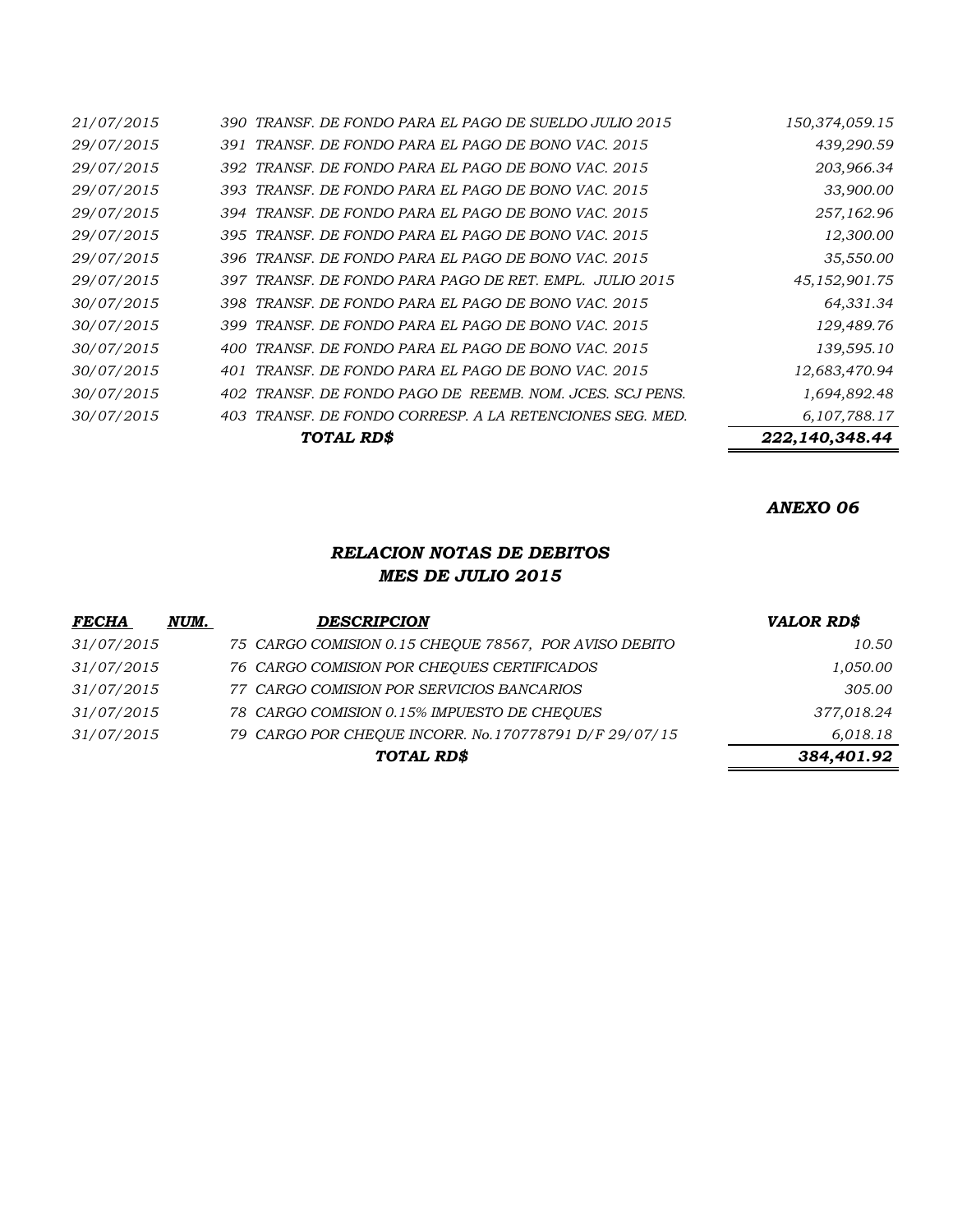| | | |
|---|---|---|
| *21/07/2015* | *390 TRANSF. DE FONDO PARA EL PAGO DE SUELDO JULIO 2015* | *150,374,059.15* |
| *29/07/2015* | *391 TRANSF. DE FONDO PARA EL PAGO DE BONO VAC. 2015* | *439,290.59* |
| *29/07/2015* | *392 TRANSF. DE FONDO PARA EL PAGO DE BONO VAC. 2015* | *203,966.34* |
| *29/07/2015* | *393 TRANSF. DE FONDO PARA EL PAGO DE BONO VAC. 2015* | *33,900.00* |
| *29/07/2015* | *394 TRANSF. DE FONDO PARA EL PAGO DE BONO VAC. 2015* | *257,162.96* |
| *29/07/2015* | *395 TRANSF. DE FONDO PARA EL PAGO DE BONO VAC. 2015* | *12,300.00* |
| *29/07/2015* | *396 TRANSF. DE FONDO PARA EL PAGO DE BONO VAC. 2015* | *35,550.00* |
| *29/07/2015* | *397 TRANSF. DE FONDO PARA PAGO DE RET. EMPL. JULIO 2015* | *45,152,901.75* |
| *30/07/2015* | *398 TRANSF. DE FONDO PARA EL PAGO DE BONO VAC. 2015* | *64,331.34* |
| *30/07/2015* | *399 TRANSF. DE FONDO PARA EL PAGO DE BONO VAC. 2015* | *129,489.76* |
| *30/07/2015* | *400 TRANSF. DE FONDO PARA EL PAGO DE BONO VAC. 2015* | *139,595.10* |
| *30/07/2015* | *401 TRANSF. DE FONDO PARA EL PAGO DE BONO VAC. 2015* | *12,683,470.94* |
| *30/07/2015* | *402 TRANSF. DE FONDO PAGO DE REEMB. NOM. JCES. SCJ PENS.* | *1,694,892.48* |
| *30/07/2015* | *403 TRANSF. DE FONDO CORRESP. A LA RETENCIONES SEG. MED.* | *6,107,788.17* |
| | ***TOTAL RD$*** | ***222,140,348.44*** |

***ANEXO 06***

## *RELACION NOTAS DE DEBITOS*
## *MES DE JULIO 2015*

| ***FECHA*** | ***NUM.*** | ***DESCRIPCION*** | ***VALOR RD$*** |
|---|---|---|---|
| *31/07/2015* | *75* | *CARGO COMISION 0.15 CHEQUE 78567, POR AVISO DEBITO* | *10.50* |
| *31/07/2015* | *76* | *CARGO COMISION POR CHEQUES CERTIFICADOS* | *1,050.00* |
| *31/07/2015* | *77* | *CARGO COMISION POR SERVICIOS BANCARIOS* | *305.00* |
| *31/07/2015* | *78* | *CARGO COMISION 0.15% IMPUESTO DE CHEQUES* | *377,018.24* |
| *31/07/2015* | *79* | *CARGO POR CHEQUE INCORR. No.170778791 D/F 29/07/15* | *6,018.18* |
| | | ***TOTAL RD$*** | ***384,401.92*** |